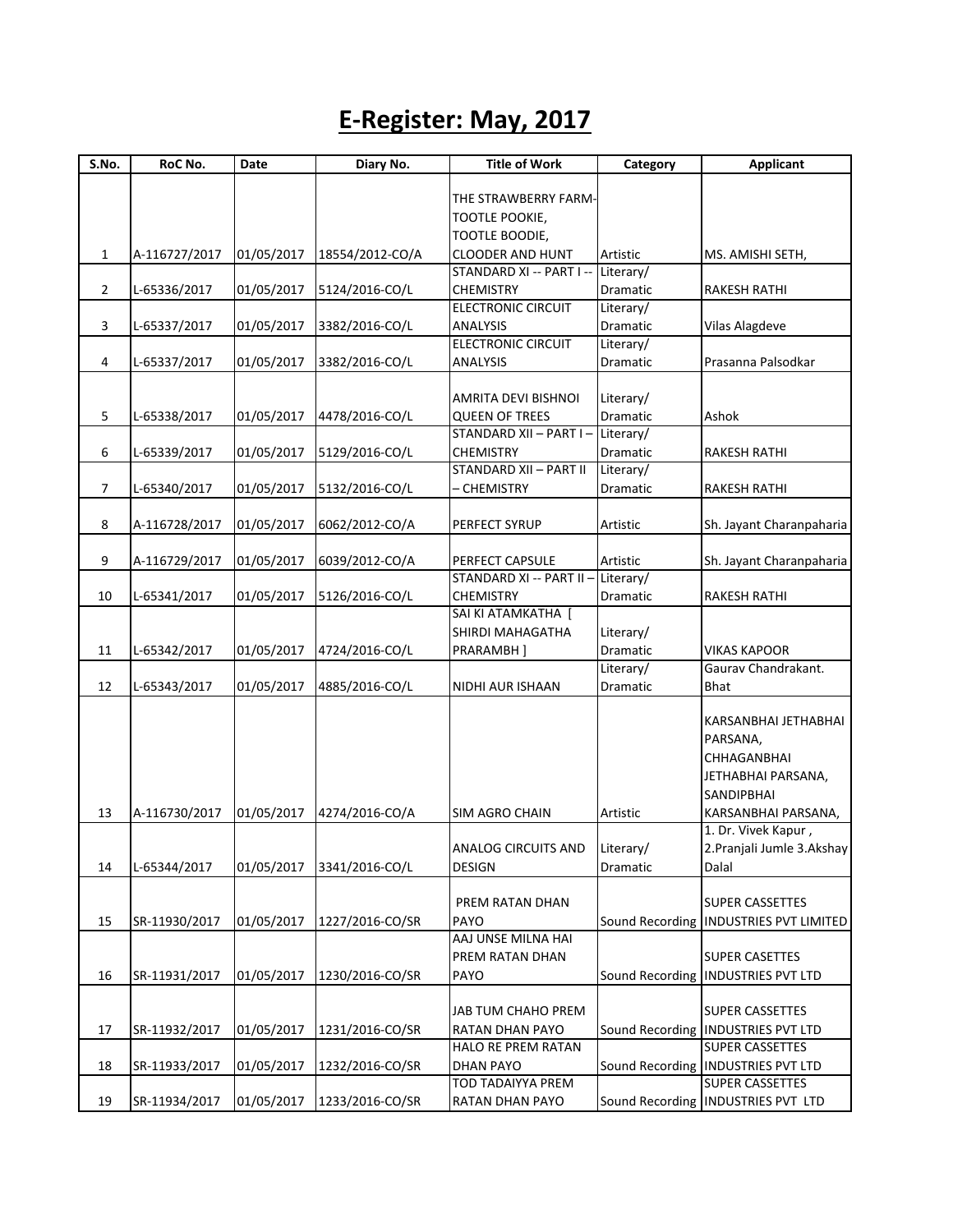# E-Register: May, 2017

| S.No. | RoC No. | Date | Diary No. | Title of Work | Category | Applicant |
|---|---|---|---|---|---|---|
| 1 | A-116727/2017 | 01/05/2017 | 18554/2012-CO/A | THE STRAWBERRY FARM- TOOTLE POOKIE, TOOTLE BOODIE, CLOODER AND HUNT | Artistic | MS. AMISHI SETH, |
| 2 | L-65336/2017 | 01/05/2017 | 5124/2016-CO/L | STANDARD XI -- PART I -- CHEMISTRY | Literary/ Dramatic | RAKESH RATHI |
| 3 | L-65337/2017 | 01/05/2017 | 3382/2016-CO/L | ELECTRONIC CIRCUIT ANALYSIS | Literary/ Dramatic | Vilas Alagdeve |
| 4 | L-65337/2017 | 01/05/2017 | 3382/2016-CO/L | ELECTRONIC CIRCUIT ANALYSIS | Literary/ Dramatic | Prasanna Palsodkar |
| 5 | L-65338/2017 | 01/05/2017 | 4478/2016-CO/L | AMRITA DEVI BISHNOI QUEEN OF TREES | Literary/ Dramatic | Ashok |
| 6 | L-65339/2017 | 01/05/2017 | 5129/2016-CO/L | STANDARD XII – PART I – CHEMISTRY | Literary/ Dramatic | RAKESH RATHI |
| 7 | L-65340/2017 | 01/05/2017 | 5132/2016-CO/L | STANDARD XII – PART II – CHEMISTRY | Literary/ Dramatic | RAKESH RATHI |
| 8 | A-116728/2017 | 01/05/2017 | 6062/2012-CO/A | PERFECT SYRUP | Artistic | Sh. Jayant Charanpaharia |
| 9 | A-116729/2017 | 01/05/2017 | 6039/2012-CO/A | PERFECT CAPSULE | Artistic | Sh. Jayant Charanpaharia |
| 10 | L-65341/2017 | 01/05/2017 | 5126/2016-CO/L | STANDARD XI -- PART II – CHEMISTRY | Literary/ Dramatic | RAKESH RATHI |
| 11 | L-65342/2017 | 01/05/2017 | 4724/2016-CO/L | SAI KI ATAMKATHA [ SHIRDI MAHAGATHA PRARAMBH ] | Literary/ Dramatic | VIKAS KAPOOR |
| 12 | L-65343/2017 | 01/05/2017 | 4885/2016-CO/L | NIDHI AUR ISHAAN | Literary/ Dramatic | Gaurav Chandrakant. Bhat |
| 13 | A-116730/2017 | 01/05/2017 | 4274/2016-CO/A | SIM AGRO CHAIN | Artistic | KARSANBHAI JETHABHAI PARSANA, CHHAGANBHAI JETHABHAI PARSANA, SANDIPBHAI KARSANBHAI PARSANA, |
| 14 | L-65344/2017 | 01/05/2017 | 3341/2016-CO/L | ANALOG CIRCUITS AND DESIGN | Literary/ Dramatic | 1. Dr. Vivek Kapur , 2.Pranjali Jumle 3.Akshay Dalal |
| 15 | SR-11930/2017 | 01/05/2017 | 1227/2016-CO/SR | PREM RATAN DHAN PAYO | Sound Recording | SUPER CASSETTES INDUSTRIES PVT LIMITED |
| 16 | SR-11931/2017 | 01/05/2017 | 1230/2016-CO/SR | AAJ UNSE MILNA HAI PREM RATAN DHAN PAYO | Sound Recording | SUPER CASETTES INDUSTRIES PVT LTD |
| 17 | SR-11932/2017 | 01/05/2017 | 1231/2016-CO/SR | JAB TUM CHAHO PREM RATAN DHAN PAYO | Sound Recording | SUPER CASSETTES INDUSTRIES PVT LTD |
| 18 | SR-11933/2017 | 01/05/2017 | 1232/2016-CO/SR | HALO RE PREM RATAN DHAN PAYO | Sound Recording | SUPER CASSETTES INDUSTRIES PVT LTD |
| 19 | SR-11934/2017 | 01/05/2017 | 1233/2016-CO/SR | TOD TADAIYYA PREM RATAN DHAN PAYO | Sound Recording | SUPER CASSETTES INDUSTRIES PVT LTD |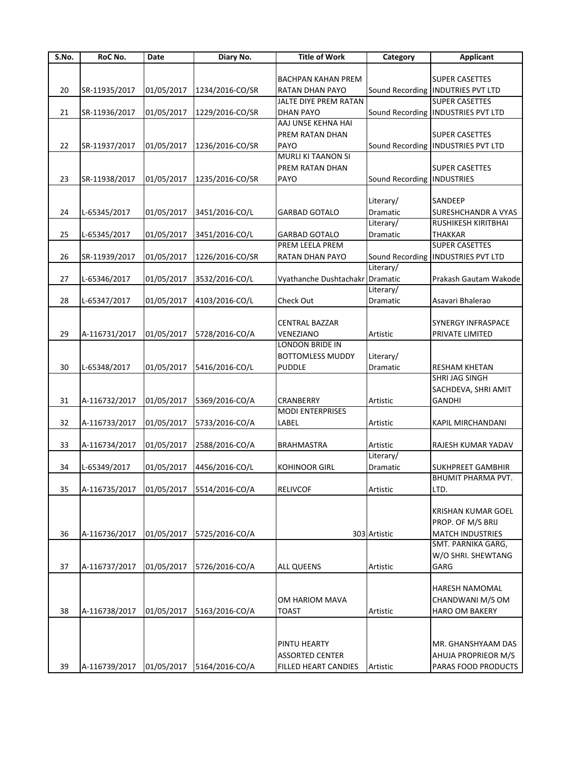| S.No. | RoC No. | Date | Diary No. | Title of Work | Category | Applicant |
|---|---|---|---|---|---|---|
| 20 | SR-11935/2017 | 01/05/2017 | 1234/2016-CO/SR | BACHPAN KAHAN PREM RATAN DHAN PAYO | Sound Recording | SUPER CASETTES INDUTRIES PVT LTD |
| 21 | SR-11936/2017 | 01/05/2017 | 1229/2016-CO/SR | JALTE DIYE PREM RATAN DHAN PAYO | Sound Recording | SUPER CASETTES INDUSTRIES PVT LTD |
| 22 | SR-11937/2017 | 01/05/2017 | 1236/2016-CO/SR | AAJ UNSE KEHNA HAI PREM RATAN DHAN PAYO | Sound Recording | SUPER CASETTES INDUSTRIES PVT LTD |
| 23 | SR-11938/2017 | 01/05/2017 | 1235/2016-CO/SR | MURLI KI TAANON SI PREM RATAN DHAN PAYO | Sound Recording | SUPER CASETTES INDUSTRIES |
| 24 | L-65345/2017 | 01/05/2017 | 3451/2016-CO/L | GARBAD GOTALO | Literary/ Dramatic | SANDEEP SURESHCHANDR A VYAS |
| 25 | L-65345/2017 | 01/05/2017 | 3451/2016-CO/L | GARBAD GOTALO | Literary/ Dramatic | RUSHIKESH KIRITBHAI THAKKAR |
| 26 | SR-11939/2017 | 01/05/2017 | 1226/2016-CO/SR | PREM LEELA PREM RATAN DHAN PAYO | Sound Recording | SUPER CASETTES INDUSTRIES PVT LTD |
| 27 | L-65346/2017 | 01/05/2017 | 3532/2016-CO/L | Vyathanche Dushtachakr | Literary/ Dramatic | Prakash Gautam Wakode |
| 28 | L-65347/2017 | 01/05/2017 | 4103/2016-CO/L | Check Out | Literary/ Dramatic | Asavari Bhalerao |
| 29 | A-116731/2017 | 01/05/2017 | 5728/2016-CO/A | CENTRAL BAZZAR VENEZIANO | Artistic | SYNERGY INFRASPACE PRIVATE LIMITED |
| 30 | L-65348/2017 | 01/05/2017 | 5416/2016-CO/L | LONDON BRIDE IN BOTTOMLESS MUDDY PUDDLE | Literary/ Dramatic | RESHAM KHETAN |
| 31 | A-116732/2017 | 01/05/2017 | 5369/2016-CO/A | CRANBERRY | Artistic | SHRI JAG SINGH SACHDEVA, SHRI AMIT GANDHI |
| 32 | A-116733/2017 | 01/05/2017 | 5733/2016-CO/A | MODI ENTERPRISES LABEL | Artistic | KAPIL MIRCHANDANI |
| 33 | A-116734/2017 | 01/05/2017 | 2588/2016-CO/A | BRAHMASTRA | Artistic | RAJESH KUMAR YADAV |
| 34 | L-65349/2017 | 01/05/2017 | 4456/2016-CO/L | KOHINOOR GIRL | Literary/ Dramatic | SUKHPREET GAMBHIR |
| 35 | A-116735/2017 | 01/05/2017 | 5514/2016-CO/A | RELIVCOF | Artistic | BHUMIT PHARMA PVT. LTD. |
| 36 | A-116736/2017 | 01/05/2017 | 5725/2016-CO/A | 303 | Artistic | KRISHAN KUMAR GOEL PROP. OF M/S BRIJ MATCH INDUSTRIES |
| 37 | A-116737/2017 | 01/05/2017 | 5726/2016-CO/A | ALL QUEENS | Artistic | SMT. PARNIKA GARG, W/O SHRI. SHEWTANG GARG |
| 38 | A-116738/2017 | 01/05/2017 | 5163/2016-CO/A | OM HARIOM MAVA TOAST | Artistic | HARESH NAMOMAL CHANDWANI M/S OM HARO OM BAKERY |
| 39 | A-116739/2017 | 01/05/2017 | 5164/2016-CO/A | PINTU HEARTY ASSORTED CENTER FILLED HEART CANDIES | Artistic | MR. GHANSHYAAM DAS AHUJA PROPRIEOR M/S PARAS FOOD PRODUCTS |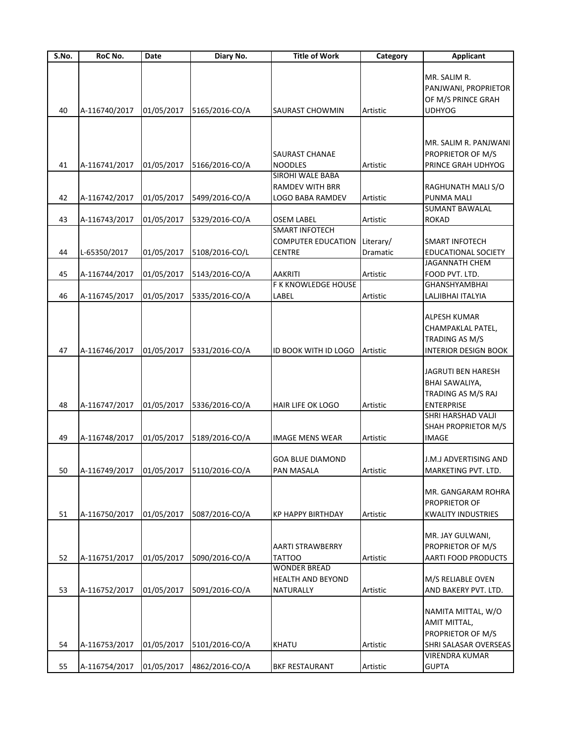| S.No. | RoC No. | Date | Diary No. | Title of Work | Category | Applicant |
|---|---|---|---|---|---|---|
| 40 | A-116740/2017 | 01/05/2017 | 5165/2016-CO/A | SAURAST CHOWMIN | Artistic | MR. SALIM R. PANJWANI, PROPRIETOR OF M/S PRINCE GRAH UDHYOG |
| 41 | A-116741/2017 | 01/05/2017 | 5166/2016-CO/A | SAURAST CHANAE NOODLES | Artistic | MR. SALIM R. PANJWANI PROPRIETOR OF M/S PRINCE GRAH UDHYOG |
| 42 | A-116742/2017 | 01/05/2017 | 5499/2016-CO/A | SIROHI WALE BABA RAMDEV WITH BRR LOGO BABA RAMDEV | Artistic | RAGHUNATH MALI S/O PUNMA MALI |
| 43 | A-116743/2017 | 01/05/2017 | 5329/2016-CO/A | OSEM LABEL | Artistic | SUMANT BAWALAL ROKAD |
| 44 | L-65350/2017 | 01/05/2017 | 5108/2016-CO/L | SMART INFOTECH COMPUTER EDUCATION CENTRE | Literary/ Dramatic | SMART INFOTECH EDUCATIONAL SOCIETY |
| 45 | A-116744/2017 | 01/05/2017 | 5143/2016-CO/A | AAKRITI | Artistic | JAGANNATH CHEM FOOD PVT. LTD. |
| 46 | A-116745/2017 | 01/05/2017 | 5335/2016-CO/A | F K KNOWLEDGE HOUSE LABEL | Artistic | GHANSHYAMBHAI LALJIBHAI ITALYIA |
| 47 | A-116746/2017 | 01/05/2017 | 5331/2016-CO/A | ID BOOK WITH ID LOGO | Artistic | ALPESH KUMAR CHAMPAKLAL PATEL, TRADING AS M/S INTERIOR DESIGN BOOK |
| 48 | A-116747/2017 | 01/05/2017 | 5336/2016-CO/A | HAIR LIFE OK LOGO | Artistic | JAGRUTI BEN HARESH BHAI SAWALIYA, TRADING AS M/S RAJ ENTERPRISE |
| 49 | A-116748/2017 | 01/05/2017 | 5189/2016-CO/A | IMAGE MENS WEAR | Artistic | SHRI HARSHAD VALJI SHAH PROPRIETOR M/S IMAGE |
| 50 | A-116749/2017 | 01/05/2017 | 5110/2016-CO/A | GOA BLUE DIAMOND PAN MASALA | Artistic | J.M.J ADVERTISING AND MARKETING PVT. LTD. |
| 51 | A-116750/2017 | 01/05/2017 | 5087/2016-CO/A | KP HAPPY BIRTHDAY | Artistic | MR. GANGARAM ROHRA PROPRIETOR OF KWALITY INDUSTRIES |
| 52 | A-116751/2017 | 01/05/2017 | 5090/2016-CO/A | AARTI STRAWBERRY TATTOO | Artistic | MR. JAY GULWANI, PROPRIETOR OF M/S AARTI FOOD PRODUCTS |
| 53 | A-116752/2017 | 01/05/2017 | 5091/2016-CO/A | WONDER BREAD HEALTH AND BEYOND NATURALLY | Artistic | M/S RELIABLE OVEN AND BAKERY PVT. LTD. |
| 54 | A-116753/2017 | 01/05/2017 | 5101/2016-CO/A | KHATU | Artistic | NAMITA MITTAL, W/O AMIT MITTAL, PROPRIETOR OF M/S SHRI SALASAR OVERSEAS |
| 55 | A-116754/2017 | 01/05/2017 | 4862/2016-CO/A | BKF RESTAURANT | Artistic | VIRENDRA KUMAR GUPTA |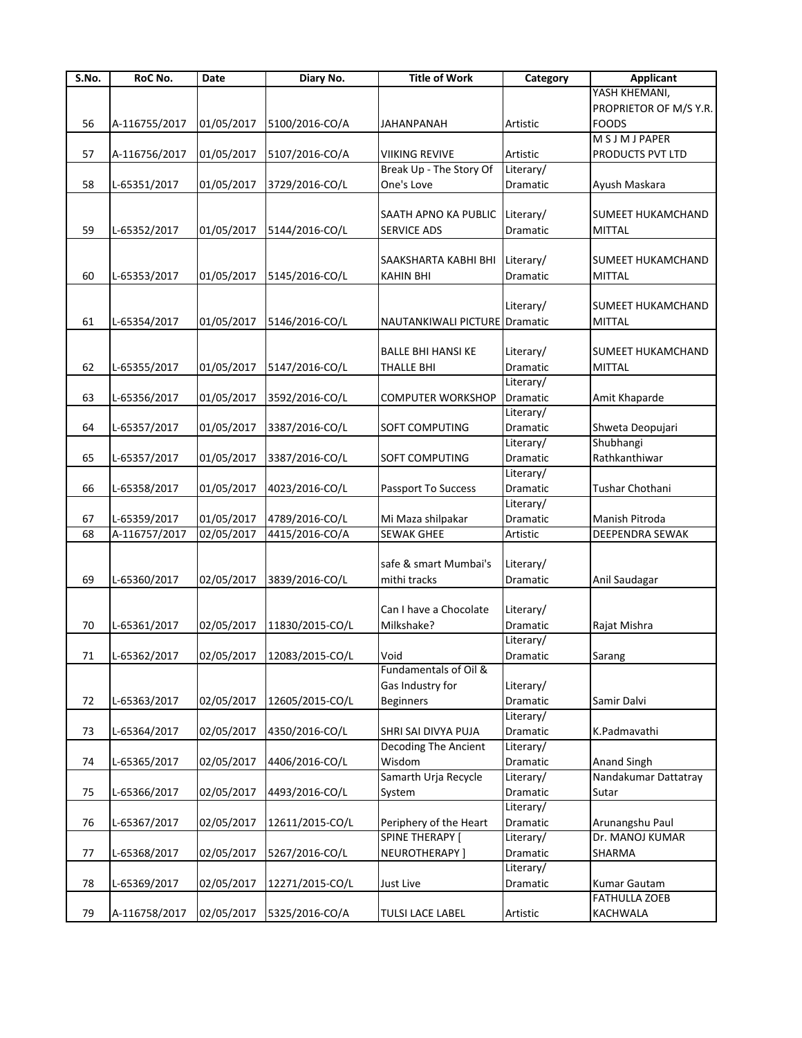| S.No. | RoC No. | Date | Diary No. | Title of Work | Category | Applicant |
|---|---|---|---|---|---|---|
| 56 | A-116755/2017 | 01/05/2017 | 5100/2016-CO/A | JAHANPANAH | Artistic | YASH KHEMANI, PROPRIETOR OF M/S Y.R. FOODS |
| 57 | A-116756/2017 | 01/05/2017 | 5107/2016-CO/A | VIIKING REVIVE | Artistic | M S J M J PAPER PRODUCTS PVT LTD |
| 58 | L-65351/2017 | 01/05/2017 | 3729/2016-CO/L | Break Up - The Story Of One's Love | Literary/ Dramatic | Ayush Maskara |
| 59 | L-65352/2017 | 01/05/2017 | 5144/2016-CO/L | SAATH APNO KA PUBLIC SERVICE ADS | Literary/ Dramatic | SUMEET HUKAMCHAND MITTAL |
| 60 | L-65353/2017 | 01/05/2017 | 5145/2016-CO/L | SAAKSHARTA KABHI BHI KAHIN BHI | Literary/ Dramatic | SUMEET HUKAMCHAND MITTAL |
| 61 | L-65354/2017 | 01/05/2017 | 5146/2016-CO/L | NAUTANKIWALI PICTURE | Literary/ Dramatic | SUMEET HUKAMCHAND MITTAL |
| 62 | L-65355/2017 | 01/05/2017 | 5147/2016-CO/L | BALLE BHI HANSI KE THALLE BHI | Literary/ Dramatic | SUMEET HUKAMCHAND MITTAL |
| 63 | L-65356/2017 | 01/05/2017 | 3592/2016-CO/L | COMPUTER WORKSHOP | Literary/ Dramatic | Amit Khaparde |
| 64 | L-65357/2017 | 01/05/2017 | 3387/2016-CO/L | SOFT COMPUTING | Literary/ Dramatic | Shweta Deopujari |
| 65 | L-65357/2017 | 01/05/2017 | 3387/2016-CO/L | SOFT COMPUTING | Literary/ Dramatic | Shubhangi Rathkanthiwar |
| 66 | L-65358/2017 | 01/05/2017 | 4023/2016-CO/L | Passport To Success | Literary/ Dramatic | Tushar Chothani |
| 67 | L-65359/2017 | 01/05/2017 | 4789/2016-CO/L | Mi Maza shilpakar | Literary/ Dramatic | Manish Pitroda |
| 68 | A-116757/2017 | 02/05/2017 | 4415/2016-CO/A | SEWAK GHEE | Artistic | DEEPENDRA SEWAK |
| 69 | L-65360/2017 | 02/05/2017 | 3839/2016-CO/L | safe & smart Mumbai's mithi tracks | Literary/ Dramatic | Anil Saudagar |
| 70 | L-65361/2017 | 02/05/2017 | 11830/2015-CO/L | Can I have a Chocolate Milkshake? | Literary/ Dramatic | Rajat Mishra |
| 71 | L-65362/2017 | 02/05/2017 | 12083/2015-CO/L | Void | Literary/ Dramatic | Sarang |
| 72 | L-65363/2017 | 02/05/2017 | 12605/2015-CO/L | Fundamentals of Oil & Gas Industry for Beginners | Literary/ Dramatic | Samir Dalvi |
| 73 | L-65364/2017 | 02/05/2017 | 4350/2016-CO/L | SHRI SAI DIVYA PUJA | Literary/ Dramatic | K.Padmavathi |
| 74 | L-65365/2017 | 02/05/2017 | 4406/2016-CO/L | Decoding The Ancient Wisdom | Literary/ Dramatic | Anand Singh |
| 75 | L-65366/2017 | 02/05/2017 | 4493/2016-CO/L | Samarth Urja Recycle System | Literary/ Dramatic | Nandakumar Dattatray Sutar |
| 76 | L-65367/2017 | 02/05/2017 | 12611/2015-CO/L | Periphery of the Heart | Literary/ Dramatic | Arunangshu Paul |
| 77 | L-65368/2017 | 02/05/2017 | 5267/2016-CO/L | SPINE THERAPY [ NEUROTHERAPY ] | Literary/ Dramatic | Dr. MANOJ KUMAR SHARMA |
| 78 | L-65369/2017 | 02/05/2017 | 12271/2015-CO/L | Just Live | Literary/ Dramatic | Kumar Gautam |
| 79 | A-116758/2017 | 02/05/2017 | 5325/2016-CO/A | TULSI LACE LABEL | Artistic | FATHULLA ZOEB KACHWALA |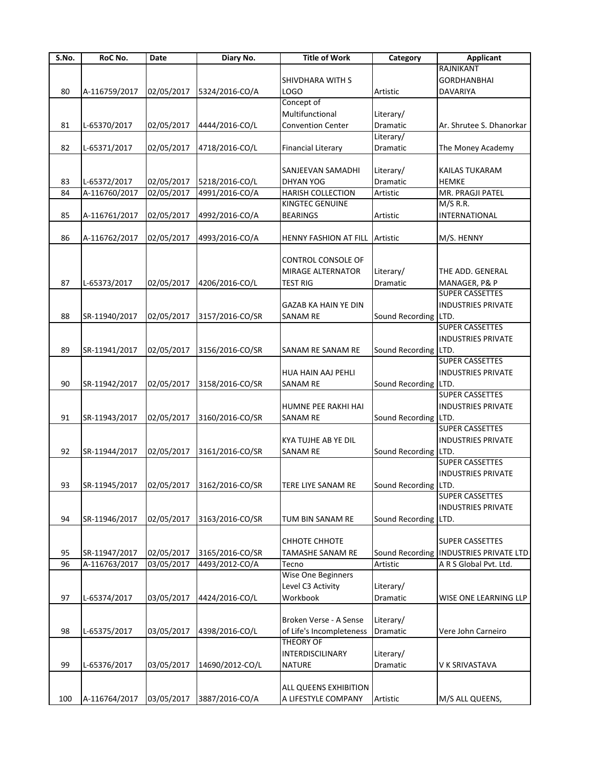| S.No. | RoC No. | Date | Diary No. | Title of Work | Category | Applicant |
|---|---|---|---|---|---|---|
| 80 | A-116759/2017 | 02/05/2017 | 5324/2016-CO/A | SHIVDHARA WITH S LOGO | Artistic | RAJNIKANT GORDHANBHAI DAVARIYA |
| 81 | L-65370/2017 | 02/05/2017 | 4444/2016-CO/L | Concept of Multifunctional Convention Center | Literary/ Dramatic | Ar. Shrutee S. Dhanorkar |
| 82 | L-65371/2017 | 02/05/2017 | 4718/2016-CO/L | Financial Literary | Literary/ Dramatic | The Money Academy |
| 83 | L-65372/2017 | 02/05/2017 | 5218/2016-CO/L | SANJEEVAN SAMADHI DHYAN YOG | Literary/ Dramatic | KAILAS TUKARAM HEMKE |
| 84 | A-116760/2017 | 02/05/2017 | 4991/2016-CO/A | HARISH COLLECTION | Artistic | MR. PRAGJI PATEL |
| 85 | A-116761/2017 | 02/05/2017 | 4992/2016-CO/A | KINGTEC GENUINE BEARINGS | Artistic | M/S R.R. INTERNATIONAL |
| 86 | A-116762/2017 | 02/05/2017 | 4993/2016-CO/A | HENNY FASHION AT FILL | Artistic | M/S. HENNY |
| 87 | L-65373/2017 | 02/05/2017 | 4206/2016-CO/L | CONTROL CONSOLE OF MIRAGE ALTERNATOR TEST RIG | Literary/ Dramatic | THE ADD. GENERAL MANAGER, P& P |
| 88 | SR-11940/2017 | 02/05/2017 | 3157/2016-CO/SR | GAZAB KA HAIN YE DIN SANAM RE | Sound Recording | SUPER CASSETTES INDUSTRIES PRIVATE LTD. |
| 89 | SR-11941/2017 | 02/05/2017 | 3156/2016-CO/SR | SANAM RE SANAM RE | Sound Recording | SUPER CASSETTES INDUSTRIES PRIVATE LTD. |
| 90 | SR-11942/2017 | 02/05/2017 | 3158/2016-CO/SR | HUA HAIN AAJ PEHLI SANAM RE | Sound Recording | SUPER CASSETTES INDUSTRIES PRIVATE LTD. |
| 91 | SR-11943/2017 | 02/05/2017 | 3160/2016-CO/SR | HUMNE PEE RAKHI HAI SANAM RE | Sound Recording | SUPER CASSETTES INDUSTRIES PRIVATE LTD. |
| 92 | SR-11944/2017 | 02/05/2017 | 3161/2016-CO/SR | KYA TUJHE AB YE DIL SANAM RE | Sound Recording | SUPER CASSETTES INDUSTRIES PRIVATE LTD. |
| 93 | SR-11945/2017 | 02/05/2017 | 3162/2016-CO/SR | TERE LIYE SANAM RE | Sound Recording | SUPER CASSETTES INDUSTRIES PRIVATE LTD. |
| 94 | SR-11946/2017 | 02/05/2017 | 3163/2016-CO/SR | TUM BIN SANAM RE | Sound Recording | SUPER CASSETTES INDUSTRIES PRIVATE LTD. |
| 95 | SR-11947/2017 | 02/05/2017 | 3165/2016-CO/SR | CHHOTE CHHOTE TAMASHE SANAM RE | Sound Recording | SUPER CASSETTES INDUSTRIES PRIVATE LTD |
| 96 | A-116763/2017 | 03/05/2017 | 4493/2012-CO/A | Tecno | Artistic | A R S Global Pvt. Ltd. |
| 97 | L-65374/2017 | 03/05/2017 | 4424/2016-CO/L | Wise One Beginners Level C3 Activity Workbook | Literary/ Dramatic | WISE ONE LEARNING LLP |
| 98 | L-65375/2017 | 03/05/2017 | 4398/2016-CO/L | Broken Verse - A Sense of Life's Incompleteness | Literary/ Dramatic | Vere John Carneiro |
| 99 | L-65376/2017 | 03/05/2017 | 14690/2012-CO/L | THEORY OF INTERDISCILINARY NATURE | Literary/ Dramatic | V K SRIVASTAVA |
| 100 | A-116764/2017 | 03/05/2017 | 3887/2016-CO/A | ALL QUEENS EXHIBITION A LIFESTYLE COMPANY | Artistic | M/S ALL QUEENS, |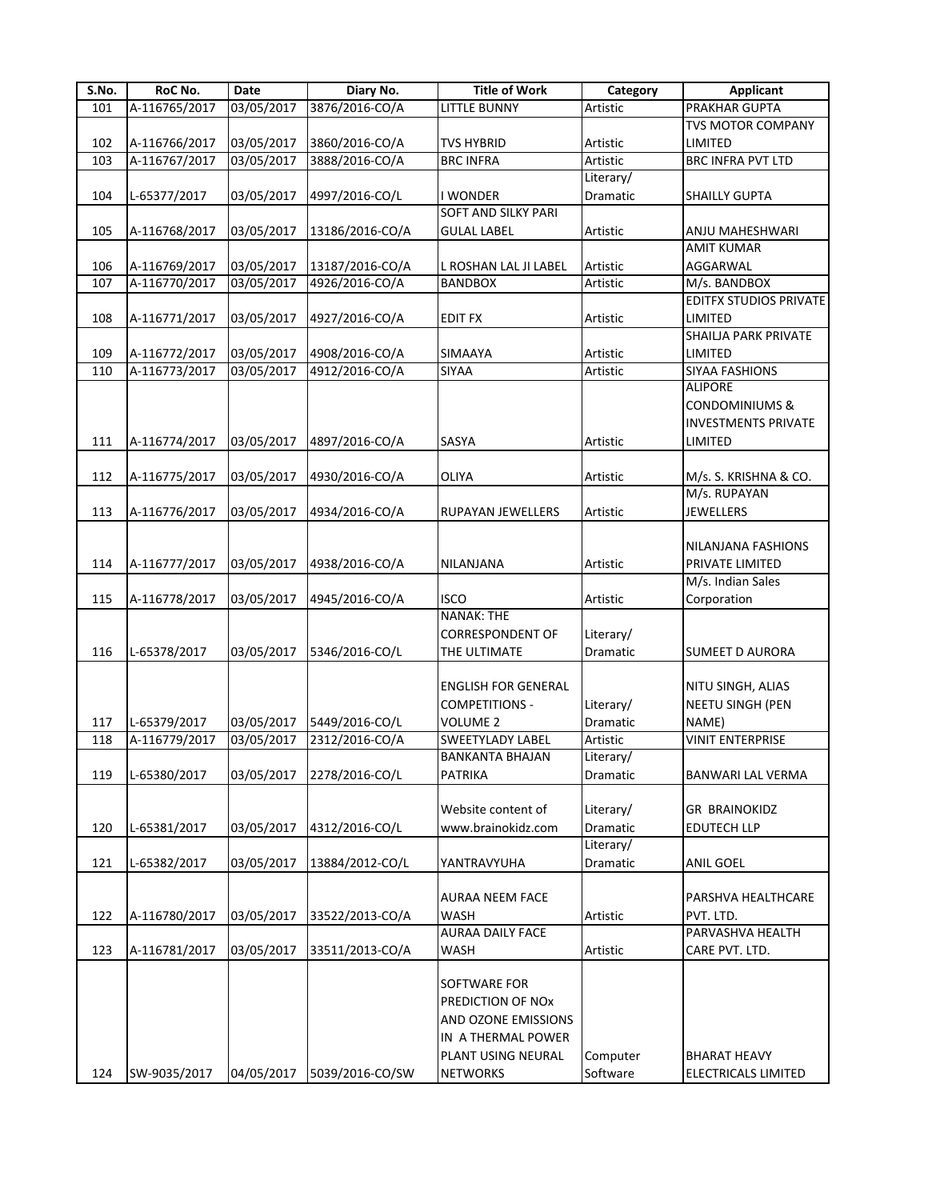| S.No. | RoC No. | Date | Diary No. | Title of Work | Category | Applicant |
|---|---|---|---|---|---|---|
| 101 | A-116765/2017 | 03/05/2017 | 3876/2016-CO/A | LITTLE BUNNY | Artistic | PRAKHAR GUPTA |
| 102 | A-116766/2017 | 03/05/2017 | 3860/2016-CO/A | TVS HYBRID | Artistic | TVS MOTOR COMPANY LIMITED |
| 103 | A-116767/2017 | 03/05/2017 | 3888/2016-CO/A | BRC INFRA | Artistic | BRC INFRA PVT LTD |
| 104 | L-65377/2017 | 03/05/2017 | 4997/2016-CO/L | I WONDER | Literary/ Dramatic | SHAILLY GUPTA |
| 105 | A-116768/2017 | 03/05/2017 | 13186/2016-CO/A | SOFT AND SILKY PARI GULAL LABEL | Artistic | ANJU MAHESHWARI |
| 106 | A-116769/2017 | 03/05/2017 | 13187/2016-CO/A | L ROSHAN LAL JI LABEL | Artistic | AMIT KUMAR AGGARWAL |
| 107 | A-116770/2017 | 03/05/2017 | 4926/2016-CO/A | BANDBOX | Artistic | M/s. BANDBOX |
| 108 | A-116771/2017 | 03/05/2017 | 4927/2016-CO/A | EDIT FX | Artistic | EDITFX STUDIOS PRIVATE LIMITED |
| 109 | A-116772/2017 | 03/05/2017 | 4908/2016-CO/A | SIMAAYA | Artistic | SHAILJA PARK PRIVATE LIMITED |
| 110 | A-116773/2017 | 03/05/2017 | 4912/2016-CO/A | SIYAA | Artistic | SIYAA FASHIONS |
| 111 | A-116774/2017 | 03/05/2017 | 4897/2016-CO/A | SASYA | Artistic | ALIPORE CONDOMINIUMS & INVESTMENTS PRIVATE LIMITED |
| 112 | A-116775/2017 | 03/05/2017 | 4930/2016-CO/A | OLIYA | Artistic | M/s. S. KRISHNA & CO. |
| 113 | A-116776/2017 | 03/05/2017 | 4934/2016-CO/A | RUPAYAN JEWELLERS | Artistic | M/s. RUPAYAN JEWELLERS |
| 114 | A-116777/2017 | 03/05/2017 | 4938/2016-CO/A | NILANJANA | Artistic | NILANJANA FASHIONS PRIVATE LIMITED |
| 115 | A-116778/2017 | 03/05/2017 | 4945/2016-CO/A | ISCO | Artistic | M/s. Indian Sales Corporation |
| 116 | L-65378/2017 | 03/05/2017 | 5346/2016-CO/L | NANAK: THE CORRESPONDENT OF THE ULTIMATE | Literary/ Dramatic | SUMEET D AURORA |
| 117 | L-65379/2017 | 03/05/2017 | 5449/2016-CO/L | ENGLISH FOR GENERAL COMPETITIONS - VOLUME 2 | Literary/ Dramatic | NITU SINGH, ALIAS NEETU SINGH (PEN NAME) |
| 118 | A-116779/2017 | 03/05/2017 | 2312/2016-CO/A | SWEETYLADY LABEL | Artistic | VINIT ENTERPRISE |
| 119 | L-65380/2017 | 03/05/2017 | 2278/2016-CO/L | BANKANTA BHAJAN PATRIKA | Literary/ Dramatic | BANWARI LAL VERMA |
| 120 | L-65381/2017 | 03/05/2017 | 4312/2016-CO/L | Website content of www.brainokidz.com | Literary/ Dramatic | GR BRAINOKIDZ EDUTECH LLP |
| 121 | L-65382/2017 | 03/05/2017 | 13884/2012-CO/L | YANTRAVYUHA | Literary/ Dramatic | ANIL GOEL |
| 122 | A-116780/2017 | 03/05/2017 | 33522/2013-CO/A | AURAA NEEM FACE WASH | Artistic | PARSHVA HEALTHCARE PVT. LTD. |
| 123 | A-116781/2017 | 03/05/2017 | 33511/2013-CO/A | AURAA DAILY FACE WASH | Artistic | PARVASHVA HEALTH CARE PVT. LTD. |
| 124 | SW-9035/2017 | 04/05/2017 | 5039/2016-CO/SW | SOFTWARE FOR PREDICTION OF NOx AND OZONE EMISSIONS IN A THERMAL POWER PLANT USING NEURAL NETWORKS | Computer Software | BHARAT HEAVY ELECTRICALS LIMITED |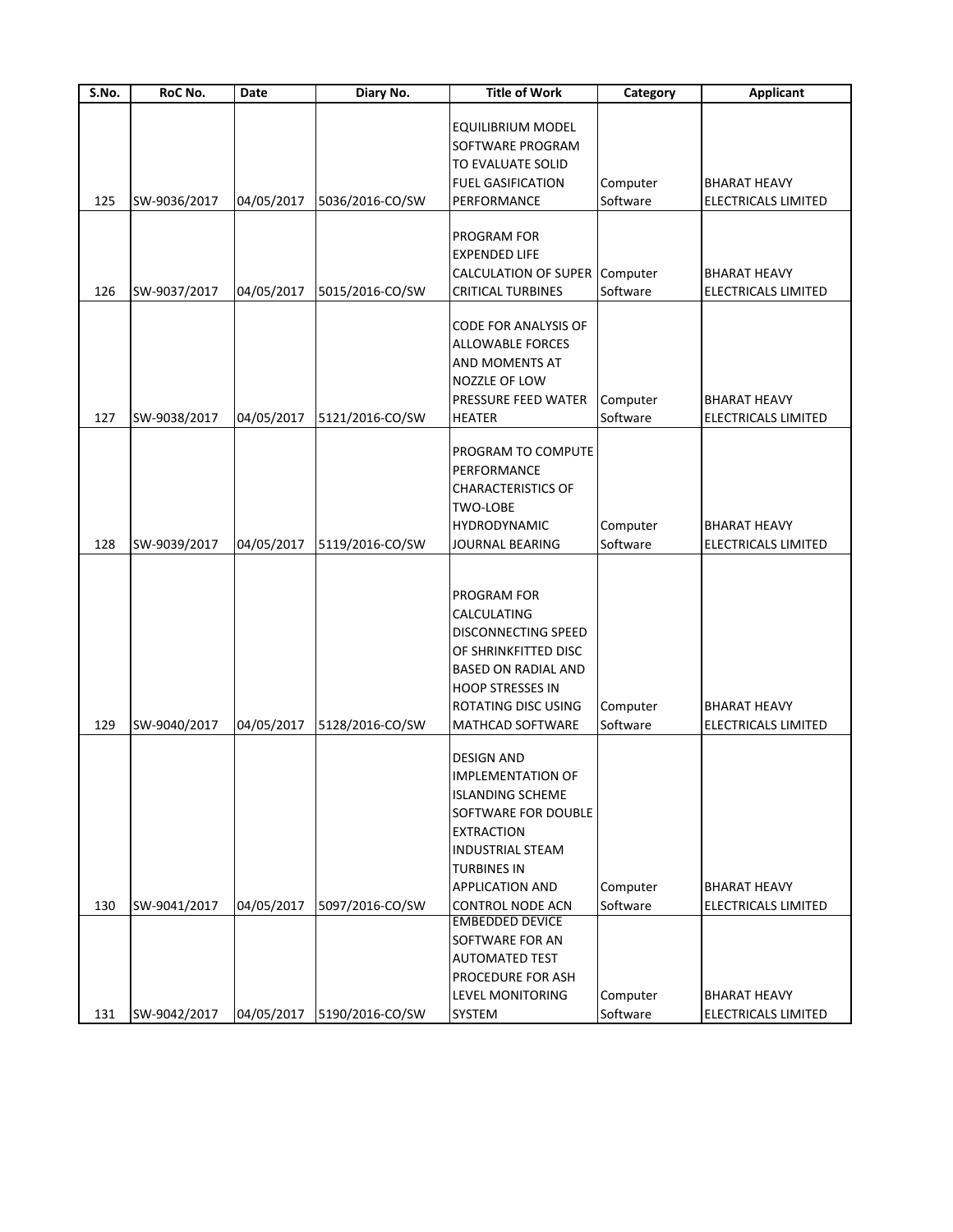| S.No. | RoC No. | Date | Diary No. | Title of Work | Category | Applicant |
|---|---|---|---|---|---|---|
| 125 | SW-9036/2017 | 04/05/2017 | 5036/2016-CO/SW | EQUILIBRIUM MODEL SOFTWARE PROGRAM TO EVALUATE SOLID FUEL GASIFICATION PERFORMANCE | Computer Software | BHARAT HEAVY ELECTRICALS LIMITED |
| 126 | SW-9037/2017 | 04/05/2017 | 5015/2016-CO/SW | PROGRAM FOR EXPENDED LIFE CALCULATION OF SUPER CRITICAL TURBINES | Computer Software | BHARAT HEAVY ELECTRICALS LIMITED |
| 127 | SW-9038/2017 | 04/05/2017 | 5121/2016-CO/SW | CODE FOR ANALYSIS OF ALLOWABLE FORCES AND MOMENTS AT NOZZLE OF LOW PRESSURE FEED WATER HEATER | Computer Software | BHARAT HEAVY ELECTRICALS LIMITED |
| 128 | SW-9039/2017 | 04/05/2017 | 5119/2016-CO/SW | PROGRAM TO COMPUTE PERFORMANCE CHARACTERISTICS OF TWO-LOBE HYDRODYNAMIC JOURNAL BEARING | Computer Software | BHARAT HEAVY ELECTRICALS LIMITED |
| 129 | SW-9040/2017 | 04/05/2017 | 5128/2016-CO/SW | PROGRAM FOR CALCULATING DISCONNECTING SPEED OF SHRINKFITTED DISC BASED ON RADIAL AND HOOP STRESSES IN ROTATING DISC USING MATHCAD SOFTWARE | Computer Software | BHARAT HEAVY ELECTRICALS LIMITED |
| 130 | SW-9041/2017 | 04/05/2017 | 5097/2016-CO/SW | DESIGN AND IMPLEMENTATION OF ISLANDING SCHEME SOFTWARE FOR DOUBLE EXTRACTION INDUSTRIAL STEAM TURBINES IN APPLICATION AND CONTROL NODE ACN | Computer Software | BHARAT HEAVY ELECTRICALS LIMITED |
| 131 | SW-9042/2017 | 04/05/2017 | 5190/2016-CO/SW | EMBEDDED DEVICE SOFTWARE FOR AN AUTOMATED TEST PROCEDURE FOR ASH LEVEL MONITORING SYSTEM | Computer Software | BHARAT HEAVY ELECTRICALS LIMITED |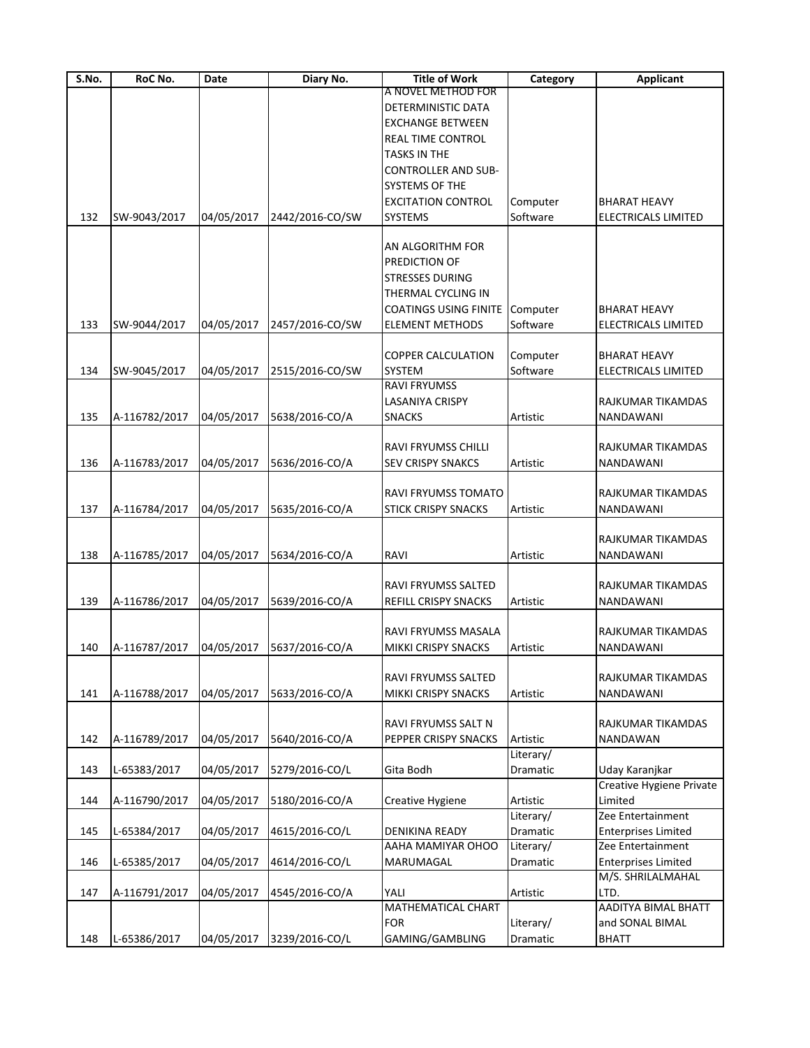| S.No. | RoC No. | Date | Diary No. | Title of Work | Category | Applicant |
|---|---|---|---|---|---|---|
| 132 | SW-9043/2017 | 04/05/2017 | 2442/2016-CO/SW | A NOVEL METHOD FOR DETERMINISTIC DATA EXCHANGE BETWEEN REAL TIME CONTROL TASKS IN THE CONTROLLER AND SUB-SYSTEMS OF THE EXCITATION CONTROL SYSTEMS | Computer Software | BHARAT HEAVY ELECTRICALS LIMITED |
| 133 | SW-9044/2017 | 04/05/2017 | 2457/2016-CO/SW | AN ALGORITHM FOR PREDICTION OF STRESSES DURING THERMAL CYCLING IN COATINGS USING FINITE ELEMENT METHODS | Computer Software | BHARAT HEAVY ELECTRICALS LIMITED |
| 134 | SW-9045/2017 | 04/05/2017 | 2515/2016-CO/SW | COPPER CALCULATION SYSTEM | Computer Software | BHARAT HEAVY ELECTRICALS LIMITED |
| 135 | A-116782/2017 | 04/05/2017 | 5638/2016-CO/A | RAVI FRYUMSS LASANIYA CRISPY SNACKS | Artistic | RAJKUMAR TIKAMDAS NANDAWANI |
| 136 | A-116783/2017 | 04/05/2017 | 5636/2016-CO/A | RAVI FRYUMSS CHILLI SEV CRISPY SNAKCS | Artistic | RAJKUMAR TIKAMDAS NANDAWANI |
| 137 | A-116784/2017 | 04/05/2017 | 5635/2016-CO/A | RAVI FRYUMSS TOMATO STICK CRISPY SNACKS | Artistic | RAJKUMAR TIKAMDAS NANDAWANI |
| 138 | A-116785/2017 | 04/05/2017 | 5634/2016-CO/A | RAVI | Artistic | RAJKUMAR TIKAMDAS NANDAWANI |
| 139 | A-116786/2017 | 04/05/2017 | 5639/2016-CO/A | RAVI FRYUMSS SALTED REFILL CRISPY SNACKS | Artistic | RAJKUMAR TIKAMDAS NANDAWANI |
| 140 | A-116787/2017 | 04/05/2017 | 5637/2016-CO/A | RAVI FRYUMSS MASALA MIKKI CRISPY SNACKS | Artistic | RAJKUMAR TIKAMDAS NANDAWANI |
| 141 | A-116788/2017 | 04/05/2017 | 5633/2016-CO/A | RAVI FRYUMSS SALTED MIKKI CRISPY SNACKS | Artistic | RAJKUMAR TIKAMDAS NANDAWANI |
| 142 | A-116789/2017 | 04/05/2017 | 5640/2016-CO/A | RAVI FRYUMSS SALT N PEPPER CRISPY SNACKS | Artistic | RAJKUMAR TIKAMDAS NANDAWAN |
| 143 | L-65383/2017 | 04/05/2017 | 5279/2016-CO/L | Gita Bodh | Literary/ Dramatic | Uday Karanjkar |
| 144 | A-116790/2017 | 04/05/2017 | 5180/2016-CO/A | Creative Hygiene | Artistic | Creative Hygiene Private Limited |
| 145 | L-65384/2017 | 04/05/2017 | 4615/2016-CO/L | DENIKINA READY | Literary/ Dramatic | Zee Entertainment Enterprises Limited |
| 146 | L-65385/2017 | 04/05/2017 | 4614/2016-CO/L | AAHA MAMIYAR OHOO MARUMAGAL | Literary/ Dramatic | Zee Entertainment Enterprises Limited |
| 147 | A-116791/2017 | 04/05/2017 | 4545/2016-CO/A | YALI | Artistic | M/S. SHRILALMAHAL LTD. |
| 148 | L-65386/2017 | 04/05/2017 | 3239/2016-CO/L | MATHEMATICAL CHART FOR GAMING/GAMBLING | Literary/ Dramatic | AADITYA BIMAL BHATT and SONAL BIMAL BHATT |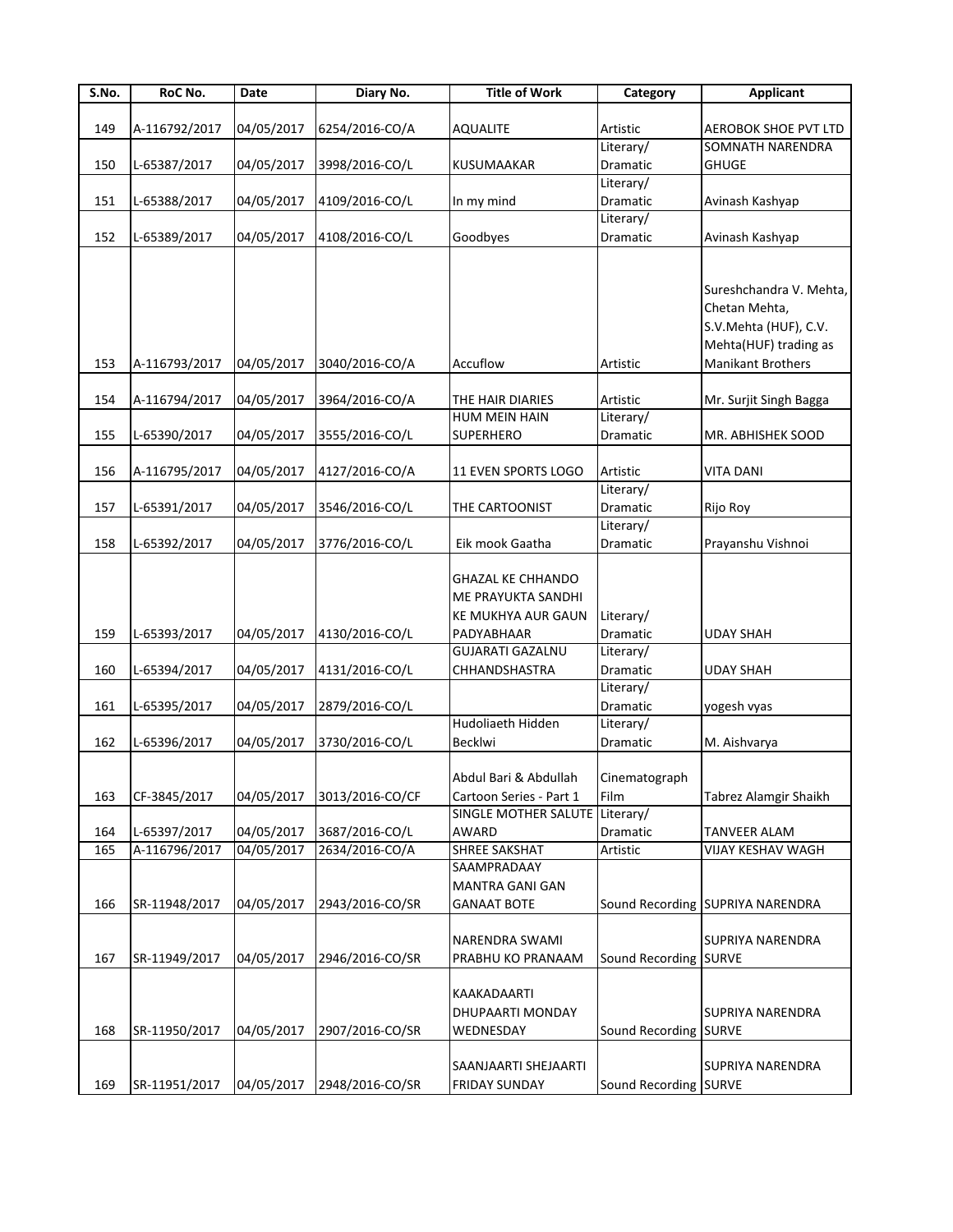| S.No. | RoC No. | Date | Diary No. | Title of Work | Category | Applicant |
|---|---|---|---|---|---|---|
| 149 | A-116792/2017 | 04/05/2017 | 6254/2016-CO/A | AQUALITE | Artistic | AEROBOK SHOE PVT LTD |
| 150 | L-65387/2017 | 04/05/2017 | 3998/2016-CO/L | KUSUMAAKAR | Literary/ Dramatic | SOMNATH NARENDRA GHUGE |
| 151 | L-65388/2017 | 04/05/2017 | 4109/2016-CO/L | In my mind | Literary/ Dramatic | Avinash Kashyap |
| 152 | L-65389/2017 | 04/05/2017 | 4108/2016-CO/L | Goodbyes | Literary/ Dramatic | Avinash Kashyap |
| 153 | A-116793/2017 | 04/05/2017 | 3040/2016-CO/A | Accuflow | Artistic | Sureshchandra V. Mehta, Chetan Mehta, S.V.Mehta (HUF), C.V. Mehta(HUF) trading as Manikant Brothers |
| 154 | A-116794/2017 | 04/05/2017 | 3964/2016-CO/A | THE HAIR DIARIES | Artistic | Mr. Surjit Singh Bagga |
| 155 | L-65390/2017 | 04/05/2017 | 3555/2016-CO/L | HUM MEIN HAIN SUPERHERO | Literary/ Dramatic | MR. ABHISHEK SOOD |
| 156 | A-116795/2017 | 04/05/2017 | 4127/2016-CO/A | 11 EVEN SPORTS LOGO | Artistic | VITA DANI |
| 157 | L-65391/2017 | 04/05/2017 | 3546/2016-CO/L | THE CARTOONIST | Literary/ Dramatic | Rijo Roy |
| 158 | L-65392/2017 | 04/05/2017 | 3776/2016-CO/L | Eik mook Gaatha | Literary/ Dramatic | Prayanshu Vishnoi |
| 159 | L-65393/2017 | 04/05/2017 | 4130/2016-CO/L | GHAZAL KE CHHANDO ME PRAYUKTA SANDHI KE MUKHYA AUR GAUN PADYABHAAR | Literary/ Dramatic | UDAY SHAH |
| 160 | L-65394/2017 | 04/05/2017 | 4131/2016-CO/L | GUJARATI GAZALNU CHHANDSHASTRA | Literary/ Dramatic | UDAY SHAH |
| 161 | L-65395/2017 | 04/05/2017 | 2879/2016-CO/L | | Literary/ Dramatic | yogesh vyas |
| 162 | L-65396/2017 | 04/05/2017 | 3730/2016-CO/L | Hudoliaeth Hidden Becklwi | Literary/ Dramatic | M. Aishvarya |
| 163 | CF-3845/2017 | 04/05/2017 | 3013/2016-CO/CF | Abdul Bari & Abdullah Cartoon Series - Part 1 | Cinematograph Film | Tabrez Alamgir Shaikh |
| 164 | L-65397/2017 | 04/05/2017 | 3687/2016-CO/L | SINGLE MOTHER SALUTE AWARD | Literary/ Dramatic | TANVEER ALAM |
| 165 | A-116796/2017 | 04/05/2017 | 2634/2016-CO/A | SHREE SAKSHAT | Artistic | VIJAY KESHAV WAGH |
| 166 | SR-11948/2017 | 04/05/2017 | 2943/2016-CO/SR | SAAMPRADAAY MANTRA GANI GAN GANAAT BOTE | Sound Recording | SUPRIYA NARENDRA |
| 167 | SR-11949/2017 | 04/05/2017 | 2946/2016-CO/SR | NARENDRA SWAMI PRABHU KO PRANAAM | Sound Recording | SUPRIYA NARENDRA SURVE |
| 168 | SR-11950/2017 | 04/05/2017 | 2907/2016-CO/SR | KAAKADAARTI DHUPAARTI MONDAY WEDNESDAY | Sound Recording | SUPRIYA NARENDRA SURVE |
| 169 | SR-11951/2017 | 04/05/2017 | 2948/2016-CO/SR | SAANJAARTI SHEJAARTI FRIDAY SUNDAY | Sound Recording | SUPRIYA NARENDRA SURVE |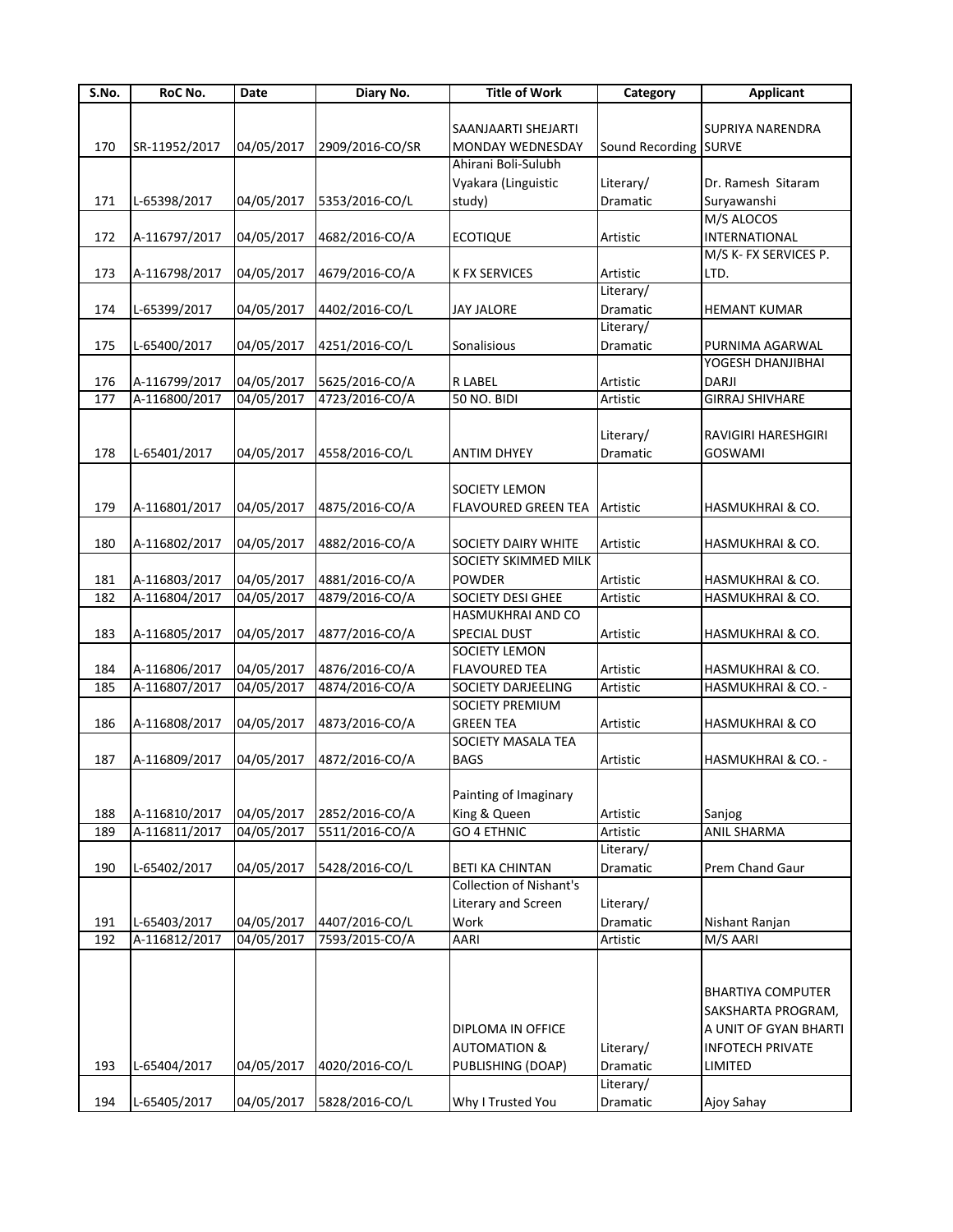| S.No. | RoC No. | Date | Diary No. | Title of Work | Category | Applicant |
|---|---|---|---|---|---|---|
| 170 | SR-11952/2017 | 04/05/2017 | 2909/2016-CO/SR | SAANJAARTI SHEJARTI MONDAY WEDNESDAY | Sound Recording | SUPRIYA NARENDRA SURVE |
| 171 | L-65398/2017 | 04/05/2017 | 5353/2016-CO/L | Ahirani Boli-Sulubh Vyakara (Linguistic study) | Literary/ Dramatic | Dr. Ramesh Sitaram Suryawanshi |
| 172 | A-116797/2017 | 04/05/2017 | 4682/2016-CO/A | ECOTIQUE | Artistic | M/S ALOCOS INTERNATIONAL |
| 173 | A-116798/2017 | 04/05/2017 | 4679/2016-CO/A | K FX SERVICES | Artistic | M/S K- FX SERVICES P. LTD. |
| 174 | L-65399/2017 | 04/05/2017 | 4402/2016-CO/L | JAY JALORE | Literary/ Dramatic | HEMANT KUMAR |
| 175 | L-65400/2017 | 04/05/2017 | 4251/2016-CO/L | Sonalisious | Literary/ Dramatic | PURNIMA AGARWAL |
| 176 | A-116799/2017 | 04/05/2017 | 5625/2016-CO/A | R LABEL | Artistic | YOGESH DHANJIBHAI DARJI |
| 177 | A-116800/2017 | 04/05/2017 | 4723/2016-CO/A | 50 NO. BIDI | Artistic | GIRRAJ SHIVHARE |
| 178 | L-65401/2017 | 04/05/2017 | 4558/2016-CO/L | ANTIM DHYEY | Literary/ Dramatic | RAVIGIRI HARESHGIRI GOSWAMI |
| 179 | A-116801/2017 | 04/05/2017 | 4875/2016-CO/A | SOCIETY LEMON FLAVOURED GREEN TEA | Artistic | HASMUKHRAI & CO. |
| 180 | A-116802/2017 | 04/05/2017 | 4882/2016-CO/A | SOCIETY DAIRY WHITE | Artistic | HASMUKHRAI & CO. |
| 181 | A-116803/2017 | 04/05/2017 | 4881/2016-CO/A | SOCIETY SKIMMED MILK POWDER | Artistic | HASMUKHRAI & CO. |
| 182 | A-116804/2017 | 04/05/2017 | 4879/2016-CO/A | SOCIETY DESI GHEE | Artistic | HASMUKHRAI & CO. |
| 183 | A-116805/2017 | 04/05/2017 | 4877/2016-CO/A | HASMUKHRAI AND CO SPECIAL DUST | Artistic | HASMUKHRAI & CO. |
| 184 | A-116806/2017 | 04/05/2017 | 4876/2016-CO/A | SOCIETY LEMON FLAVOURED TEA | Artistic | HASMUKHRAI & CO. |
| 185 | A-116807/2017 | 04/05/2017 | 4874/2016-CO/A | SOCIETY DARJEELING | Artistic | HASMUKHRAI & CO. - |
| 186 | A-116808/2017 | 04/05/2017 | 4873/2016-CO/A | SOCIETY PREMIUM GREEN TEA | Artistic | HASMUKHRAI & CO |
| 187 | A-116809/2017 | 04/05/2017 | 4872/2016-CO/A | SOCIETY MASALA TEA BAGS | Artistic | HASMUKHRAI & CO. - |
| 188 | A-116810/2017 | 04/05/2017 | 2852/2016-CO/A | Painting of Imaginary King & Queen | Artistic | Sanjog |
| 189 | A-116811/2017 | 04/05/2017 | 5511/2016-CO/A | GO 4 ETHNIC | Artistic | ANIL SHARMA |
| 190 | L-65402/2017 | 04/05/2017 | 5428/2016-CO/L | BETI KA CHINTAN | Literary/ Dramatic | Prem Chand Gaur |
| 191 | L-65403/2017 | 04/05/2017 | 4407/2016-CO/L | Collection of Nishant's Literary and Screen Work | Literary/ Dramatic | Nishant Ranjan |
| 192 | A-116812/2017 | 04/05/2017 | 7593/2015-CO/A | AARI | Artistic | M/S AARI |
| 193 | L-65404/2017 | 04/05/2017 | 4020/2016-CO/L | DIPLOMA IN OFFICE AUTOMATION & PUBLISHING (DOAP) | Literary/ Dramatic | BHARTIYA COMPUTER SAKSHARTA PROGRAM, A UNIT OF GYAN BHARTI INFOTECH PRIVATE LIMITED |
| 194 | L-65405/2017 | 04/05/2017 | 5828/2016-CO/L | Why I Trusted You | Literary/ Dramatic | Ajoy Sahay |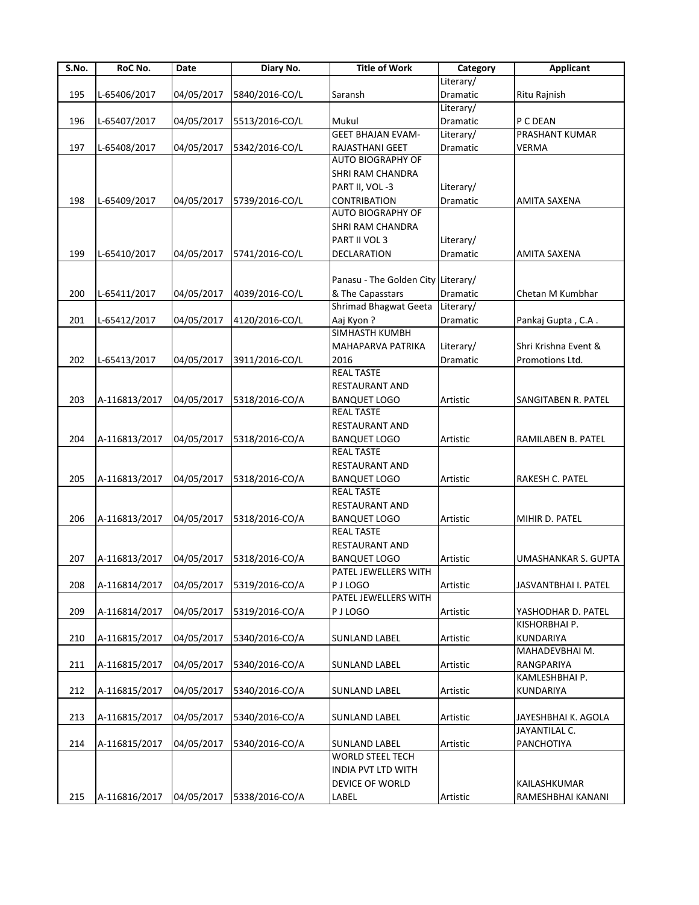| S.No. | RoC No. | Date | Diary No. | Title of Work | Category | Applicant |
|---|---|---|---|---|---|---|
| 195 | L-65406/2017 | 04/05/2017 | 5840/2016-CO/L | Saransh | Literary/ Dramatic | Ritu Rajnish |
| 196 | L-65407/2017 | 04/05/2017 | 5513/2016-CO/L | Mukul | Literary/ Dramatic | P C DEAN |
| 197 | L-65408/2017 | 04/05/2017 | 5342/2016-CO/L | GEET BHAJAN EVAM-RAJASTHANI GEET | Literary/ Dramatic | PRASHANT KUMAR VERMA |
| 198 | L-65409/2017 | 04/05/2017 | 5739/2016-CO/L | AUTO BIOGRAPHY OF SHRI RAM CHANDRA PART II, VOL -3 CONTRIBATION | Literary/ Dramatic | AMITA SAXENA |
| 199 | L-65410/2017 | 04/05/2017 | 5741/2016-CO/L | AUTO BIOGRAPHY OF SHRI RAM CHANDRA PART II VOL 3 DECLARATION | Literary/ Dramatic | AMITA SAXENA |
| 200 | L-65411/2017 | 04/05/2017 | 4039/2016-CO/L | Panasu - The Golden City & The Capasstars | Literary/ Dramatic | Chetan M Kumbhar |
| 201 | L-65412/2017 | 04/05/2017 | 4120/2016-CO/L | Shrimad Bhagwat Geeta Aaj Kyon ? | Literary/ Dramatic | Pankaj Gupta , C.A . |
| 202 | L-65413/2017 | 04/05/2017 | 3911/2016-CO/L | SIMHASTH KUMBH MAHAPARVA PATRIKA 2016 | Literary/ Dramatic | Shri Krishna Event & Promotions Ltd. |
| 203 | A-116813/2017 | 04/05/2017 | 5318/2016-CO/A | REAL TASTE RESTAURANT AND BANQUET LOGO | Artistic | SANGITABEN R. PATEL |
| 204 | A-116813/2017 | 04/05/2017 | 5318/2016-CO/A | REAL TASTE RESTAURANT AND BANQUET LOGO | Artistic | RAMILABEN B. PATEL |
| 205 | A-116813/2017 | 04/05/2017 | 5318/2016-CO/A | REAL TASTE RESTAURANT AND BANQUET LOGO | Artistic | RAKESH C. PATEL |
| 206 | A-116813/2017 | 04/05/2017 | 5318/2016-CO/A | REAL TASTE RESTAURANT AND BANQUET LOGO | Artistic | MIHIR D. PATEL |
| 207 | A-116813/2017 | 04/05/2017 | 5318/2016-CO/A | REAL TASTE RESTAURANT AND BANQUET LOGO | Artistic | UMASHANKAR S. GUPTA |
| 208 | A-116814/2017 | 04/05/2017 | 5319/2016-CO/A | PATEL JEWELLERS WITH P J LOGO | Artistic | JASVANTBHAI I. PATEL |
| 209 | A-116814/2017 | 04/05/2017 | 5319/2016-CO/A | PATEL JEWELLERS WITH P J LOGO | Artistic | YASHODHAR D. PATEL |
| 210 | A-116815/2017 | 04/05/2017 | 5340/2016-CO/A | SUNLAND LABEL | Artistic | KISHORBHAI P. KUNDARIYA |
| 211 | A-116815/2017 | 04/05/2017 | 5340/2016-CO/A | SUNLAND LABEL | Artistic | MAHADEVBHAI M. RANGPARIYA |
| 212 | A-116815/2017 | 04/05/2017 | 5340/2016-CO/A | SUNLAND LABEL | Artistic | KAMLESHBHAI P. KUNDARIYA |
| 213 | A-116815/2017 | 04/05/2017 | 5340/2016-CO/A | SUNLAND LABEL | Artistic | JAYESHBHAI K. AGOLA |
| 214 | A-116815/2017 | 04/05/2017 | 5340/2016-CO/A | SUNLAND LABEL | Artistic | JAYANTILAL C. PANCHOTIYA |
| 215 | A-116816/2017 | 04/05/2017 | 5338/2016-CO/A | WORLD STEEL TECH INDIA PVT LTD WITH DEVICE OF WORLD LABEL | Artistic | KAILASHKUMAR RAMESHBHAI KANANI |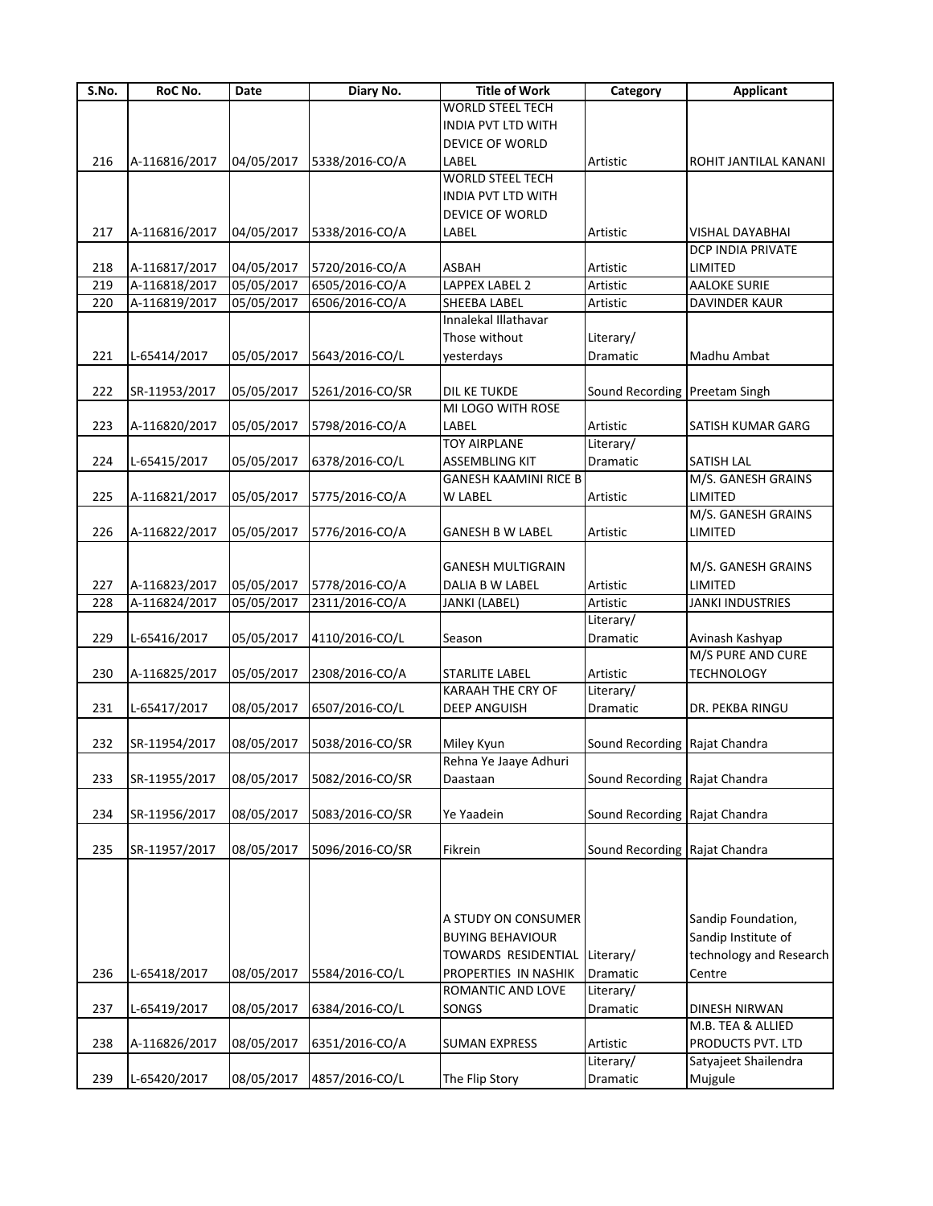| S.No. | RoC No. | Date | Diary No. | Title of Work | Category | Applicant |
|---|---|---|---|---|---|---|
| 216 | A-116816/2017 | 04/05/2017 | 5338/2016-CO/A | WORLD STEEL TECH INDIA PVT LTD WITH DEVICE OF WORLD LABEL | Artistic | ROHIT JANTILAL KANANI |
| 217 | A-116816/2017 | 04/05/2017 | 5338/2016-CO/A | WORLD STEEL TECH INDIA PVT LTD WITH DEVICE OF WORLD LABEL | Artistic | VISHAL DAYABHAI |
| 218 | A-116817/2017 | 04/05/2017 | 5720/2016-CO/A | ASBAH | Artistic | DCP INDIA PRIVATE LIMITED |
| 219 | A-116818/2017 | 05/05/2017 | 6505/2016-CO/A | LAPPEX LABEL 2 | Artistic | AALOKE SURIE |
| 220 | A-116819/2017 | 05/05/2017 | 6506/2016-CO/A | SHEEBA LABEL | Artistic | DAVINDER KAUR |
| 221 | L-65414/2017 | 05/05/2017 | 5643/2016-CO/L | Innalekal Illathavar Those without yesterdays | Literary/ Dramatic | Madhu Ambat |
| 222 | SR-11953/2017 | 05/05/2017 | 5261/2016-CO/SR | DIL KE TUKDE | Sound Recording | Preetam Singh |
| 223 | A-116820/2017 | 05/05/2017 | 5798/2016-CO/A | MI LOGO WITH ROSE LABEL | Artistic | SATISH KUMAR GARG |
| 224 | L-65415/2017 | 05/05/2017 | 6378/2016-CO/L | TOY AIRPLANE ASSEMBLING KIT | Literary/ Dramatic | SATISH LAL |
| 225 | A-116821/2017 | 05/05/2017 | 5775/2016-CO/A | GANESH KAAMINI RICE B W LABEL | Artistic | M/S. GANESH GRAINS LIMITED |
| 226 | A-116822/2017 | 05/05/2017 | 5776/2016-CO/A | GANESH B W LABEL | Artistic | M/S. GANESH GRAINS LIMITED |
| 227 | A-116823/2017 | 05/05/2017 | 5778/2016-CO/A | GANESH MULTIGRAIN DALIA B W LABEL | Artistic | M/S. GANESH GRAINS LIMITED |
| 228 | A-116824/2017 | 05/05/2017 | 2311/2016-CO/A | JANKI (LABEL) | Artistic | JANKI INDUSTRIES |
| 229 | L-65416/2017 | 05/05/2017 | 4110/2016-CO/L | Season | Literary/ Dramatic | Avinash Kashyap |
| 230 | A-116825/2017 | 05/05/2017 | 2308/2016-CO/A | STARLITE LABEL | Artistic | M/S PURE AND CURE TECHNOLOGY |
| 231 | L-65417/2017 | 08/05/2017 | 6507/2016-CO/L | KARAAH THE CRY OF DEEP ANGUISH | Literary/ Dramatic | DR. PEKBA RINGU |
| 232 | SR-11954/2017 | 08/05/2017 | 5038/2016-CO/SR | Miley Kyun | Sound Recording | Rajat Chandra |
| 233 | SR-11955/2017 | 08/05/2017 | 5082/2016-CO/SR | Rehna Ye Jaaye Adhuri Daastaan | Sound Recording | Rajat Chandra |
| 234 | SR-11956/2017 | 08/05/2017 | 5083/2016-CO/SR | Ye Yaadein | Sound Recording | Rajat Chandra |
| 235 | SR-11957/2017 | 08/05/2017 | 5096/2016-CO/SR | Fikrein | Sound Recording | Rajat Chandra |
| 236 | L-65418/2017 | 08/05/2017 | 5584/2016-CO/L | A STUDY ON CONSUMER BUYING BEHAVIOUR TOWARDS RESIDENTIAL PROPERTIES IN NASHIK | Literary/ Dramatic | Sandip Foundation, Sandip Institute of technology and Research Centre |
| 237 | L-65419/2017 | 08/05/2017 | 6384/2016-CO/L | ROMANTIC AND LOVE SONGS | Literary/ Dramatic | DINESH NIRWAN |
| 238 | A-116826/2017 | 08/05/2017 | 6351/2016-CO/A | SUMAN EXPRESS | Artistic | M.B. TEA & ALLIED PRODUCTS PVT. LTD |
| 239 | L-65420/2017 | 08/05/2017 | 4857/2016-CO/L | The Flip Story | Literary/ Dramatic | Satyajeet Shailendra Mujgule |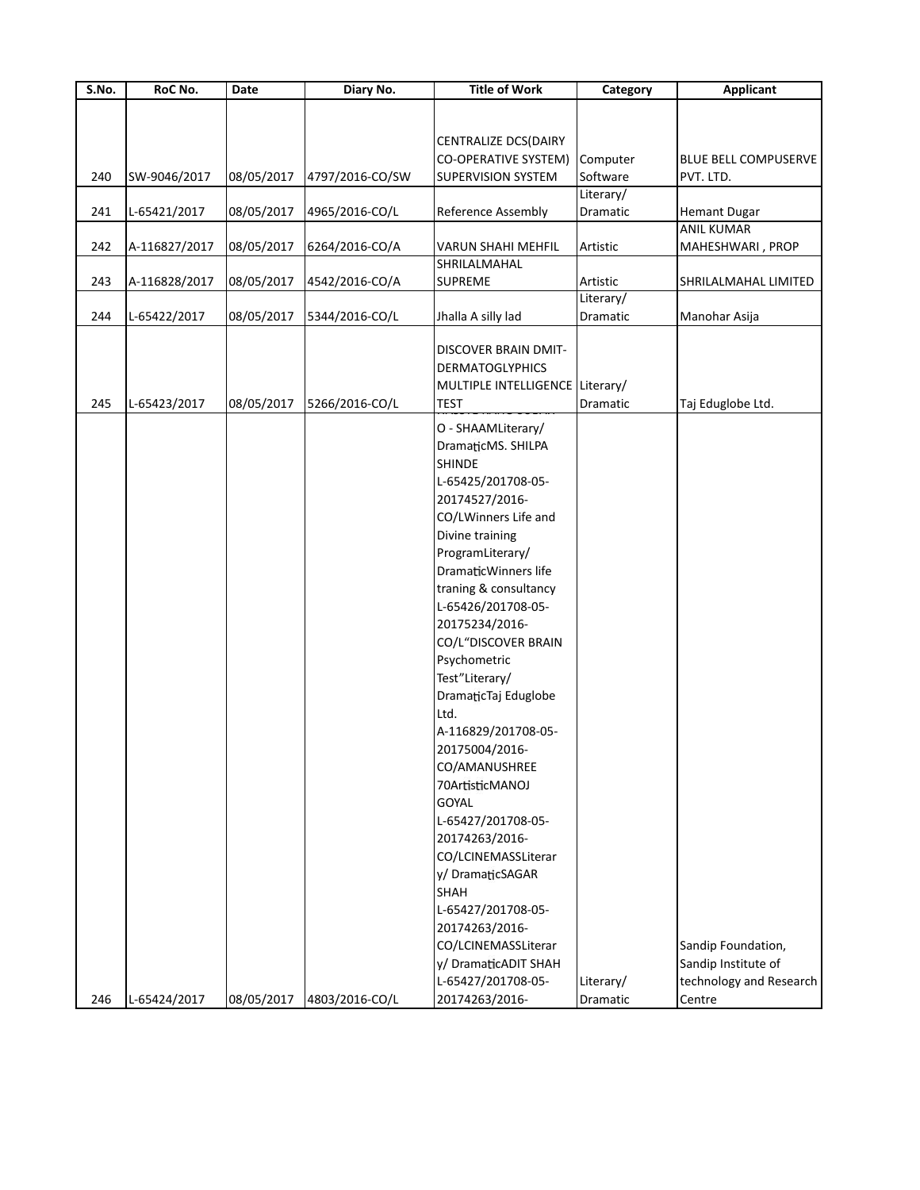| S.No. | RoC No. | Date | Diary No. | Title of Work | Category | Applicant |
|---|---|---|---|---|---|---|
| 240 | SW-9046/2017 | 08/05/2017 | 4797/2016-CO/SW | CENTRALIZE DCS(DAIRY CO-OPERATIVE SYSTEM) SUPERVISION SYSTEM | Computer Software | BLUE BELL COMPUSERVE PVT. LTD. |
| 241 | L-65421/2017 | 08/05/2017 | 4965/2016-CO/L | Reference Assembly | Literary/ Dramatic | Hemant Dugar |
| 242 | A-116827/2017 | 08/05/2017 | 6264/2016-CO/A | VARUN SHAHI MEHFIL | Artistic | ANIL KUMAR MAHESHWARI , PROP |
| 243 | A-116828/2017 | 08/05/2017 | 4542/2016-CO/A | SHRILALMAHAL SUPREME | Artistic | SHRILALMAHAL LIMITED |
| 244 | L-65422/2017 | 08/05/2017 | 5344/2016-CO/L | Jhalla A silly lad | Literary/ Dramatic | Manohar Asija |
| 245 | L-65423/2017 | 08/05/2017 | 5266/2016-CO/L | DISCOVER BRAIN DMIT-DERMATOGLYPHICS MULTIPLE INTELLIGENCE TEST | Literary/ Dramatic | Taj Eduglobe Ltd. |
| 246 | L-65424/2017 | 08/05/2017 | 4803/2016-CO/L | O - SHAAMLiterary/ DramaticMS. SHILPA SHINDE L-65425/201708-05-20174527/2016-CO/LWinners Life and Divine training ProgramLiterary/ DramaticWinners life traning & consultancy L-65426/201708-05-20175234/2016-CO/L"DISCOVER BRAIN Psychometric Test"Literary/ DramaticTaj Eduglobe Ltd. A-116829/201708-05-20175004/2016-CO/AMANUSHREE 70ArtisticMANOJ GOYAL L-65427/201708-05-20174263/2016-CO/LCINEMASSLiterary/ DramaticSAGAR SHAH L-65427/201708-05-20174263/2016-CO/LCINEMASSLiterary/ DramaticADIT SHAH L-65427/201708-05-20174263/2016- | Literary/ Dramatic | Sandip Foundation, Sandip Institute of technology and Research Centre |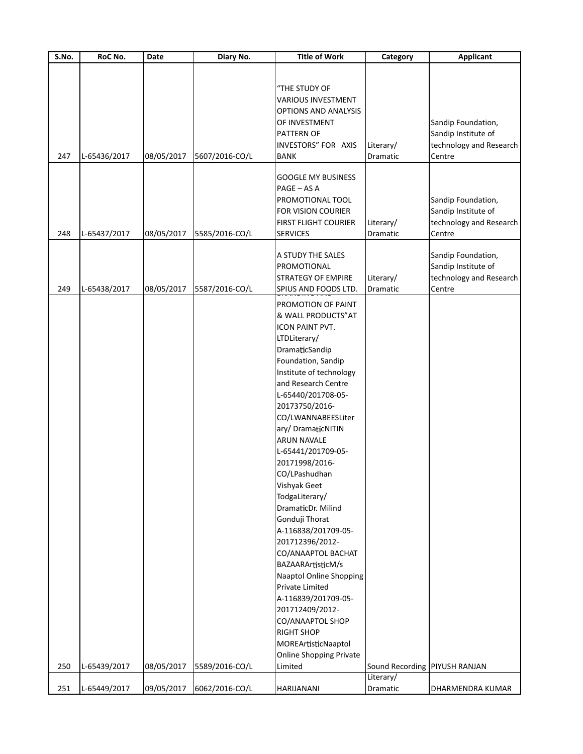| S.No. | RoC No. | Date | Diary No. | Title of Work | Category | Applicant |
|---|---|---|---|---|---|---|
| 247 | L-65436/2017 | 08/05/2017 | 5607/2016-CO/L | "THE STUDY OF VARIOUS INVESTMENT OPTIONS AND ANALYSIS OF INVESTMENT PATTERN OF INVESTORS" FOR AXIS BANK | Literary/ Dramatic | Sandip Foundation, Sandip Institute of technology and Research Centre |
| 248 | L-65437/2017 | 08/05/2017 | 5585/2016-CO/L | GOOGLE MY BUSINESS PAGE – AS A PROMOTIONAL TOOL FOR VISION COURIER FIRST FLIGHT COURIER SERVICES | Literary/ Dramatic | Sandip Foundation, Sandip Institute of technology and Research Centre |
| 249 | L-65438/2017 | 08/05/2017 | 5587/2016-CO/L | A STUDY THE SALES PROMOTIONAL STRATEGY OF EMPIRE SPIUS AND FOODS LTD. | Literary/ Dramatic | Sandip Foundation, Sandip Institute of technology and Research Centre |
| 250 | L-65439/2017 | 08/05/2017 | 5589/2016-CO/L | PROMOTION OF PAINT & WALL PRODUCTS"AT ICON PAINT PVT. LTDLiterary/ DramaticSandip Foundation, Sandip Institute of technology and Research Centre L-65440/201708-05-20173750/2016-CO/LWANNABEESLiterary/ DramaticNITIN ARUN NAVALE L-65441/201709-05-20171998/2016-CO/LPashudhan Vishyak Geet TodgaLiterary/ DramaticDr. Milind Gonduji Thorat A-116838/201709-05-201712396/2012-CO/ANAAPTOL BACHAT BAZAARArtisticM/s Naaptol Online Shopping Private Limited A-116839/201709-05-201712409/2012-CO/ANAAPTOL SHOP RIGHT SHOP MOREArtisticNaaptol Online Shopping Private Limited | Sound Recording | PIYUSH RANJAN |
| 251 | L-65449/2017 | 09/05/2017 | 6062/2016-CO/L | HARIJANANI | Literary/ Dramatic | DHARMENDRA KUMAR |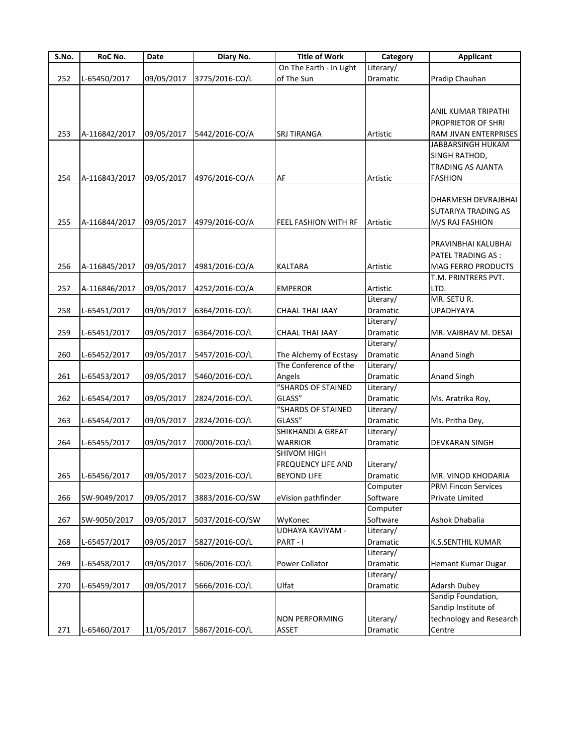| S.No. | RoC No. | Date | Diary No. | Title of Work | Category | Applicant |
|---|---|---|---|---|---|---|
| 252 | L-65450/2017 | 09/05/2017 | 3775/2016-CO/L | On The Earth - In Light of The Sun | Literary/ Dramatic | Pradip Chauhan |
| 253 | A-116842/2017 | 09/05/2017 | 5442/2016-CO/A | SRJ TIRANGA | Artistic | ANIL KUMAR TRIPATHI PROPRIETOR OF SHRI RAM JIVAN ENTERPRISES |
| 254 | A-116843/2017 | 09/05/2017 | 4976/2016-CO/A | AF | Artistic | JABBARSINGH HUKAM SINGH RATHOD, TRADING AS AJANTA FASHION |
| 255 | A-116844/2017 | 09/05/2017 | 4979/2016-CO/A | FEEL FASHION WITH RF | Artistic | DHARMESH DEVRAJBHAI SUTARIYA TRADING AS M/S RAJ FASHION |
| 256 | A-116845/2017 | 09/05/2017 | 4981/2016-CO/A | KALTARA | Artistic | PRAVINBHAI KALUBHAI PATEL TRADING AS : MAG FERRO PRODUCTS |
| 257 | A-116846/2017 | 09/05/2017 | 4252/2016-CO/A | EMPEROR | Artistic | T.M. PRINTRERS PVT. LTD. |
| 258 | L-65451/2017 | 09/05/2017 | 6364/2016-CO/L | CHAAL THAI JAAY | Literary/ Dramatic | MR. SETU R. UPADHYAYA |
| 259 | L-65451/2017 | 09/05/2017 | 6364/2016-CO/L | CHAAL THAI JAAY | Literary/ Dramatic | MR. VAIBHAV M. DESAI |
| 260 | L-65452/2017 | 09/05/2017 | 5457/2016-CO/L | The Alchemy of Ecstasy | Literary/ Dramatic | Anand Singh |
| 261 | L-65453/2017 | 09/05/2017 | 5460/2016-CO/L | The Conference of the Angels | Literary/ Dramatic | Anand Singh |
| 262 | L-65454/2017 | 09/05/2017 | 2824/2016-CO/L | "SHARDS OF STAINED GLASS" | Literary/ Dramatic | Ms. Aratrika Roy, |
| 263 | L-65454/2017 | 09/05/2017 | 2824/2016-CO/L | "SHARDS OF STAINED GLASS" | Literary/ Dramatic | Ms. Pritha Dey, |
| 264 | L-65455/2017 | 09/05/2017 | 7000/2016-CO/L | SHIKHANDI A GREAT WARRIOR | Literary/ Dramatic | DEVKARAN SINGH |
| 265 | L-65456/2017 | 09/05/2017 | 5023/2016-CO/L | SHIVOM HIGH FREQUENCY LIFE AND BEYOND LIFE | Literary/ Dramatic | MR. VINOD KHODARIA |
| 266 | SW-9049/2017 | 09/05/2017 | 3883/2016-CO/SW | eVision pathfinder | Computer Software | PRM Fincon Services Private Limited |
| 267 | SW-9050/2017 | 09/05/2017 | 5037/2016-CO/SW | WyKonec | Computer Software | Ashok Dhabalia |
| 268 | L-65457/2017 | 09/05/2017 | 5827/2016-CO/L | UDHAYA KAVIYAM - PART - I | Literary/ Dramatic | K.S.SENTHIL KUMAR |
| 269 | L-65458/2017 | 09/05/2017 | 5606/2016-CO/L | Power Collator | Literary/ Dramatic | Hemant Kumar Dugar |
| 270 | L-65459/2017 | 09/05/2017 | 5666/2016-CO/L | Ulfat | Literary/ Dramatic | Adarsh Dubey |
| 271 | L-65460/2017 | 11/05/2017 | 5867/2016-CO/L | NON PERFORMING ASSET | Literary/ Dramatic | Sandip Foundation, Sandip Institute of technology and Research Centre |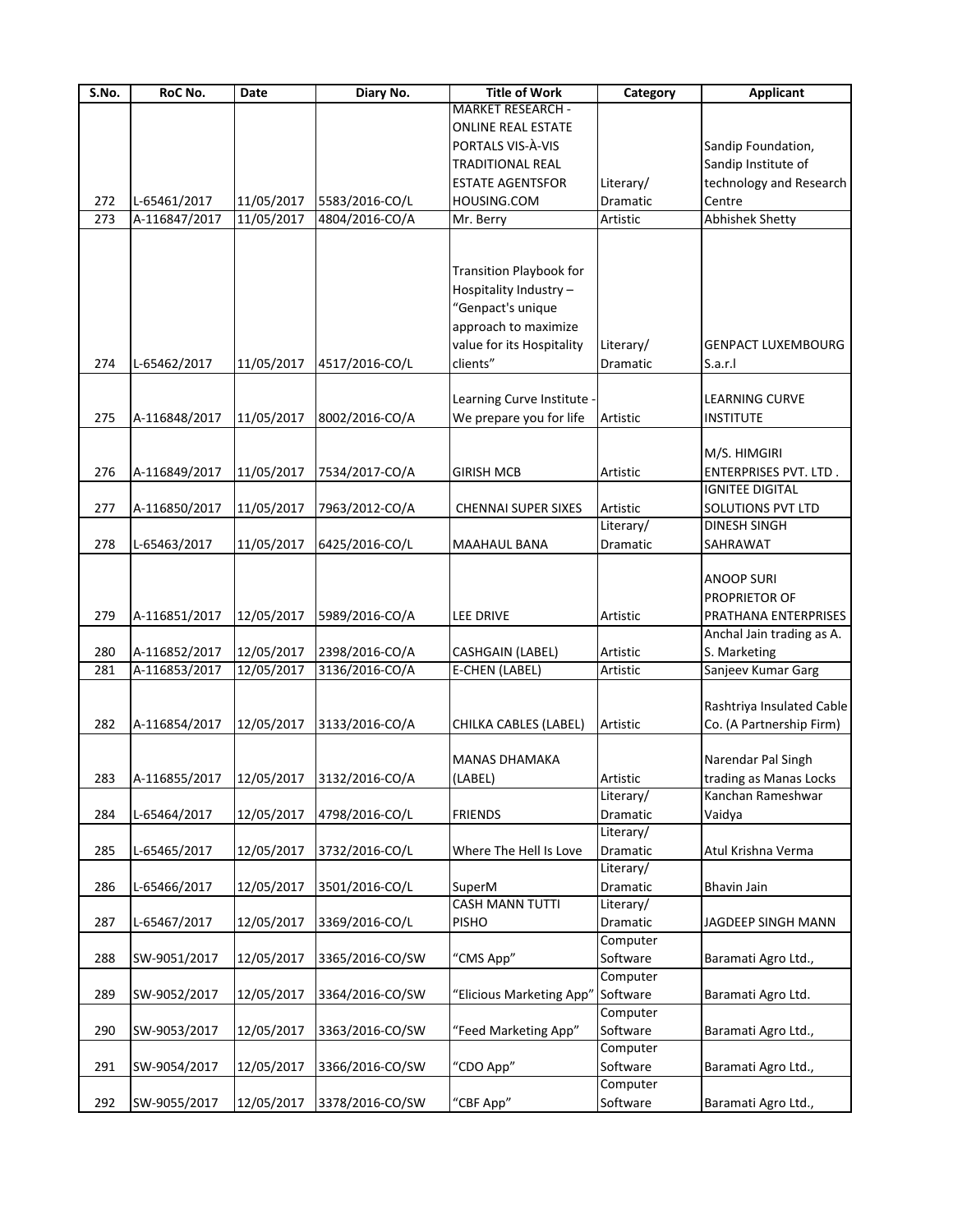| S.No. | RoC No. | Date | Diary No. | Title of Work | Category | Applicant |
| --- | --- | --- | --- | --- | --- | --- |
| 272 | L-65461/2017 | 11/05/2017 | 5583/2016-CO/L | MARKET RESEARCH - ONLINE REAL ESTATE PORTALS VIS-À-VIS TRADITIONAL REAL ESTATE AGENTSFOR HOUSING.COM | Literary/ Dramatic | Sandip Foundation, Sandip Institute of technology and Research Centre |
| 273 | A-116847/2017 | 11/05/2017 | 4804/2016-CO/A | Mr. Berry | Artistic | Abhishek Shetty |
| 274 | L-65462/2017 | 11/05/2017 | 4517/2016-CO/L | Transition Playbook for Hospitality Industry – "Genpact's unique approach to maximize value for its Hospitality clients" | Literary/ Dramatic | GENPACT LUXEMBOURG S.a.r.l |
| 275 | A-116848/2017 | 11/05/2017 | 8002/2016-CO/A | Learning Curve Institute - We prepare you for life | Artistic | LEARNING CURVE INSTITUTE |
| 276 | A-116849/2017 | 11/05/2017 | 7534/2017-CO/A | GIRISH MCB | Artistic | M/S. HIMGIRI ENTERPRISES PVT. LTD . |
| 277 | A-116850/2017 | 11/05/2017 | 7963/2012-CO/A | CHENNAI SUPER SIXES | Artistic | IGNITEE DIGITAL SOLUTIONS PVT LTD |
| 278 | L-65463/2017 | 11/05/2017 | 6425/2016-CO/L | MAAHAUL BANA | Literary/ Dramatic | DINESH SINGH SAHRAWAT |
| 279 | A-116851/2017 | 12/05/2017 | 5989/2016-CO/A | LEE DRIVE | Artistic | ANOOP SURI PROPRIETOR OF PRATHANA ENTERPRISES |
| 280 | A-116852/2017 | 12/05/2017 | 2398/2016-CO/A | CASHGAIN (LABEL) | Artistic | Anchal Jain trading as A. S. Marketing |
| 281 | A-116853/2017 | 12/05/2017 | 3136/2016-CO/A | E-CHEN (LABEL) | Artistic | Sanjeev Kumar Garg |
| 282 | A-116854/2017 | 12/05/2017 | 3133/2016-CO/A | CHILKA CABLES (LABEL) | Artistic | Rashtriya Insulated Cable Co. (A Partnership Firm) |
| 283 | A-116855/2017 | 12/05/2017 | 3132/2016-CO/A | MANAS DHAMAKA (LABEL) | Artistic | Narendar Pal Singh trading as Manas Locks |
| 284 | L-65464/2017 | 12/05/2017 | 4798/2016-CO/L | FRIENDS | Literary/ Dramatic | Kanchan Rameshwar Vaidya |
| 285 | L-65465/2017 | 12/05/2017 | 3732/2016-CO/L | Where The Hell Is Love | Literary/ Dramatic | Atul Krishna Verma |
| 286 | L-65466/2017 | 12/05/2017 | 3501/2016-CO/L | SuperM | Literary/ Dramatic | Bhavin Jain |
| 287 | L-65467/2017 | 12/05/2017 | 3369/2016-CO/L | CASH MANN TUTTI PISHO | Literary/ Dramatic | JAGDEEP SINGH MANN |
| 288 | SW-9051/2017 | 12/05/2017 | 3365/2016-CO/SW | "CMS App" | Computer Software | Baramati Agro Ltd., |
| 289 | SW-9052/2017 | 12/05/2017 | 3364/2016-CO/SW | "Elicious Marketing App" | Computer Software | Baramati Agro Ltd. |
| 290 | SW-9053/2017 | 12/05/2017 | 3363/2016-CO/SW | "Feed Marketing App" | Computer Software | Baramati Agro Ltd., |
| 291 | SW-9054/2017 | 12/05/2017 | 3366/2016-CO/SW | "CDO App" | Computer Software | Baramati Agro Ltd., |
| 292 | SW-9055/2017 | 12/05/2017 | 3378/2016-CO/SW | "CBF App" | Computer Software | Baramati Agro Ltd., |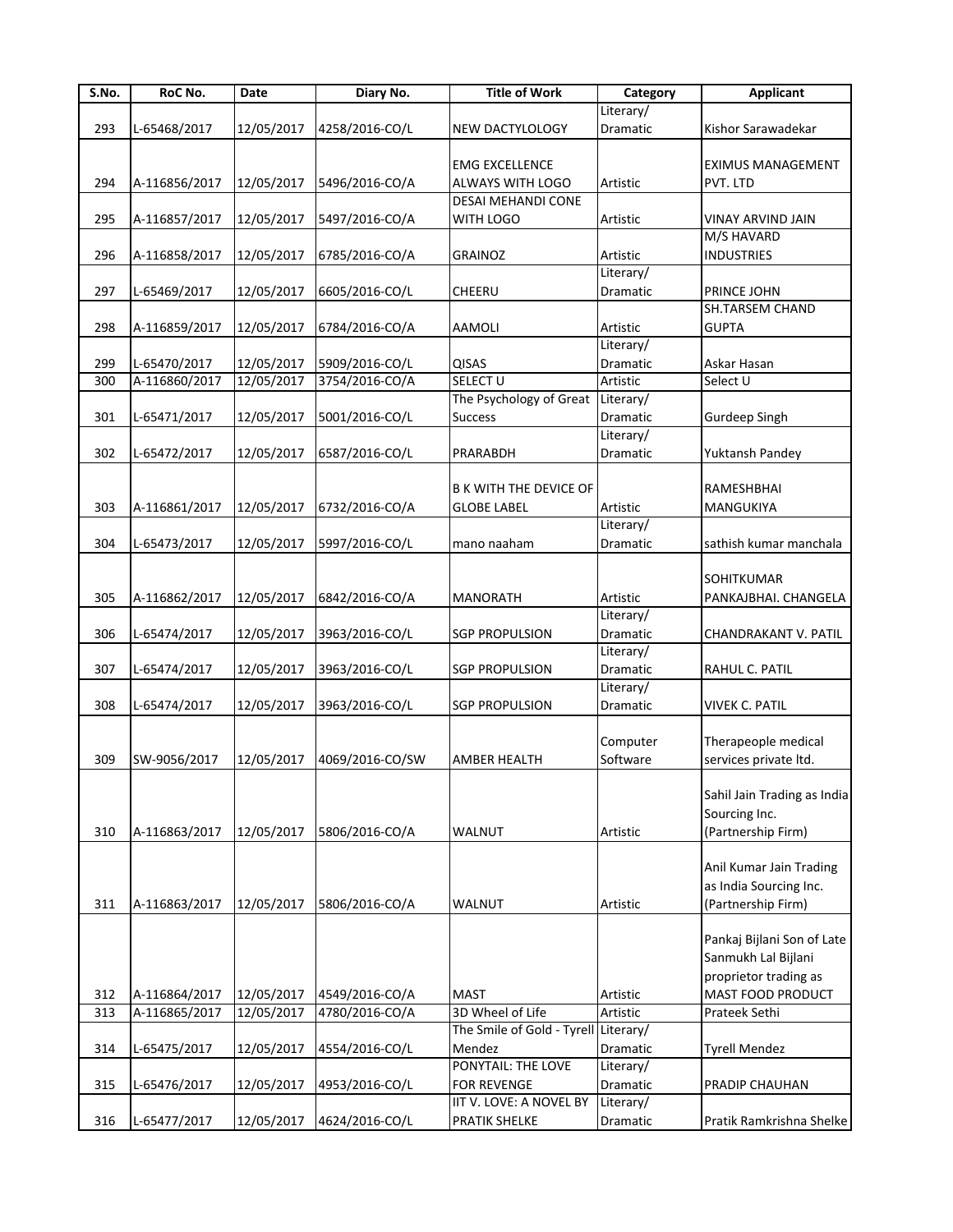| S.No. | RoC No. | Date | Diary No. | Title of Work | Category | Applicant |
|---|---|---|---|---|---|---|
| 293 | L-65468/2017 | 12/05/2017 | 4258/2016-CO/L | NEW DACTYLOLOGY | Literary/ Dramatic | Kishor Sarawadekar |
| 294 | A-116856/2017 | 12/05/2017 | 5496/2016-CO/A | EMG EXCELLENCE ALWAYS WITH LOGO | Artistic | EXIMUS MANAGEMENT PVT. LTD |
| 295 | A-116857/2017 | 12/05/2017 | 5497/2016-CO/A | DESAI MEHANDI CONE WITH LOGO | Artistic | VINAY ARVIND JAIN |
| 296 | A-116858/2017 | 12/05/2017 | 6785/2016-CO/A | GRAINOZ | Artistic | M/S HAVARD INDUSTRIES |
| 297 | L-65469/2017 | 12/05/2017 | 6605/2016-CO/L | CHEERU | Literary/ Dramatic | PRINCE JOHN |
| 298 | A-116859/2017 | 12/05/2017 | 6784/2016-CO/A | AAMOLI | Artistic | SH.TARSEM CHAND GUPTA |
| 299 | L-65470/2017 | 12/05/2017 | 5909/2016-CO/L | QISAS | Literary/ Dramatic | Askar Hasan |
| 300 | A-116860/2017 | 12/05/2017 | 3754/2016-CO/A | SELECT U | Artistic | Select U |
| 301 | L-65471/2017 | 12/05/2017 | 5001/2016-CO/L | The Psychology of Great Success | Literary/ Dramatic | Gurdeep Singh |
| 302 | L-65472/2017 | 12/05/2017 | 6587/2016-CO/L | PRARABDH | Literary/ Dramatic | Yuktansh Pandey |
| 303 | A-116861/2017 | 12/05/2017 | 6732/2016-CO/A | B K WITH THE DEVICE OF GLOBE LABEL | Artistic | RAMESHBHAI MANGUKIYA |
| 304 | L-65473/2017 | 12/05/2017 | 5997/2016-CO/L | mano naaham | Literary/ Dramatic | sathish kumar manchala |
| 305 | A-116862/2017 | 12/05/2017 | 6842/2016-CO/A | MANORATH | Artistic | SOHITKUMAR PANKAJBHAI. CHANGELA |
| 306 | L-65474/2017 | 12/05/2017 | 3963/2016-CO/L | SGP PROPULSION | Literary/ Dramatic | CHANDRAKANT V. PATIL |
| 307 | L-65474/2017 | 12/05/2017 | 3963/2016-CO/L | SGP PROPULSION | Literary/ Dramatic | RAHUL C. PATIL |
| 308 | L-65474/2017 | 12/05/2017 | 3963/2016-CO/L | SGP PROPULSION | Literary/ Dramatic | VIVEK C. PATIL |
| 309 | SW-9056/2017 | 12/05/2017 | 4069/2016-CO/SW | AMBER HEALTH | Computer Software | Therapeople medical services private ltd. |
| 310 | A-116863/2017 | 12/05/2017 | 5806/2016-CO/A | WALNUT | Artistic | Sahil Jain Trading as India Sourcing Inc. (Partnership Firm) |
| 311 | A-116863/2017 | 12/05/2017 | 5806/2016-CO/A | WALNUT | Artistic | Anil Kumar Jain Trading as India Sourcing Inc. (Partnership Firm) |
| 312 | A-116864/2017 | 12/05/2017 | 4549/2016-CO/A | MAST | Artistic | Pankaj Bijlani Son of Late Sanmukh Lal Bijlani proprietor trading as MAST FOOD PRODUCT |
| 313 | A-116865/2017 | 12/05/2017 | 4780/2016-CO/A | 3D Wheel of Life | Artistic | Prateek Sethi |
| 314 | L-65475/2017 | 12/05/2017 | 4554/2016-CO/L | The Smile of Gold - Tyrell Mendez | Literary/ Dramatic | Tyrell Mendez |
| 315 | L-65476/2017 | 12/05/2017 | 4953/2016-CO/L | PONYTAIL: THE LOVE FOR REVENGE | Literary/ Dramatic | PRADIP CHAUHAN |
| 316 | L-65477/2017 | 12/05/2017 | 4624/2016-CO/L | IIT V. LOVE: A NOVEL BY PRATIK SHELKE | Literary/ Dramatic | Pratik Ramkrishna Shelke |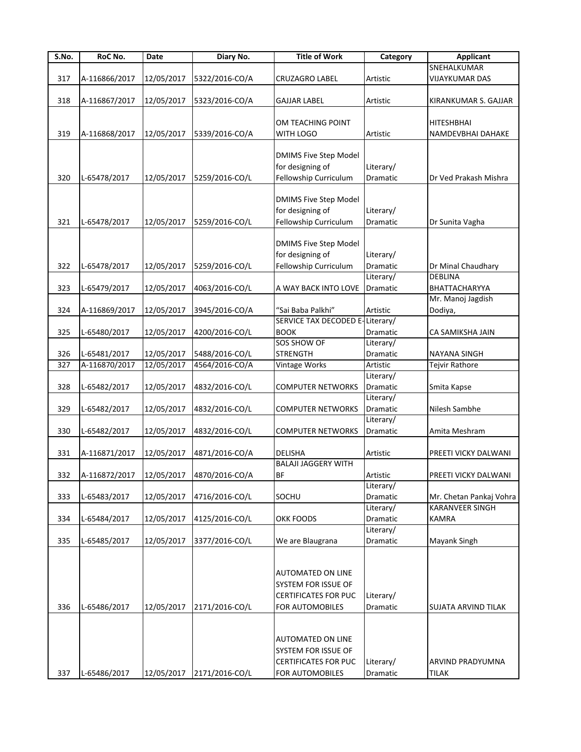| S.No. | RoC No. | Date | Diary No. | Title of Work | Category | Applicant |
|---|---|---|---|---|---|---|
| 317 | A-116866/2017 | 12/05/2017 | 5322/2016-CO/A | CRUZAGRO LABEL | Artistic | SNEHALKUMAR VIJAYKUMAR DAS |
| 318 | A-116867/2017 | 12/05/2017 | 5323/2016-CO/A | GAJJAR LABEL | Artistic | KIRANKUMAR S. GAJJAR |
| 319 | A-116868/2017 | 12/05/2017 | 5339/2016-CO/A | OM TEACHING POINT WITH LOGO | Artistic | HITESHBHAI NAMDEVBHAI DAHAKE |
| 320 | L-65478/2017 | 12/05/2017 | 5259/2016-CO/L | DMIMS Five Step Model for designing of Fellowship Curriculum | Literary/ Dramatic | Dr Ved Prakash Mishra |
| 321 | L-65478/2017 | 12/05/2017 | 5259/2016-CO/L | DMIMS Five Step Model for designing of Fellowship Curriculum | Literary/ Dramatic | Dr Sunita Vagha |
| 322 | L-65478/2017 | 12/05/2017 | 5259/2016-CO/L | DMIMS Five Step Model for designing of Fellowship Curriculum | Literary/ Dramatic | Dr Minal Chaudhary |
| 323 | L-65479/2017 | 12/05/2017 | 4063/2016-CO/L | A WAY BACK INTO LOVE | Literary/ Dramatic | DEBLINA BHATTACHARYYA |
| 324 | A-116869/2017 | 12/05/2017 | 3945/2016-CO/A | "Sai Baba Palkhi" | Artistic | Mr. Manoj Jagdish Dodiya, |
| 325 | L-65480/2017 | 12/05/2017 | 4200/2016-CO/L | SERVICE TAX DECODED E-BOOK | Literary/ Dramatic | CA SAMIKSHA JAIN |
| 326 | L-65481/2017 | 12/05/2017 | 5488/2016-CO/L | SOS SHOW OF STRENGTH | Literary/ Dramatic | NAYANA SINGH |
| 327 | A-116870/2017 | 12/05/2017 | 4564/2016-CO/A | Vintage Works | Artistic | Tejvir Rathore |
| 328 | L-65482/2017 | 12/05/2017 | 4832/2016-CO/L | COMPUTER NETWORKS | Literary/ Dramatic | Smita Kapse |
| 329 | L-65482/2017 | 12/05/2017 | 4832/2016-CO/L | COMPUTER NETWORKS | Literary/ Dramatic | Nilesh Sambhe |
| 330 | L-65482/2017 | 12/05/2017 | 4832/2016-CO/L | COMPUTER NETWORKS | Literary/ Dramatic | Amita Meshram |
| 331 | A-116871/2017 | 12/05/2017 | 4871/2016-CO/A | DELISHA | Artistic | PREETI VICKY DALWANI |
| 332 | A-116872/2017 | 12/05/2017 | 4870/2016-CO/A | BALAJI JAGGERY WITH BF | Artistic | PREETI VICKY DALWANI |
| 333 | L-65483/2017 | 12/05/2017 | 4716/2016-CO/L | SOCHU | Literary/ Dramatic | Mr. Chetan Pankaj Vohra |
| 334 | L-65484/2017 | 12/05/2017 | 4125/2016-CO/L | OKK FOODS | Literary/ Dramatic | KARANVEER SINGH KAMRA |
| 335 | L-65485/2017 | 12/05/2017 | 3377/2016-CO/L | We are Blaugrana | Literary/ Dramatic | Mayank Singh |
| 336 | L-65486/2017 | 12/05/2017 | 2171/2016-CO/L | AUTOMATED ON LINE SYSTEM FOR ISSUE OF CERTIFICATES FOR PUC FOR AUTOMOBILES | Literary/ Dramatic | SUJATA ARVIND TILAK |
| 337 | L-65486/2017 | 12/05/2017 | 2171/2016-CO/L | AUTOMATED ON LINE SYSTEM FOR ISSUE OF CERTIFICATES FOR PUC FOR AUTOMOBILES | Literary/ Dramatic | ARVIND PRADYUMNA TILAK |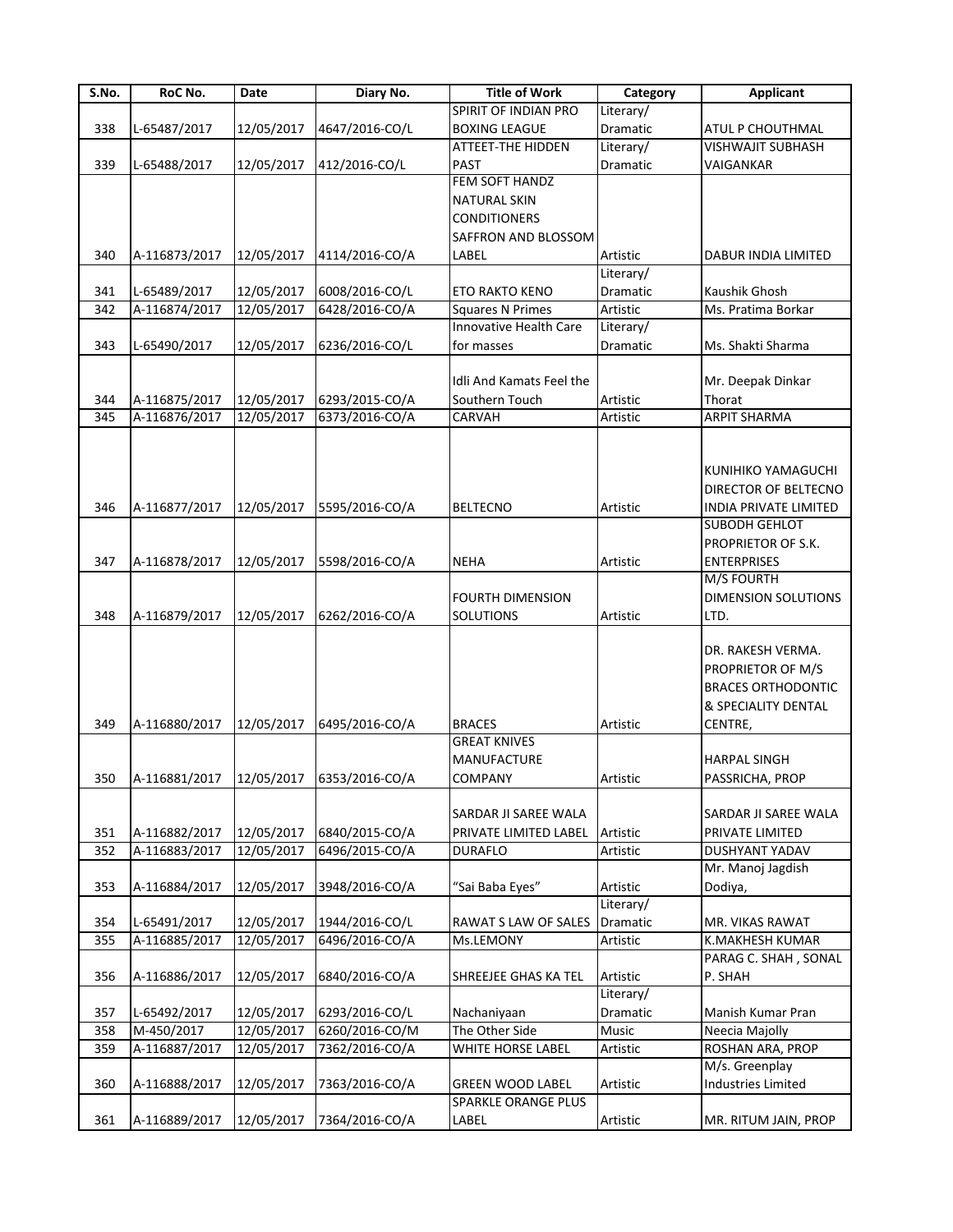| S.No. | RoC No. | Date | Diary No. | Title of Work | Category | Applicant |
|---|---|---|---|---|---|---|
| 338 | L-65487/2017 | 12/05/2017 | 4647/2016-CO/L | SPIRIT OF INDIAN PRO BOXING LEAGUE | Literary/ Dramatic | ATUL P CHOUTHMAL |
| 339 | L-65488/2017 | 12/05/2017 | 412/2016-CO/L | ATTEET-THE HIDDEN PAST | Literary/ Dramatic | VISHWAJIT SUBHASH VAIGANKAR |
| 340 | A-116873/2017 | 12/05/2017 | 4114/2016-CO/A | FEM SOFT HANDZ NATURAL SKIN CONDITIONERS SAFFRON AND BLOSSOM LABEL | Artistic | DABUR INDIA LIMITED |
| 341 | L-65489/2017 | 12/05/2017 | 6008/2016-CO/L | ETO RAKTO KENO | Literary/ Dramatic | Kaushik Ghosh |
| 342 | A-116874/2017 | 12/05/2017 | 6428/2016-CO/A | Squares N Primes | Artistic | Ms. Pratima Borkar |
| 343 | L-65490/2017 | 12/05/2017 | 6236/2016-CO/L | Innovative Health Care for masses | Literary/ Dramatic | Ms. Shakti Sharma |
| 344 | A-116875/2017 | 12/05/2017 | 6293/2015-CO/A | Idli And Kamats Feel the Southern Touch | Artistic | Mr. Deepak Dinkar Thorat |
| 345 | A-116876/2017 | 12/05/2017 | 6373/2016-CO/A | CARVAH | Artistic | ARPIT SHARMA |
| 346 | A-116877/2017 | 12/05/2017 | 5595/2016-CO/A | BELTECNO | Artistic | KUNIHIKO YAMAGUCHI DIRECTOR OF BELTECNO INDIA PRIVATE LIMITED |
| 347 | A-116878/2017 | 12/05/2017 | 5598/2016-CO/A | NEHA | Artistic | SUBODH GEHLOT PROPRIETOR OF S.K. ENTERPRISES |
| 348 | A-116879/2017 | 12/05/2017 | 6262/2016-CO/A | FOURTH DIMENSION SOLUTIONS | Artistic | M/S FOURTH DIMENSION SOLUTIONS LTD. |
| 349 | A-116880/2017 | 12/05/2017 | 6495/2016-CO/A | BRACES | Artistic | DR. RAKESH VERMA. PROPRIETOR OF M/S BRACES ORTHODONTIC & SPECIALITY DENTAL CENTRE, |
| 350 | A-116881/2017 | 12/05/2017 | 6353/2016-CO/A | GREAT KNIVES MANUFACTURE COMPANY | Artistic | HARPAL SINGH PASSRICHA, PROP |
| 351 | A-116882/2017 | 12/05/2017 | 6840/2015-CO/A | SARDAR JI SAREE WALA PRIVATE LIMITED LABEL | Artistic | SARDAR JI SAREE WALA PRIVATE LIMITED |
| 352 | A-116883/2017 | 12/05/2017 | 6496/2015-CO/A | DURAFLO | Artistic | DUSHYANT YADAV |
| 353 | A-116884/2017 | 12/05/2017 | 3948/2016-CO/A | "Sai Baba Eyes" | Artistic | Mr. Manoj Jagdish Dodiya, |
| 354 | L-65491/2017 | 12/05/2017 | 1944/2016-CO/L | RAWAT S LAW OF SALES | Literary/ Dramatic | MR. VIKAS RAWAT |
| 355 | A-116885/2017 | 12/05/2017 | 6496/2016-CO/A | Ms.LEMONY | Artistic | K.MAKHESH KUMAR |
| 356 | A-116886/2017 | 12/05/2017 | 6840/2016-CO/A | SHREEJEE GHAS KA TEL | Artistic | PARAG C. SHAH , SONAL P. SHAH |
| 357 | L-65492/2017 | 12/05/2017 | 6293/2016-CO/L | Nachaniyaan | Literary/ Dramatic | Manish Kumar Pran |
| 358 | M-450/2017 | 12/05/2017 | 6260/2016-CO/M | The Other Side | Music | Neecia Majolly |
| 359 | A-116887/2017 | 12/05/2017 | 7362/2016-CO/A | WHITE HORSE LABEL | Artistic | ROSHAN ARA, PROP |
| 360 | A-116888/2017 | 12/05/2017 | 7363/2016-CO/A | GREEN WOOD LABEL | Artistic | M/s. Greenplay Industries Limited |
| 361 | A-116889/2017 | 12/05/2017 | 7364/2016-CO/A | SPARKLE ORANGE PLUS LABEL | Artistic | MR. RITUM JAIN, PROP |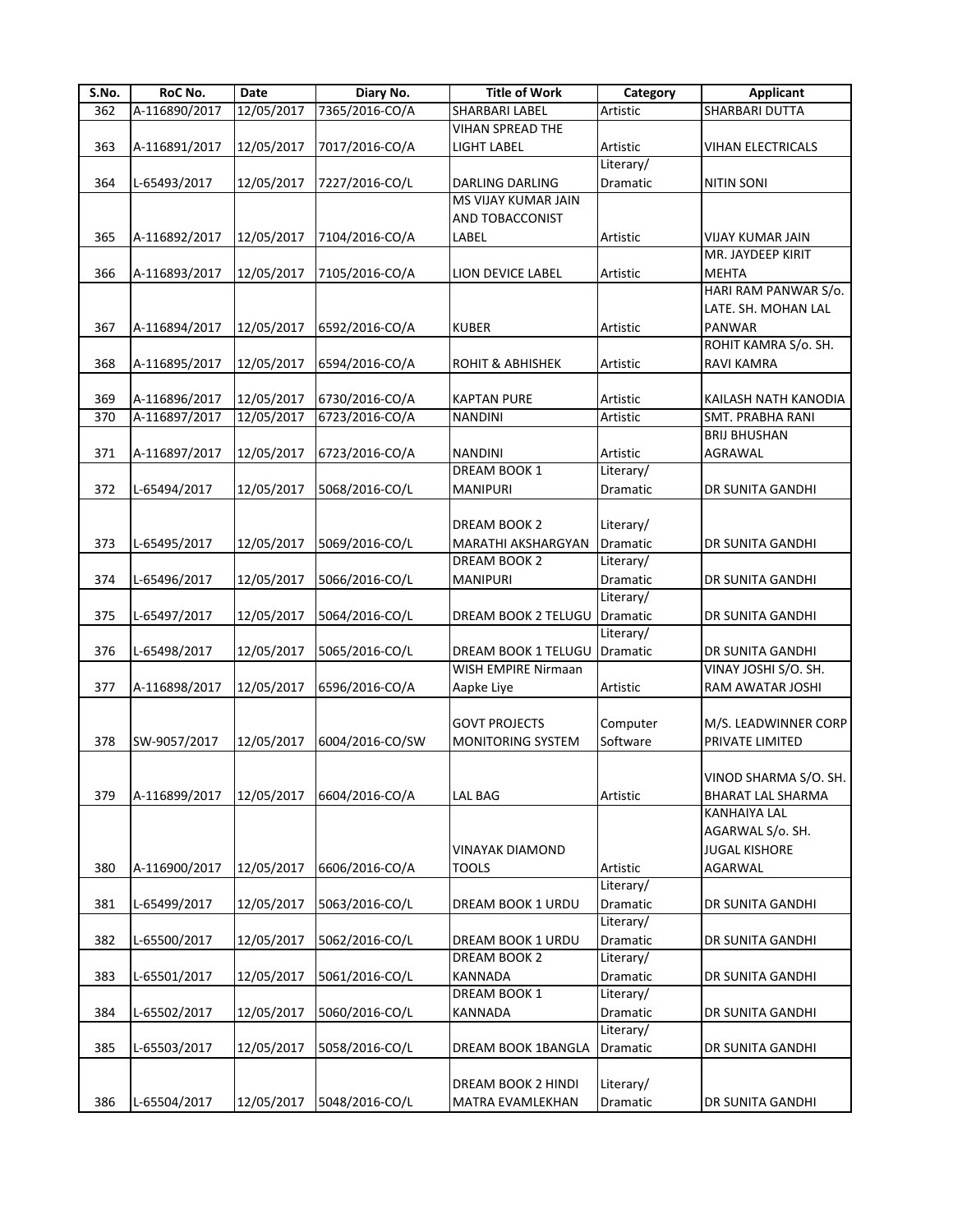| S.No. | RoC No. | Date | Diary No. | Title of Work | Category | Applicant |
|---|---|---|---|---|---|---|
| 362 | A-116890/2017 | 12/05/2017 | 7365/2016-CO/A | SHARBARI LABEL | Artistic | SHARBARI DUTTA |
| 363 | A-116891/2017 | 12/05/2017 | 7017/2016-CO/A | VIHAN SPREAD THE LIGHT LABEL | Artistic | VIHAN ELECTRICALS |
| 364 | L-65493/2017 | 12/05/2017 | 7227/2016-CO/L | DARLING DARLING | Literary/ Dramatic | NITIN SONI |
| 365 | A-116892/2017 | 12/05/2017 | 7104/2016-CO/A | MS VIJAY KUMAR JAIN AND TOBACCONIST LABEL | Artistic | VIJAY KUMAR JAIN |
| 366 | A-116893/2017 | 12/05/2017 | 7105/2016-CO/A | LION DEVICE LABEL | Artistic | MR. JAYDEEP KIRIT MEHTA |
| 367 | A-116894/2017 | 12/05/2017 | 6592/2016-CO/A | KUBER | Artistic | HARI RAM PANWAR S/o. LATE. SH. MOHAN LAL PANWAR |
| 368 | A-116895/2017 | 12/05/2017 | 6594/2016-CO/A | ROHIT & ABHISHEK | Artistic | ROHIT KAMRA S/o. SH. RAVI KAMRA |
| 369 | A-116896/2017 | 12/05/2017 | 6730/2016-CO/A | KAPTAN PURE | Artistic | KAILASH NATH KANODIA |
| 370 | A-116897/2017 | 12/05/2017 | 6723/2016-CO/A | NANDINI | Artistic | SMT. PRABHA RANI |
| 371 | A-116897/2017 | 12/05/2017 | 6723/2016-CO/A | NANDINI | Artistic | BRIJ BHUSHAN AGRAWAL |
| 372 | L-65494/2017 | 12/05/2017 | 5068/2016-CO/L | DREAM BOOK 1 MANIPURI | Literary/ Dramatic | DR SUNITA GANDHI |
| 373 | L-65495/2017 | 12/05/2017 | 5069/2016-CO/L | DREAM BOOK 2 MARATHI AKSHARGYAN | Literary/ Dramatic | DR SUNITA GANDHI |
| 374 | L-65496/2017 | 12/05/2017 | 5066/2016-CO/L | DREAM BOOK 2 MANIPURI | Literary/ Dramatic | DR SUNITA GANDHI |
| 375 | L-65497/2017 | 12/05/2017 | 5064/2016-CO/L | DREAM BOOK 2 TELUGU | Literary/ Dramatic | DR SUNITA GANDHI |
| 376 | L-65498/2017 | 12/05/2017 | 5065/2016-CO/L | DREAM BOOK 1 TELUGU | Literary/ Dramatic | DR SUNITA GANDHI |
| 377 | A-116898/2017 | 12/05/2017 | 6596/2016-CO/A | WISH EMPIRE Nirmaan Aapke Liye | Artistic | VINAY JOSHI S/O. SH. RAM AWATAR JOSHI |
| 378 | SW-9057/2017 | 12/05/2017 | 6004/2016-CO/SW | GOVT PROJECTS MONITORING SYSTEM | Computer Software | M/S. LEADWINNER CORP PRIVATE LIMITED |
| 379 | A-116899/2017 | 12/05/2017 | 6604/2016-CO/A | LAL BAG | Artistic | VINOD SHARMA S/O. SH. BHARAT LAL SHARMA |
| 380 | A-116900/2017 | 12/05/2017 | 6606/2016-CO/A | VINAYAK DIAMOND TOOLS | Artistic | KANHAIYA LAL AGARWAL S/o. SH. JUGAL KISHORE AGARWAL |
| 381 | L-65499/2017 | 12/05/2017 | 5063/2016-CO/L | DREAM BOOK 1 URDU | Literary/ Dramatic | DR SUNITA GANDHI |
| 382 | L-65500/2017 | 12/05/2017 | 5062/2016-CO/L | DREAM BOOK 1 URDU | Literary/ Dramatic | DR SUNITA GANDHI |
| 383 | L-65501/2017 | 12/05/2017 | 5061/2016-CO/L | DREAM BOOK 2 KANNADA | Literary/ Dramatic | DR SUNITA GANDHI |
| 384 | L-65502/2017 | 12/05/2017 | 5060/2016-CO/L | DREAM BOOK 1 KANNADA | Literary/ Dramatic | DR SUNITA GANDHI |
| 385 | L-65503/2017 | 12/05/2017 | 5058/2016-CO/L | DREAM BOOK 1BANGLA | Literary/ Dramatic | DR SUNITA GANDHI |
| 386 | L-65504/2017 | 12/05/2017 | 5048/2016-CO/L | DREAM BOOK 2 HINDI MATRA EVAMLEKHAN | Literary/ Dramatic | DR SUNITA GANDHI |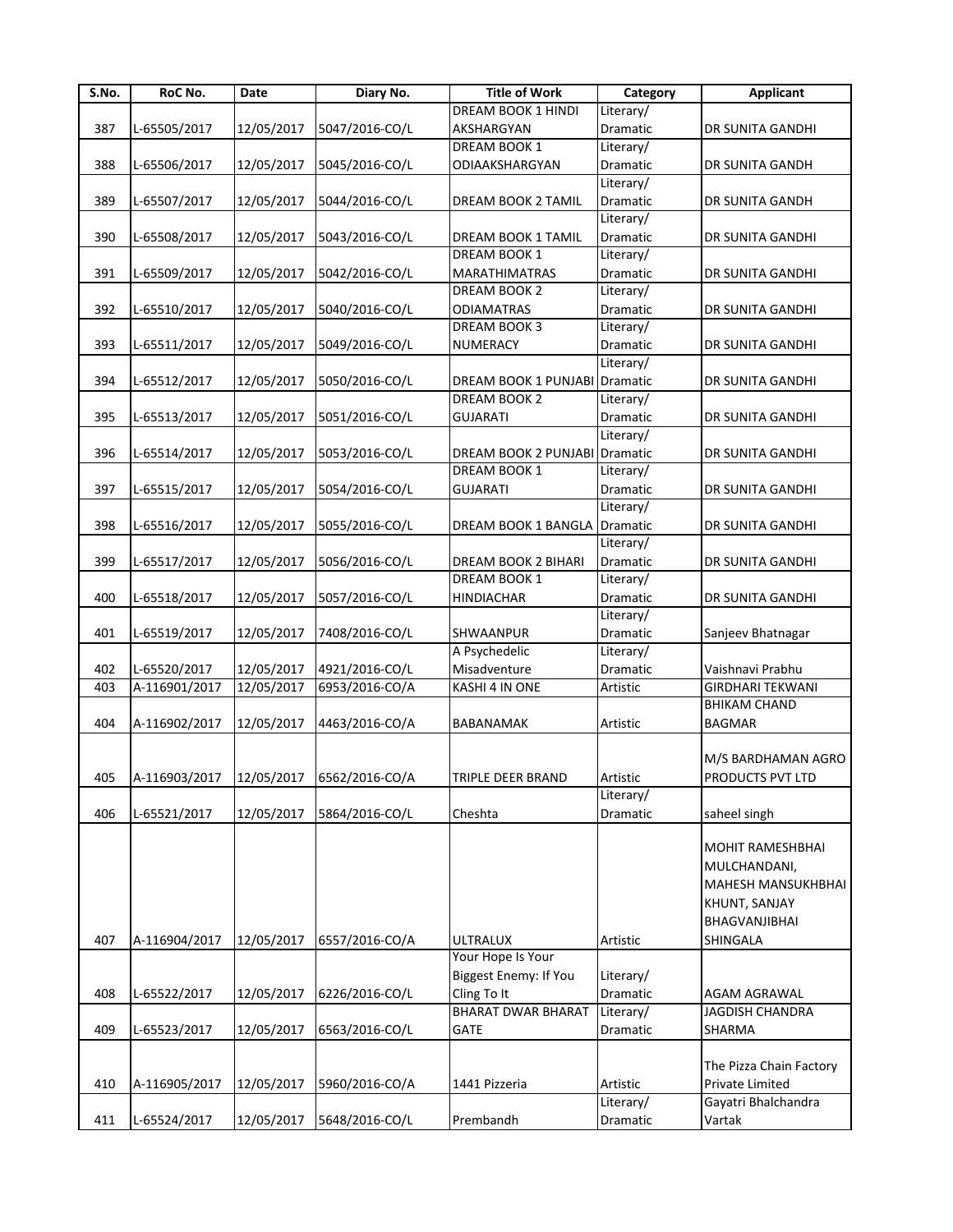| S.No. | RoC No. | Date | Diary No. | Title of Work | Category | Applicant |
|---|---|---|---|---|---|---|
| 387 | L-65505/2017 | 12/05/2017 | 5047/2016-CO/L | DREAM BOOK 1 HINDI AKSHARGYAN | Literary/ Dramatic | DR SUNITA GANDHI |
| 388 | L-65506/2017 | 12/05/2017 | 5045/2016-CO/L | DREAM BOOK 1 ODIAAKSHARGYAN | Literary/ Dramatic | DR SUNITA GANDH |
| 389 | L-65507/2017 | 12/05/2017 | 5044/2016-CO/L | DREAM BOOK 2 TAMIL | Literary/ Dramatic | DR SUNITA GANDH |
| 390 | L-65508/2017 | 12/05/2017 | 5043/2016-CO/L | DREAM BOOK 1 TAMIL | Literary/ Dramatic | DR SUNITA GANDHI |
| 391 | L-65509/2017 | 12/05/2017 | 5042/2016-CO/L | DREAM BOOK 1 MARATHIMATRAS | Literary/ Dramatic | DR SUNITA GANDHI |
| 392 | L-65510/2017 | 12/05/2017 | 5040/2016-CO/L | DREAM BOOK 2 ODIAMATRAS | Literary/ Dramatic | DR SUNITA GANDHI |
| 393 | L-65511/2017 | 12/05/2017 | 5049/2016-CO/L | DREAM BOOK 3 NUMERACY | Literary/ Dramatic | DR SUNITA GANDHI |
| 394 | L-65512/2017 | 12/05/2017 | 5050/2016-CO/L | DREAM BOOK 1 PUNJABI | Literary/ Dramatic | DR SUNITA GANDHI |
| 395 | L-65513/2017 | 12/05/2017 | 5051/2016-CO/L | DREAM BOOK 2 GUJARATI | Literary/ Dramatic | DR SUNITA GANDHI |
| 396 | L-65514/2017 | 12/05/2017 | 5053/2016-CO/L | DREAM BOOK 2 PUNJABI | Literary/ Dramatic | DR SUNITA GANDHI |
| 397 | L-65515/2017 | 12/05/2017 | 5054/2016-CO/L | DREAM BOOK 1 GUJARATI | Literary/ Dramatic | DR SUNITA GANDHI |
| 398 | L-65516/2017 | 12/05/2017 | 5055/2016-CO/L | DREAM BOOK 1 BANGLA | Literary/ Dramatic | DR SUNITA GANDHI |
| 399 | L-65517/2017 | 12/05/2017 | 5056/2016-CO/L | DREAM BOOK 2 BIHARI | Literary/ Dramatic | DR SUNITA GANDHI |
| 400 | L-65518/2017 | 12/05/2017 | 5057/2016-CO/L | DREAM BOOK 1 HINDIACHAR | Literary/ Dramatic | DR SUNITA GANDHI |
| 401 | L-65519/2017 | 12/05/2017 | 7408/2016-CO/L | SHWAANPUR | Literary/ Dramatic | Sanjeev Bhatnagar |
| 402 | L-65520/2017 | 12/05/2017 | 4921/2016-CO/L | A Psychedelic Misadventure | Literary/ Dramatic | Vaishnavi Prabhu |
| 403 | A-116901/2017 | 12/05/2017 | 6953/2016-CO/A | KASHI 4 IN ONE | Artistic | GIRDHARI TEKWANI |
| 404 | A-116902/2017 | 12/05/2017 | 4463/2016-CO/A | BABANAMAK | Artistic | BHIKAM CHAND BAGMAR |
| 405 | A-116903/2017 | 12/05/2017 | 6562/2016-CO/A | TRIPLE DEER BRAND | Artistic | M/S BARDHAMAN AGRO PRODUCTS PVT LTD |
| 406 | L-65521/2017 | 12/05/2017 | 5864/2016-CO/L | Cheshta | Literary/ Dramatic | saheel singh |
| 407 | A-116904/2017 | 12/05/2017 | 6557/2016-CO/A | ULTRALUX | Artistic | MOHIT RAMESHBHAI MULCHANDANI, MAHESH MANSUKHBHAI KHUNT, SANJAY BHAGVANJIBHAI SHINGALA |
| 408 | L-65522/2017 | 12/05/2017 | 6226/2016-CO/L | Your Hope Is Your Biggest Enemy: If You Cling To It | Literary/ Dramatic | AGAM AGRAWAL |
| 409 | L-65523/2017 | 12/05/2017 | 6563/2016-CO/L | BHARAT DWAR BHARAT GATE | Literary/ Dramatic | JAGDISH CHANDRA SHARMA |
| 410 | A-116905/2017 | 12/05/2017 | 5960/2016-CO/A | 1441 Pizzeria | Artistic | The Pizza Chain Factory Private Limited |
| 411 | L-65524/2017 | 12/05/2017 | 5648/2016-CO/L | Prembandh | Literary/ Dramatic | Gayatri Bhalchandra Vartak |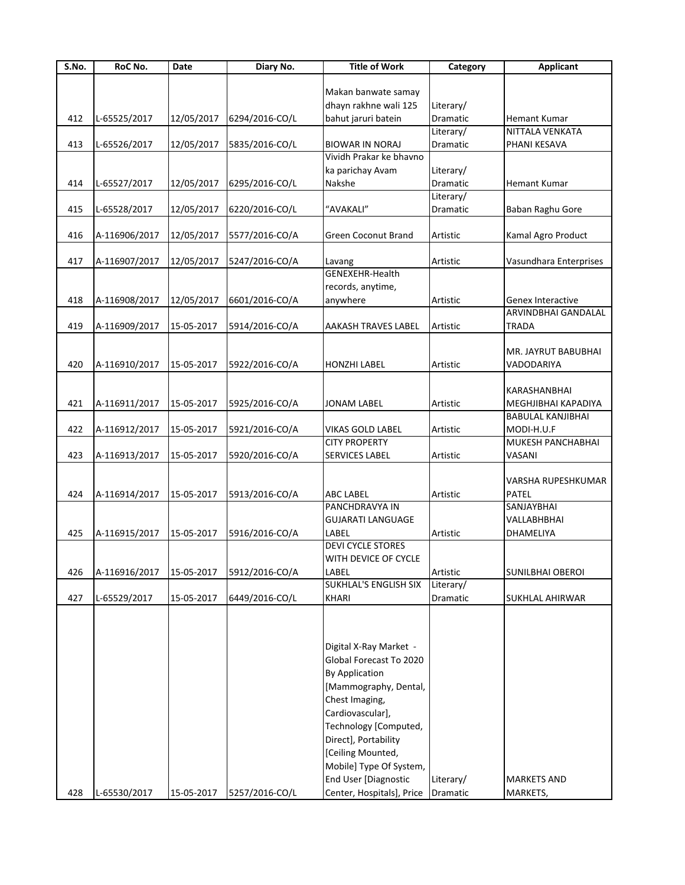| S.No. | RoC No. | Date | Diary No. | Title of Work | Category | Applicant |
|---|---|---|---|---|---|---|
| 412 | L-65525/2017 | 12/05/2017 | 6294/2016-CO/L | Makan banwate samay dhayn rakhne wali 125 bahut jaruri batein | Literary/ Dramatic | Hemant Kumar |
| 413 | L-65526/2017 | 12/05/2017 | 5835/2016-CO/L | BIOWAR IN NORAJ | Literary/ Dramatic | NITTALA VENKATA PHANI KESAVA |
| 414 | L-65527/2017 | 12/05/2017 | 6295/2016-CO/L | Vividh Prakar ke bhavno ka parichay Avam Nakshe | Literary/ Dramatic | Hemant Kumar |
| 415 | L-65528/2017 | 12/05/2017 | 6220/2016-CO/L | "AVAKALI" | Literary/ Dramatic | Baban Raghu Gore |
| 416 | A-116906/2017 | 12/05/2017 | 5577/2016-CO/A | Green Coconut Brand | Artistic | Kamal Agro Product |
| 417 | A-116907/2017 | 12/05/2017 | 5247/2016-CO/A | Lavang | Artistic | Vasundhara Enterprises |
| 418 | A-116908/2017 | 12/05/2017 | 6601/2016-CO/A | GENEXEHR-Health records, anytime, anywhere | Artistic | Genex Interactive |
| 419 | A-116909/2017 | 15-05-2017 | 5914/2016-CO/A | AAKASH TRAVES LABEL | Artistic | ARVINDBHAI GANDALAL TRADA |
| 420 | A-116910/2017 | 15-05-2017 | 5922/2016-CO/A | HONZHI LABEL | Artistic | MR. JAYRUT BABUBHAI VADODARIYA |
| 421 | A-116911/2017 | 15-05-2017 | 5925/2016-CO/A | JONAM LABEL | Artistic | KARASHANBHAI MEGHJIBHAI KAPADIYA |
| 422 | A-116912/2017 | 15-05-2017 | 5921/2016-CO/A | VIKAS GOLD LABEL | Artistic | BABULAL KANJIBHAI MODI-H.U.F |
| 423 | A-116913/2017 | 15-05-2017 | 5920/2016-CO/A | CITY PROPERTY SERVICES LABEL | Artistic | MUKESH PANCHABHAI VASANI |
| 424 | A-116914/2017 | 15-05-2017 | 5913/2016-CO/A | ABC LABEL | Artistic | VARSHA RUPESHKUMAR PATEL |
| 425 | A-116915/2017 | 15-05-2017 | 5916/2016-CO/A | PANCHDRAVYA IN GUJARATI LANGUAGE LABEL | Artistic | SANJAYBHAI VALLABHBHAI DHAMELIYA |
| 426 | A-116916/2017 | 15-05-2017 | 5912/2016-CO/A | DEVI CYCLE STORES WITH DEVICE OF CYCLE LABEL | Artistic | SUNILBHAI OBEROI |
| 427 | L-65529/2017 | 15-05-2017 | 6449/2016-CO/L | SUKHLAL'S ENGLISH SIX KHARI | Literary/ Dramatic | SUKHLAL AHIRWAR |
| 428 | L-65530/2017 | 15-05-2017 | 5257/2016-CO/L | Digital X-Ray Market - Global Forecast To 2020 By Application [Mammography, Dental, Chest Imaging, Cardiovascular], Technology [Computed, Direct], Portability [Ceiling Mounted, Mobile] Type Of System, End User [Diagnostic Center, Hospitals], Price | Literary/ Dramatic | MARKETS AND MARKETS, |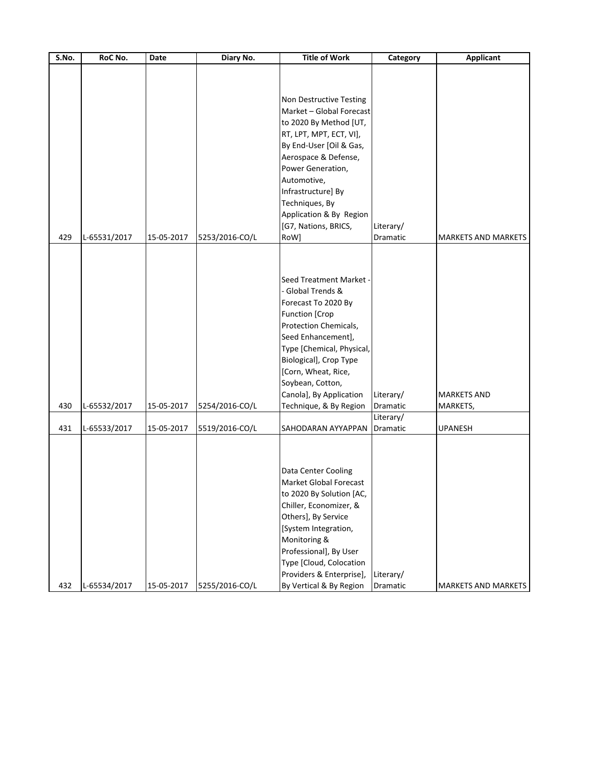| S.No. | RoC No. | Date | Diary No. | Title of Work | Category | Applicant |
|---|---|---|---|---|---|---|
| 429 | L-65531/2017 | 15-05-2017 | 5253/2016-CO/L | Non Destructive Testing Market – Global Forecast to 2020 By Method [UT, RT, LPT, MPT, ECT, VI], By End-User [Oil & Gas, Aerospace & Defense, Power Generation, Automotive, Infrastructure] By Techniques, By Application & By Region [G7, Nations, BRICS, RoW] | Literary/ Dramatic | MARKETS AND MARKETS |
| 430 | L-65532/2017 | 15-05-2017 | 5254/2016-CO/L | Seed Treatment Market -- Global Trends & Forecast To 2020 By Function [Crop Protection Chemicals, Seed Enhancement], Type [Chemical, Physical, Biological], Crop Type [Corn, Wheat, Rice, Soybean, Cotton, Canola], By Application Technique, & By Region | Literary/ Dramatic | MARKETS AND MARKETS, |
| 431 | L-65533/2017 | 15-05-2017 | 5519/2016-CO/L | SAHODARAN AYYAPPAN | Literary/ Dramatic | UPANESH |
| 432 | L-65534/2017 | 15-05-2017 | 5255/2016-CO/L | Data Center Cooling Market Global Forecast to 2020 By Solution [AC, Chiller, Economizer, & Others], By Service [System Integration, Monitoring & Professional], By User Type [Cloud, Colocation Providers & Enterprise], By Vertical & By Region | Literary/ Dramatic | MARKETS AND MARKETS |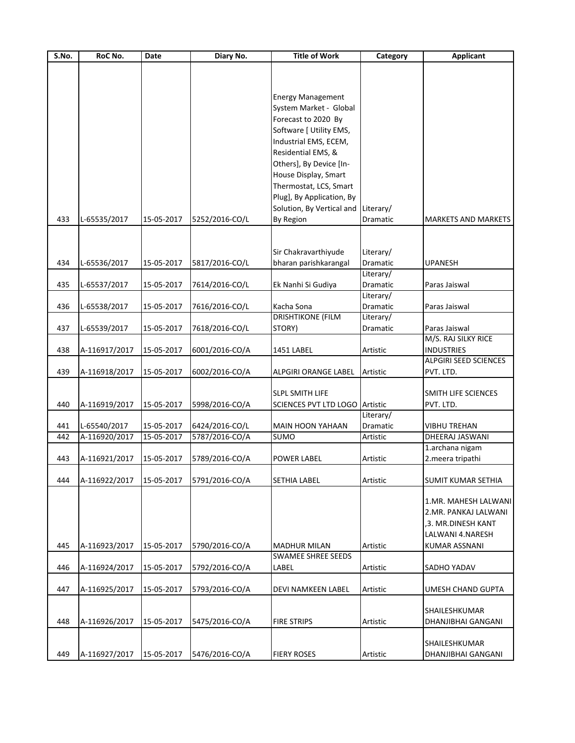| S.No. | RoC No. | Date | Diary No. | Title of Work | Category | Applicant |
|---|---|---|---|---|---|---|
| 433 | L-65535/2017 | 15-05-2017 | 5252/2016-CO/L | Energy Management System Market - Global Forecast to 2020 By Software [ Utility EMS, Industrial EMS, ECEM, Residential EMS, & Others], By Device [In-House Display, Smart Thermostat, LCS, Smart Plug], By Application, By Solution, By Vertical and By Region | Literary/ Dramatic | MARKETS AND MARKETS |
| 434 | L-65536/2017 | 15-05-2017 | 5817/2016-CO/L | Sir Chakravarthiyude bharan parishkarangal | Literary/ Dramatic | UPANESH |
| 435 | L-65537/2017 | 15-05-2017 | 7614/2016-CO/L | Ek Nanhi Si Gudiya | Literary/ Dramatic | Paras Jaiswal |
| 436 | L-65538/2017 | 15-05-2017 | 7616/2016-CO/L | Kacha Sona | Literary/ Dramatic | Paras Jaiswal |
| 437 | L-65539/2017 | 15-05-2017 | 7618/2016-CO/L | DRISHTIKONE (FILM STORY) | Literary/ Dramatic | Paras Jaiswal |
| 438 | A-116917/2017 | 15-05-2017 | 6001/2016-CO/A | 1451 LABEL | Artistic | M/S. RAJ SILKY RICE INDUSTRIES |
| 439 | A-116918/2017 | 15-05-2017 | 6002/2016-CO/A | ALPGIRI ORANGE LABEL | Artistic | ALPGIRI SEED SCIENCES PVT. LTD. |
| 440 | A-116919/2017 | 15-05-2017 | 5998/2016-CO/A | SLPL SMITH LIFE SCIENCES PVT LTD LOGO | Artistic | SMITH LIFE SCIENCES PVT. LTD. |
| 441 | L-65540/2017 | 15-05-2017 | 6424/2016-CO/L | MAIN HOON YAHAAN | Literary/ Dramatic | VIBHU TREHAN |
| 442 | A-116920/2017 | 15-05-2017 | 5787/2016-CO/A | SUMO | Artistic | DHEERAJ JASWANI |
| 443 | A-116921/2017 | 15-05-2017 | 5789/2016-CO/A | POWER LABEL | Artistic | 1.archana nigam 2.meera tripathi |
| 444 | A-116922/2017 | 15-05-2017 | 5791/2016-CO/A | SETHIA LABEL | Artistic | SUMIT KUMAR SETHIA |
| 445 | A-116923/2017 | 15-05-2017 | 5790/2016-CO/A | MADHUR MILAN | Artistic | 1.MR. MAHESH LALWANI 2.MR. PANKAJ LALWANI ,3. MR.DINESH KANT LALWANI 4.NARESH KUMAR ASSNANI |
| 446 | A-116924/2017 | 15-05-2017 | 5792/2016-CO/A | SWAMEE SHREE SEEDS LABEL | Artistic | SADHO YADAV |
| 447 | A-116925/2017 | 15-05-2017 | 5793/2016-CO/A | DEVI NAMKEEN LABEL | Artistic | UMESH CHAND GUPTA |
| 448 | A-116926/2017 | 15-05-2017 | 5475/2016-CO/A | FIRE STRIPS | Artistic | SHAILESHKUMAR DHANJIBHAI GANGANI |
| 449 | A-116927/2017 | 15-05-2017 | 5476/2016-CO/A | FIERY ROSES | Artistic | SHAILESHKUMAR DHANJIBHAI GANGANI |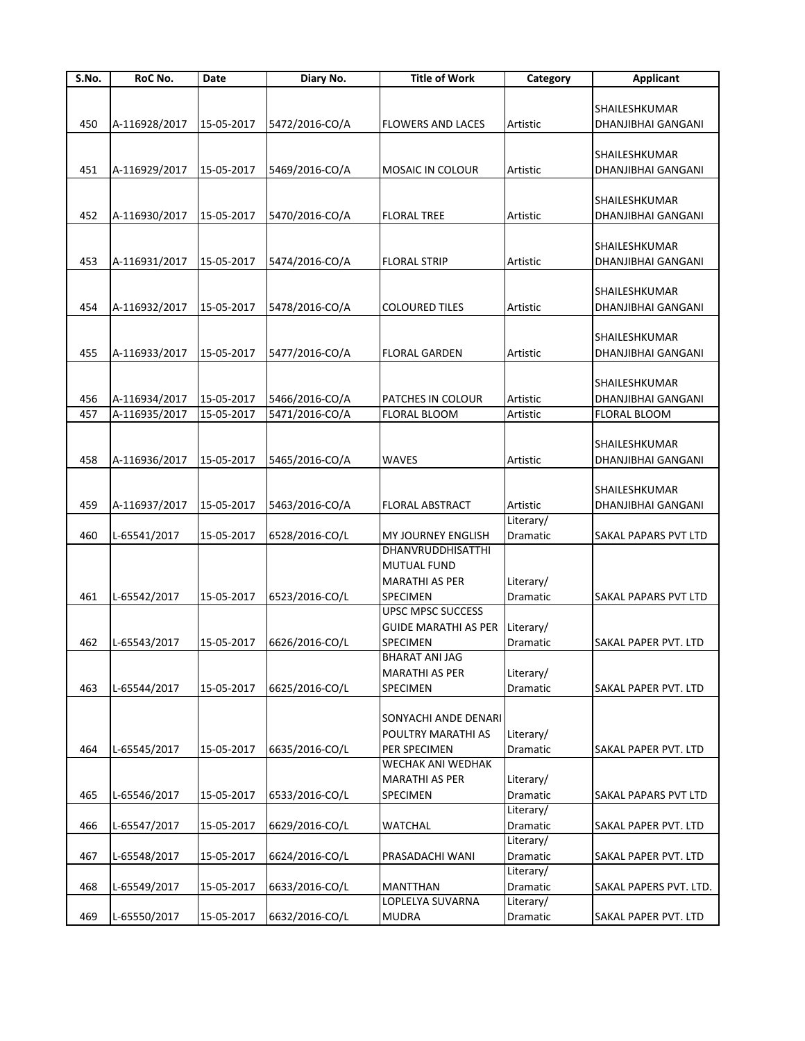| S.No. | RoC No. | Date | Diary No. | Title of Work | Category | Applicant |
|---|---|---|---|---|---|---|
| 450 | A-116928/2017 | 15-05-2017 | 5472/2016-CO/A | FLOWERS AND LACES | Artistic | SHAILESHKUMAR DHANJIBHAI GANGANI |
| 451 | A-116929/2017 | 15-05-2017 | 5469/2016-CO/A | MOSAIC IN COLOUR | Artistic | SHAILESHKUMAR DHANJIBHAI GANGANI |
| 452 | A-116930/2017 | 15-05-2017 | 5470/2016-CO/A | FLORAL TREE | Artistic | SHAILESHKUMAR DHANJIBHAI GANGANI |
| 453 | A-116931/2017 | 15-05-2017 | 5474/2016-CO/A | FLORAL STRIP | Artistic | SHAILESHKUMAR DHANJIBHAI GANGANI |
| 454 | A-116932/2017 | 15-05-2017 | 5478/2016-CO/A | COLOURED TILES | Artistic | SHAILESHKUMAR DHANJIBHAI GANGANI |
| 455 | A-116933/2017 | 15-05-2017 | 5477/2016-CO/A | FLORAL GARDEN | Artistic | SHAILESHKUMAR DHANJIBHAI GANGANI |
| 456 | A-116934/2017 | 15-05-2017 | 5466/2016-CO/A | PATCHES IN COLOUR | Artistic | SHAILESHKUMAR DHANJIBHAI GANGANI |
| 457 | A-116935/2017 | 15-05-2017 | 5471/2016-CO/A | FLORAL BLOOM | Artistic | FLORAL BLOOM |
| 458 | A-116936/2017 | 15-05-2017 | 5465/2016-CO/A | WAVES | Artistic | SHAILESHKUMAR DHANJIBHAI GANGANI |
| 459 | A-116937/2017 | 15-05-2017 | 5463/2016-CO/A | FLORAL ABSTRACT | Artistic | SHAILESHKUMAR DHANJIBHAI GANGANI |
| 460 | L-65541/2017 | 15-05-2017 | 6528/2016-CO/L | MY JOURNEY ENGLISH | Literary/ Dramatic | SAKAL PAPARS PVT LTD |
| 461 | L-65542/2017 | 15-05-2017 | 6523/2016-CO/L | DHANVRUDDHISATTHI MUTUAL FUND MARATHI AS PER SPECIMEN | Literary/ Dramatic | SAKAL PAPARS PVT LTD |
| 462 | L-65543/2017 | 15-05-2017 | 6626/2016-CO/L | UPSC MPSC SUCCESS GUIDE MARATHI AS PER SPECIMEN | Literary/ Dramatic | SAKAL PAPER PVT. LTD |
| 463 | L-65544/2017 | 15-05-2017 | 6625/2016-CO/L | BHARAT ANI JAG MARATHI AS PER SPECIMEN | Literary/ Dramatic | SAKAL PAPER PVT. LTD |
| 464 | L-65545/2017 | 15-05-2017 | 6635/2016-CO/L | SONYACHI ANDE DENARI POULTRY MARATHI AS PER SPECIMEN | Literary/ Dramatic | SAKAL PAPER PVT. LTD |
| 465 | L-65546/2017 | 15-05-2017 | 6533/2016-CO/L | WECHAK ANI WEDHAK MARATHI AS PER SPECIMEN | Literary/ Dramatic | SAKAL PAPARS PVT LTD |
| 466 | L-65547/2017 | 15-05-2017 | 6629/2016-CO/L | WATCHAL | Literary/ Dramatic | SAKAL PAPER PVT. LTD |
| 467 | L-65548/2017 | 15-05-2017 | 6624/2016-CO/L | PRASADACHI WANI | Literary/ Dramatic | SAKAL PAPER PVT. LTD |
| 468 | L-65549/2017 | 15-05-2017 | 6633/2016-CO/L | MANTTHAN | Literary/ Dramatic | SAKAL PAPERS PVT. LTD. |
| 469 | L-65550/2017 | 15-05-2017 | 6632/2016-CO/L | LOPLELYA SUVARNA MUDRA | Literary/ Dramatic | SAKAL PAPER PVT. LTD |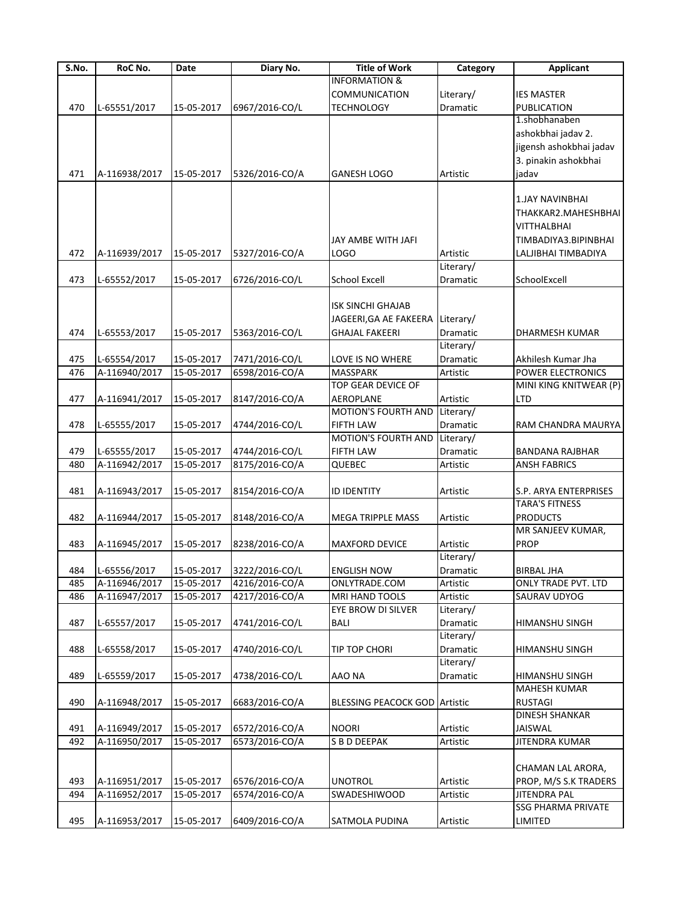| S.No. | RoC No. | Date | Diary No. | Title of Work | Category | Applicant |
|---|---|---|---|---|---|---|
| 470 | L-65551/2017 | 15-05-2017 | 6967/2016-CO/L | INFORMATION & COMMUNICATION TECHNOLOGY | Literary/ Dramatic | IES MASTER PUBLICATION |
| 471 | A-116938/2017 | 15-05-2017 | 5326/2016-CO/A | GANESH LOGO | Artistic | 1.shobhanaben ashokbhai jadav 2. jigensh ashokbhai jadav 3. pinakin ashokbhai jadav |
| 472 | A-116939/2017 | 15-05-2017 | 5327/2016-CO/A | JAY AMBE WITH JAFI LOGO | Artistic | 1.JAY NAVINBHAI THAKKAR2.MAHESHBHAI VITTHALBHAI TIMBADIYA3.BIPINBHAI LALJIBHAI TIMBADIYA |
| 473 | L-65552/2017 | 15-05-2017 | 6726/2016-CO/L | School Excell | Literary/ Dramatic | SchoolExcell |
| 474 | L-65553/2017 | 15-05-2017 | 5363/2016-CO/L | ISK SINCHI GHAJAB JAGEERI,GA AE FAKEERA GHAJAL FAKEERI | Literary/ Dramatic | DHARMESH KUMAR |
| 475 | L-65554/2017 | 15-05-2017 | 7471/2016-CO/L | LOVE IS NO WHERE | Literary/ Dramatic | Akhilesh Kumar Jha |
| 476 | A-116940/2017 | 15-05-2017 | 6598/2016-CO/A | MASSPARK | Artistic | POWER ELECTRONICS |
| 477 | A-116941/2017 | 15-05-2017 | 8147/2016-CO/A | TOP GEAR DEVICE OF AEROPLANE | Artistic | MINI KING KNITWEAR (P) LTD |
| 478 | L-65555/2017 | 15-05-2017 | 4744/2016-CO/L | MOTION'S FOURTH AND FIFTH LAW | Literary/ Dramatic | RAM CHANDRA MAURYA |
| 479 | L-65555/2017 | 15-05-2017 | 4744/2016-CO/L | MOTION'S FOURTH AND FIFTH LAW | Literary/ Dramatic | BANDANA RAJBHAR |
| 480 | A-116942/2017 | 15-05-2017 | 8175/2016-CO/A | QUEBEC | Artistic | ANSH FABRICS |
| 481 | A-116943/2017 | 15-05-2017 | 8154/2016-CO/A | ID IDENTITY | Artistic | S.P. ARYA ENTERPRISES |
| 482 | A-116944/2017 | 15-05-2017 | 8148/2016-CO/A | MEGA TRIPPLE MASS | Artistic | TARA'S FITNESS PRODUCTS |
| 483 | A-116945/2017 | 15-05-2017 | 8238/2016-CO/A | MAXFORD DEVICE | Artistic | MR SANJEEV KUMAR, PROP |
| 484 | L-65556/2017 | 15-05-2017 | 3222/2016-CO/L | ENGLISH NOW | Literary/ Dramatic | BIRBAL JHA |
| 485 | A-116946/2017 | 15-05-2017 | 4216/2016-CO/A | ONLYTRADE.COM | Artistic | ONLY TRADE PVT. LTD |
| 486 | A-116947/2017 | 15-05-2017 | 4217/2016-CO/A | MRI HAND TOOLS | Artistic | SAURAV UDYOG |
| 487 | L-65557/2017 | 15-05-2017 | 4741/2016-CO/L | EYE BROW DI SILVER BALI | Literary/ Dramatic | HIMANSHU SINGH |
| 488 | L-65558/2017 | 15-05-2017 | 4740/2016-CO/L | TIP TOP CHORI | Literary/ Dramatic | HIMANSHU SINGH |
| 489 | L-65559/2017 | 15-05-2017 | 4738/2016-CO/L | AAO NA | Literary/ Dramatic | HIMANSHU SINGH |
| 490 | A-116948/2017 | 15-05-2017 | 6683/2016-CO/A | BLESSING PEACOCK GOD | Artistic | MAHESH KUMAR RUSTAGI |
| 491 | A-116949/2017 | 15-05-2017 | 6572/2016-CO/A | NOORI | Artistic | DINESH SHANKAR JAISWAL |
| 492 | A-116950/2017 | 15-05-2017 | 6573/2016-CO/A | S B D DEEPAK | Artistic | JITENDRA KUMAR |
| 493 | A-116951/2017 | 15-05-2017 | 6576/2016-CO/A | UNOTROL | Artistic | CHAMAN LAL ARORA, PROP, M/S S.K TRADERS |
| 494 | A-116952/2017 | 15-05-2017 | 6574/2016-CO/A | SWADESHIWOOD | Artistic | JITENDRA PAL |
| 495 | A-116953/2017 | 15-05-2017 | 6409/2016-CO/A | SATMOLA PUDINA | Artistic | SSG PHARMA PRIVATE LIMITED |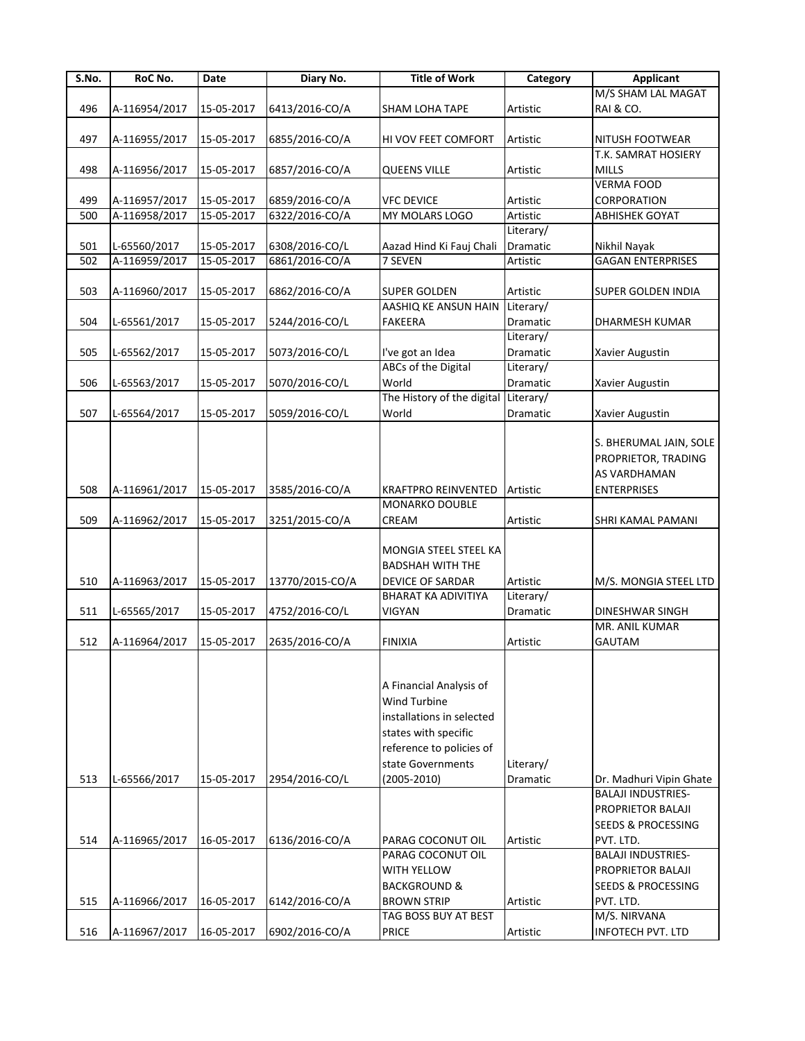| S.No. | RoC No. | Date | Diary No. | Title of Work | Category | Applicant |
|---|---|---|---|---|---|---|
| 496 | A-116954/2017 | 15-05-2017 | 6413/2016-CO/A | SHAM LOHA TAPE | Artistic | M/S SHAM LAL MAGAT RAI & CO. |
| 497 | A-116955/2017 | 15-05-2017 | 6855/2016-CO/A | HI VOV FEET COMFORT | Artistic | NITUSH FOOTWEAR |
| 498 | A-116956/2017 | 15-05-2017 | 6857/2016-CO/A | QUEENS VILLE | Artistic | T.K. SAMRAT HOSIERY MILLS |
| 499 | A-116957/2017 | 15-05-2017 | 6859/2016-CO/A | VFC DEVICE | Artistic | VERMA FOOD CORPORATION |
| 500 | A-116958/2017 | 15-05-2017 | 6322/2016-CO/A | MY MOLARS LOGO | Artistic | ABHISHEK GOYAT |
| 501 | L-65560/2017 | 15-05-2017 | 6308/2016-CO/L | Aazad Hind Ki Fauj Chali | Literary/ Dramatic | Nikhil Nayak |
| 502 | A-116959/2017 | 15-05-2017 | 6861/2016-CO/A | 7 SEVEN | Artistic | GAGAN ENTERPRISES |
| 503 | A-116960/2017 | 15-05-2017 | 6862/2016-CO/A | SUPER GOLDEN | Artistic | SUPER GOLDEN INDIA |
| 504 | L-65561/2017 | 15-05-2017 | 5244/2016-CO/L | AASHIQ KE ANSUN HAIN FAKEERA | Literary/ Dramatic | DHARMESH KUMAR |
| 505 | L-65562/2017 | 15-05-2017 | 5073/2016-CO/L | I've got an Idea | Literary/ Dramatic | Xavier Augustin |
| 506 | L-65563/2017 | 15-05-2017 | 5070/2016-CO/L | ABCs of the Digital World | Literary/ Dramatic | Xavier Augustin |
| 507 | L-65564/2017 | 15-05-2017 | 5059/2016-CO/L | The History of the digital World | Literary/ Dramatic | Xavier Augustin |
| 508 | A-116961/2017 | 15-05-2017 | 3585/2016-CO/A | KRAFTPRO REINVENTED | Artistic | S. BHERUMAL JAIN, SOLE PROPRIETOR, TRADING AS VARDHAMAN ENTERPRISES |
| 509 | A-116962/2017 | 15-05-2017 | 3251/2015-CO/A | MONARKO DOUBLE CREAM | Artistic | SHRI KAMAL PAMANI |
| 510 | A-116963/2017 | 15-05-2017 | 13770/2015-CO/A | MONGIA STEEL STEEL KA BADSHAH WITH THE DEVICE OF SARDAR | Artistic | M/S. MONGIA STEEL LTD |
| 511 | L-65565/2017 | 15-05-2017 | 4752/2016-CO/L | BHARAT KA ADIVITIYA VIGYAN | Literary/ Dramatic | DINESHWAR SINGH |
| 512 | A-116964/2017 | 15-05-2017 | 2635/2016-CO/A | FINIXIA | Artistic | MR. ANIL KUMAR GAUTAM |
| 513 | L-65566/2017 | 15-05-2017 | 2954/2016-CO/L | A Financial Analysis of Wind Turbine installations in selected states with specific reference to policies of state Governments (2005-2010) | Literary/ Dramatic | Dr. Madhuri Vipin Ghate |
| 514 | A-116965/2017 | 16-05-2017 | 6136/2016-CO/A | PARAG COCONUT OIL | Artistic | BALAJI INDUSTRIES-PROPRIETOR BALAJI SEEDS & PROCESSING PVT. LTD. |
| 515 | A-116966/2017 | 16-05-2017 | 6142/2016-CO/A | PARAG COCONUT OIL WITH YELLOW BACKGROUND & BROWN STRIP | Artistic | BALAJI INDUSTRIES-PROPRIETOR BALAJI SEEDS & PROCESSING PVT. LTD. |
| 516 | A-116967/2017 | 16-05-2017 | 6902/2016-CO/A | TAG BOSS BUY AT BEST PRICE | Artistic | M/S. NIRVANA INFOTECH PVT. LTD |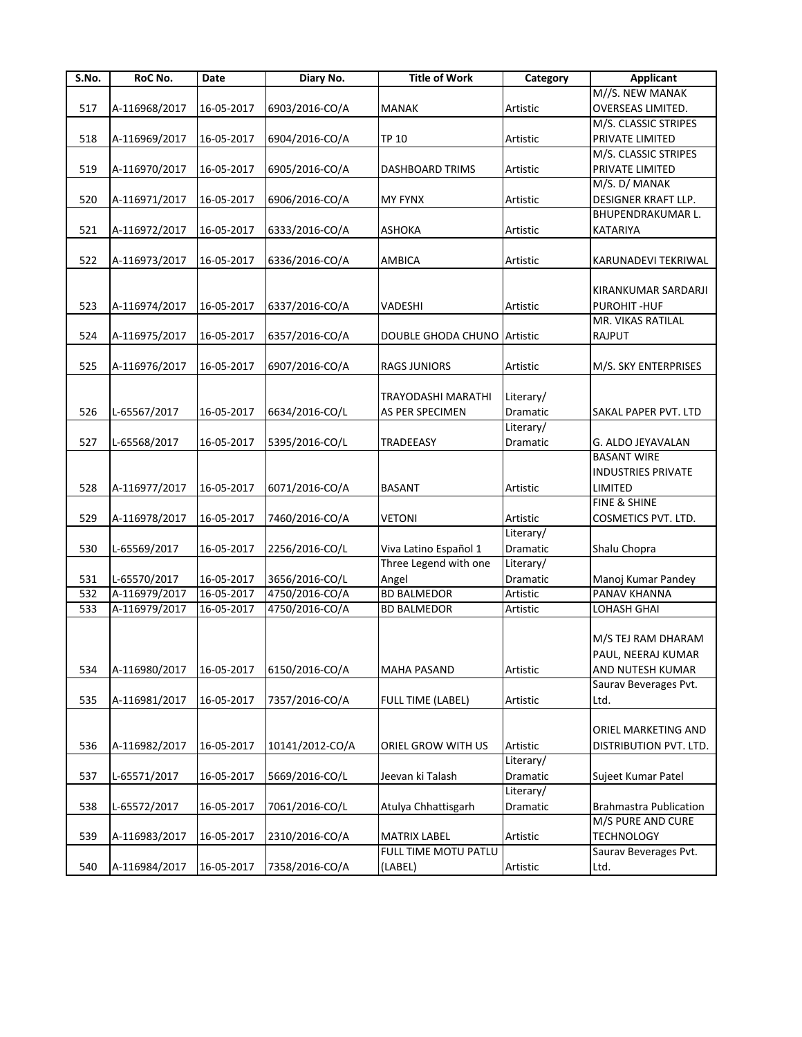| S.No. | RoC No. | Date | Diary No. | Title of Work | Category | Applicant |
|---|---|---|---|---|---|---|
| 517 | A-116968/2017 | 16-05-2017 | 6903/2016-CO/A | MANAK | Artistic | M//S. NEW MANAK OVERSEAS LIMITED. |
| 518 | A-116969/2017 | 16-05-2017 | 6904/2016-CO/A | TP 10 | Artistic | M/S. CLASSIC STRIPES PRIVATE LIMITED |
| 519 | A-116970/2017 | 16-05-2017 | 6905/2016-CO/A | DASHBOARD TRIMS | Artistic | M/S. CLASSIC STRIPES PRIVATE LIMITED |
| 520 | A-116971/2017 | 16-05-2017 | 6906/2016-CO/A | MY FYNX | Artistic | M/S. D/ MANAK DESIGNER KRAFT LLP. |
| 521 | A-116972/2017 | 16-05-2017 | 6333/2016-CO/A | ASHOKA | Artistic | BHUPENDRAKUMAR L. KATARIYA |
| 522 | A-116973/2017 | 16-05-2017 | 6336/2016-CO/A | AMBICA | Artistic | KARUNADEVI TEKRIWAL |
| 523 | A-116974/2017 | 16-05-2017 | 6337/2016-CO/A | VADESHI | Artistic | KIRANKUMAR SARDARJI PUROHIT -HUF |
| 524 | A-116975/2017 | 16-05-2017 | 6357/2016-CO/A | DOUBLE GHODA CHUNO | Artistic | MR. VIKAS RATILAL RAJPUT |
| 525 | A-116976/2017 | 16-05-2017 | 6907/2016-CO/A | RAGS JUNIORS | Artistic | M/S. SKY ENTERPRISES |
| 526 | L-65567/2017 | 16-05-2017 | 6634/2016-CO/L | TRAYODASHI MARATHI AS PER SPECIMEN | Literary/ Dramatic | SAKAL PAPER PVT. LTD |
| 527 | L-65568/2017 | 16-05-2017 | 5395/2016-CO/L | TRADEEASY | Literary/ Dramatic | G. ALDO JEYAVALAN |
| 528 | A-116977/2017 | 16-05-2017 | 6071/2016-CO/A | BASANT | Artistic | BASANT WIRE INDUSTRIES PRIVATE LIMITED |
| 529 | A-116978/2017 | 16-05-2017 | 7460/2016-CO/A | VETONI | Artistic | FINE & SHINE COSMETICS PVT. LTD. |
| 530 | L-65569/2017 | 16-05-2017 | 2256/2016-CO/L | Viva Latino Español 1 | Literary/ Dramatic | Shalu Chopra |
| 531 | L-65570/2017 | 16-05-2017 | 3656/2016-CO/L | Three Legend with one Angel | Literary/ Dramatic | Manoj Kumar Pandey |
| 532 | A-116979/2017 | 16-05-2017 | 4750/2016-CO/A | BD BALMEDOR | Artistic | PANAV KHANNA |
| 533 | A-116979/2017 | 16-05-2017 | 4750/2016-CO/A | BD BALMEDOR | Artistic | LOHASH GHAI |
| 534 | A-116980/2017 | 16-05-2017 | 6150/2016-CO/A | MAHA PASAND | Artistic | M/S TEJ RAM DHARAM PAUL, NEERAJ KUMAR AND NUTESH KUMAR |
| 535 | A-116981/2017 | 16-05-2017 | 7357/2016-CO/A | FULL TIME (LABEL) | Artistic | Saurav Beverages Pvt. Ltd. |
| 536 | A-116982/2017 | 16-05-2017 | 10141/2012-CO/A | ORIEL GROW WITH US | Artistic | ORIEL MARKETING AND DISTRIBUTION PVT. LTD. |
| 537 | L-65571/2017 | 16-05-2017 | 5669/2016-CO/L | Jeevan ki Talash | Literary/ Dramatic | Sujeet Kumar Patel |
| 538 | L-65572/2017 | 16-05-2017 | 7061/2016-CO/L | Atulya Chhattisgarh | Literary/ Dramatic | Brahmastra Publication |
| 539 | A-116983/2017 | 16-05-2017 | 2310/2016-CO/A | MATRIX LABEL | Artistic | M/S PURE AND CURE TECHNOLOGY |
| 540 | A-116984/2017 | 16-05-2017 | 7358/2016-CO/A | FULL TIME MOTU PATLU (LABEL) | Artistic | Saurav Beverages Pvt. Ltd. |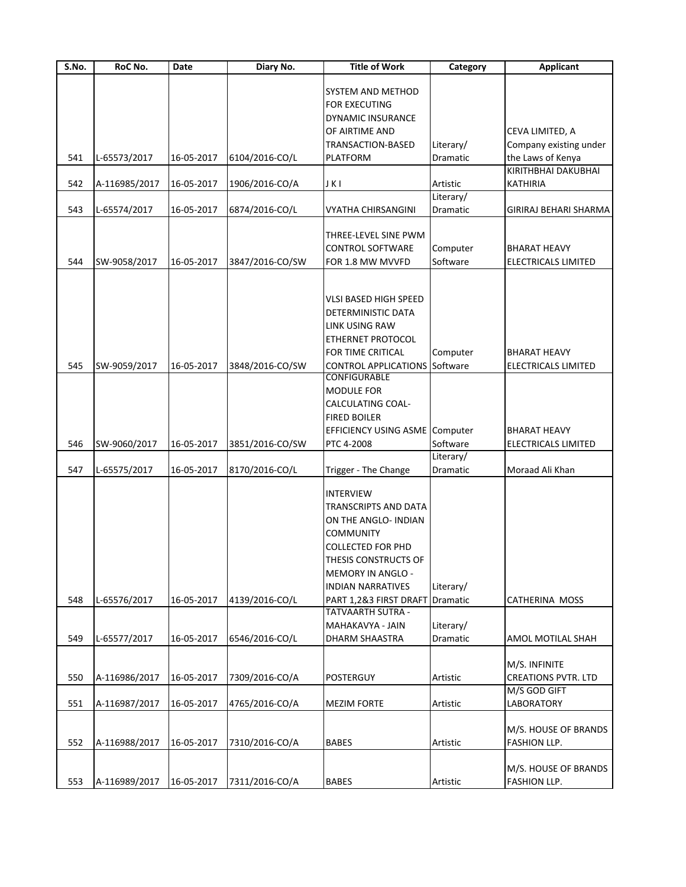| S.No. | RoC No. | Date | Diary No. | Title of Work | Category | Applicant |
|---|---|---|---|---|---|---|
| 541 | L-65573/2017 | 16-05-2017 | 6104/2016-CO/L | SYSTEM AND METHOD FOR EXECUTING DYNAMIC INSURANCE OF AIRTIME AND TRANSACTION-BASED PLATFORM | Literary/ Dramatic | CEVA LIMITED, A Company existing under the Laws of Kenya |
| 542 | A-116985/2017 | 16-05-2017 | 1906/2016-CO/A | J K I | Artistic | KIRITHBHAI DAKUBHAI KATHIRIA |
| 543 | L-65574/2017 | 16-05-2017 | 6874/2016-CO/L | VYATHA CHIRSANGINI | Literary/ Dramatic | GIRIRAJ BEHARI SHARMA |
| 544 | SW-9058/2017 | 16-05-2017 | 3847/2016-CO/SW | THREE-LEVEL SINE PWM CONTROL SOFTWARE FOR 1.8 MW MVVFD | Computer Software | BHARAT HEAVY ELECTRICALS LIMITED |
| 545 | SW-9059/2017 | 16-05-2017 | 3848/2016-CO/SW | VLSI BASED HIGH SPEED DETERMINISTIC DATA LINK USING RAW ETHERNET PROTOCOL FOR TIME CRITICAL CONTROL APPLICATIONS | Computer Software | BHARAT HEAVY ELECTRICALS LIMITED |
| 546 | SW-9060/2017 | 16-05-2017 | 3851/2016-CO/SW | CONFIGURABLE MODULE FOR CALCULATING COAL-FIRED BOILER EFFICIENCY USING ASME PTC 4-2008 | Computer Software | BHARAT HEAVY ELECTRICALS LIMITED |
| 547 | L-65575/2017 | 16-05-2017 | 8170/2016-CO/L | Trigger - The Change | Literary/ Dramatic | Moraad Ali Khan |
| 548 | L-65576/2017 | 16-05-2017 | 4139/2016-CO/L | INTERVIEW TRANSCRIPTS AND DATA ON THE ANGLO- INDIAN COMMUNITY COLLECTED FOR PHD THESIS CONSTRUCTS OF MEMORY IN ANGLO - INDIAN NARRATIVES PART 1,2&3 FIRST DRAFT | Literary/ Dramatic | CATHERINA MOSS |
| 549 | L-65577/2017 | 16-05-2017 | 6546/2016-CO/L | TATVAARTH SUTRA - MAHAKAVYA - JAIN DHARM SHAASTRA | Literary/ Dramatic | AMOL MOTILAL SHAH |
| 550 | A-116986/2017 | 16-05-2017 | 7309/2016-CO/A | POSTERGUY | Artistic | M/S. INFINITE CREATIONS PVTR. LTD |
| 551 | A-116987/2017 | 16-05-2017 | 4765/2016-CO/A | MEZIM FORTE | Artistic | M/S GOD GIFT LABORATORY |
| 552 | A-116988/2017 | 16-05-2017 | 7310/2016-CO/A | BABES | Artistic | M/S. HOUSE OF BRANDS FASHION LLP. |
| 553 | A-116989/2017 | 16-05-2017 | 7311/2016-CO/A | BABES | Artistic | M/S. HOUSE OF BRANDS FASHION LLP. |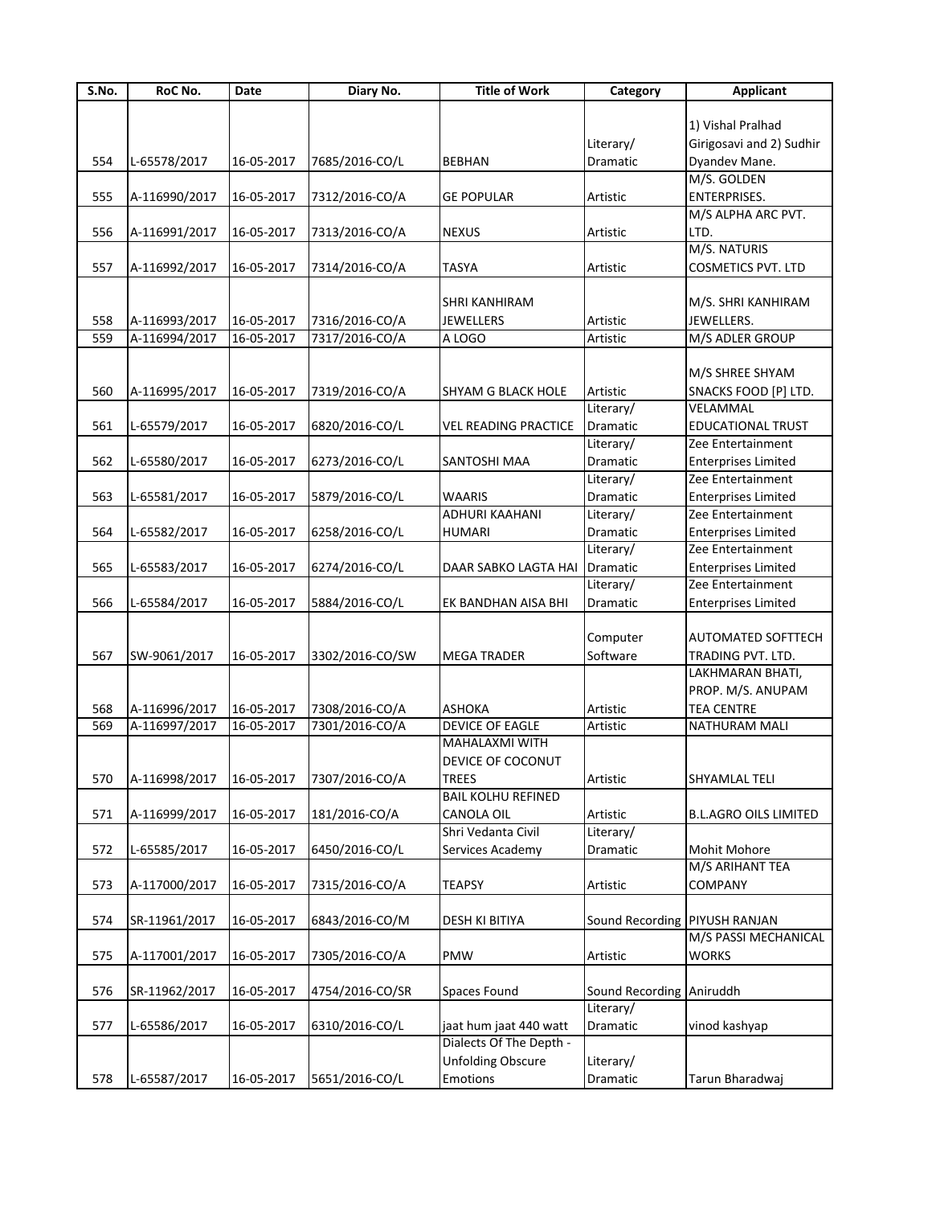| S.No. | RoC No. | Date | Diary No. | Title of Work | Category | Applicant |
|---|---|---|---|---|---|---|
| 554 | L-65578/2017 | 16-05-2017 | 7685/2016-CO/L | BEBHAN | Literary/ Dramatic | 1) Vishal Pralhad Girigosavi and 2) Sudhir Dyandev Mane. |
| 555 | A-116990/2017 | 16-05-2017 | 7312/2016-CO/A | GE POPULAR | Artistic | M/S. GOLDEN ENTERPRISES. |
| 556 | A-116991/2017 | 16-05-2017 | 7313/2016-CO/A | NEXUS | Artistic | M/S ALPHA ARC PVT. LTD. |
| 557 | A-116992/2017 | 16-05-2017 | 7314/2016-CO/A | TASYA | Artistic | M/S. NATURIS COSMETICS PVT. LTD |
| 558 | A-116993/2017 | 16-05-2017 | 7316/2016-CO/A | SHRI KANHIRAM JEWELLERS | Artistic | M/S. SHRI KANHIRAM JEWELLERS. |
| 559 | A-116994/2017 | 16-05-2017 | 7317/2016-CO/A | A LOGO | Artistic | M/S ADLER GROUP |
| 560 | A-116995/2017 | 16-05-2017 | 7319/2016-CO/A | SHYAM G BLACK HOLE | Artistic | M/S SHREE SHYAM SNACKS FOOD [P] LTD. |
| 561 | L-65579/2017 | 16-05-2017 | 6820/2016-CO/L | VEL READING PRACTICE | Literary/ Dramatic | VELAMMAL EDUCATIONAL TRUST |
| 562 | L-65580/2017 | 16-05-2017 | 6273/2016-CO/L | SANTOSHI MAA | Literary/ Dramatic | Zee Entertainment Enterprises Limited |
| 563 | L-65581/2017 | 16-05-2017 | 5879/2016-CO/L | WAARIS | Literary/ Dramatic | Zee Entertainment Enterprises Limited |
| 564 | L-65582/2017 | 16-05-2017 | 6258/2016-CO/L | ADHURI KAAHANI HUMARI | Literary/ Dramatic | Zee Entertainment Enterprises Limited |
| 565 | L-65583/2017 | 16-05-2017 | 6274/2016-CO/L | DAAR SABKO LAGTA HAI | Literary/ Dramatic | Zee Entertainment Enterprises Limited |
| 566 | L-65584/2017 | 16-05-2017 | 5884/2016-CO/L | EK BANDHAN AISA BHI | Literary/ Dramatic | Zee Entertainment Enterprises Limited |
| 567 | SW-9061/2017 | 16-05-2017 | 3302/2016-CO/SW | MEGA TRADER | Computer Software | AUTOMATED SOFTTECH TRADING PVT. LTD. |
| 568 | A-116996/2017 | 16-05-2017 | 7308/2016-CO/A | ASHOKA | Artistic | LAKHMARAN BHATI, PROP. M/S. ANUPAM TEA CENTRE |
| 569 | A-116997/2017 | 16-05-2017 | 7301/2016-CO/A | DEVICE OF EAGLE | Artistic | NATHURAM MALI |
| 570 | A-116998/2017 | 16-05-2017 | 7307/2016-CO/A | MAHALAXMI WITH DEVICE OF COCONUT TREES | Artistic | SHYAMLAL TELI |
| 571 | A-116999/2017 | 16-05-2017 | 181/2016-CO/A | BAIL KOLHU REFINED CANOLA OIL | Artistic | B.L.AGRO OILS LIMITED |
| 572 | L-65585/2017 | 16-05-2017 | 6450/2016-CO/L | Shri Vedanta Civil Services Academy | Literary/ Dramatic | Mohit Mohore |
| 573 | A-117000/2017 | 16-05-2017 | 7315/2016-CO/A | TEAPSY | Artistic | M/S ARIHANT TEA COMPANY |
| 574 | SR-11961/2017 | 16-05-2017 | 6843/2016-CO/M | DESH KI BITIYA | Sound Recording | PIYUSH RANJAN |
| 575 | A-117001/2017 | 16-05-2017 | 7305/2016-CO/A | PMW | Artistic | M/S PASSI MECHANICAL WORKS |
| 576 | SR-11962/2017 | 16-05-2017 | 4754/2016-CO/SR | Spaces Found | Sound Recording | Aniruddh |
| 577 | L-65586/2017 | 16-05-2017 | 6310/2016-CO/L | jaat hum jaat 440 watt | Literary/ Dramatic | vinod kashyap |
| 578 | L-65587/2017 | 16-05-2017 | 5651/2016-CO/L | Dialects Of The Depth - Unfolding Obscure Emotions | Literary/ Dramatic | Tarun Bharadwaj |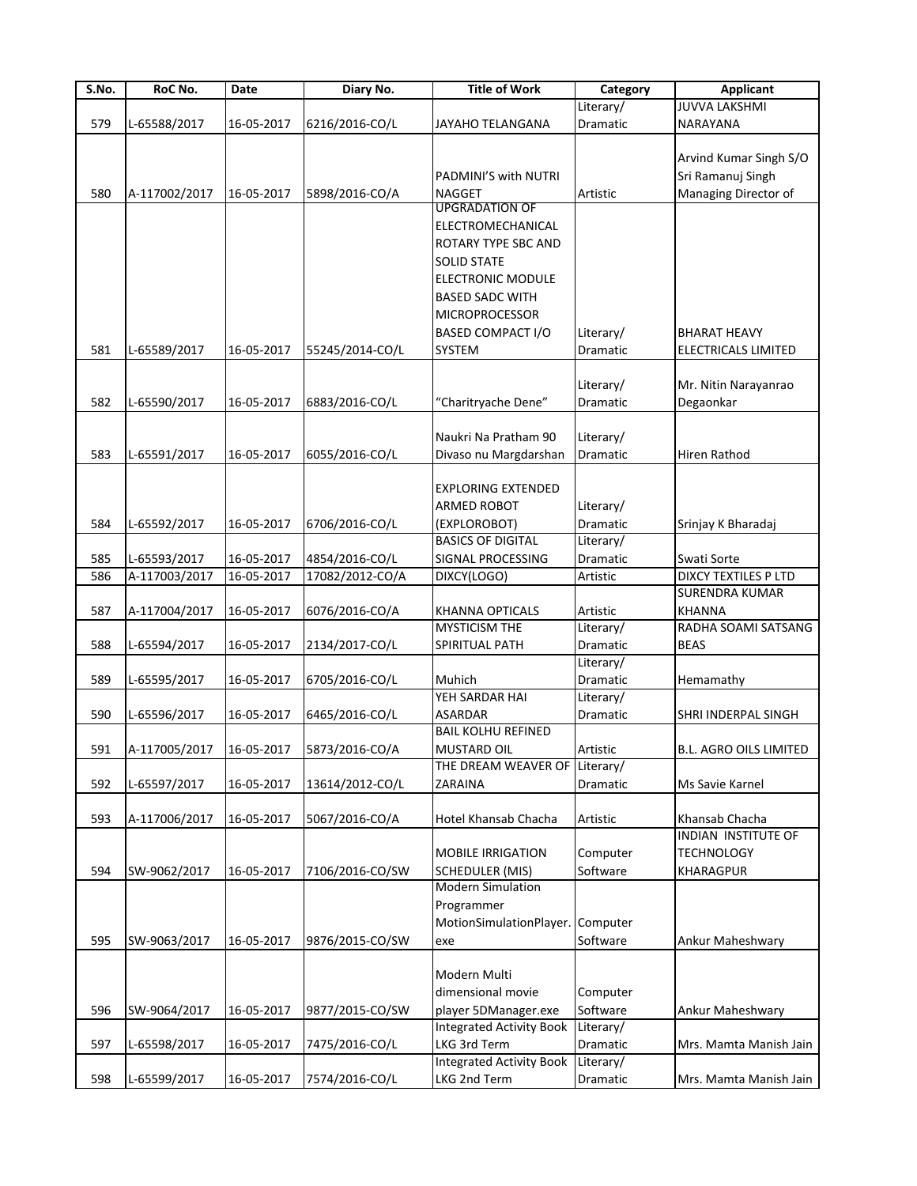| S.No. | RoC No. | Date | Diary No. | Title of Work | Category | Applicant |
|---|---|---|---|---|---|---|
| 579 | L-65588/2017 | 16-05-2017 | 6216/2016-CO/L | JAYAHO TELANGANA | Literary/ Dramatic | JUVVA LAKSHMI NARAYANA |
| 580 | A-117002/2017 | 16-05-2017 | 5898/2016-CO/A | PADMINI'S with NUTRI NAGGET | Artistic | Arvind Kumar Singh S/O Sri Ramanuj Singh Managing Director of |
| 581 | L-65589/2017 | 16-05-2017 | 55245/2014-CO/L | UPGRADATION OF ELECTROMECHANICAL ROTARY TYPE SBC AND SOLID STATE ELECTRONIC MODULE BASED SADC WITH MICROPROCESSOR BASED COMPACT I/O SYSTEM | Literary/ Dramatic | BHARAT HEAVY ELECTRICALS LIMITED |
| 582 | L-65590/2017 | 16-05-2017 | 6883/2016-CO/L | "Charitryache Dene" | Literary/ Dramatic | Mr. Nitin Narayanrao Degaonkar |
| 583 | L-65591/2017 | 16-05-2017 | 6055/2016-CO/L | Naukri Na Pratham 90 Divaso nu Margdarshan | Literary/ Dramatic | Hiren Rathod |
| 584 | L-65592/2017 | 16-05-2017 | 6706/2016-CO/L | EXPLORING EXTENDED ARMED ROBOT (EXPLOROBOT) | Literary/ Dramatic | Srinjay K Bharadaj |
| 585 | L-65593/2017 | 16-05-2017 | 4854/2016-CO/L | BASICS OF DIGITAL SIGNAL PROCESSING | Literary/ Dramatic | Swati Sorte |
| 586 | A-117003/2017 | 16-05-2017 | 17082/2012-CO/A | DIXCY(LOGO) | Artistic | DIXCY TEXTILES P LTD |
| 587 | A-117004/2017 | 16-05-2017 | 6076/2016-CO/A | KHANNA OPTICALS | Artistic | SURENDRA KUMAR KHANNA |
| 588 | L-65594/2017 | 16-05-2017 | 2134/2017-CO/L | MYSTICISM THE SPIRITUAL PATH | Literary/ Dramatic | RADHA SOAMI SATSANG BEAS |
| 589 | L-65595/2017 | 16-05-2017 | 6705/2016-CO/L | Muhich | Literary/ Dramatic | Hemamathy |
| 590 | L-65596/2017 | 16-05-2017 | 6465/2016-CO/L | YEH SARDAR HAI ASARDAR | Literary/ Dramatic | SHRI INDERPAL SINGH |
| 591 | A-117005/2017 | 16-05-2017 | 5873/2016-CO/A | BAIL KOLHU REFINED MUSTARD OIL | Artistic | B.L. AGRO OILS LIMITED |
| 592 | L-65597/2017 | 16-05-2017 | 13614/2012-CO/L | THE DREAM WEAVER OF ZARAINA | Literary/ Dramatic | Ms Savie Karnel |
| 593 | A-117006/2017 | 16-05-2017 | 5067/2016-CO/A | Hotel Khansab Chacha | Artistic | Khansab Chacha |
| 594 | SW-9062/2017 | 16-05-2017 | 7106/2016-CO/SW | MOBILE IRRIGATION SCHEDULER (MIS) | Computer Software | INDIAN INSTITUTE OF TECHNOLOGY KHARAGPUR |
| 595 | SW-9063/2017 | 16-05-2017 | 9876/2015-CO/SW | Modern Simulation Programmer MotionSimulationPlayer.exe | Computer Software | Ankur Maheshwary |
| 596 | SW-9064/2017 | 16-05-2017 | 9877/2015-CO/SW | Modern Multi dimensional movie player 5DManager.exe | Computer Software | Ankur Maheshwary |
| 597 | L-65598/2017 | 16-05-2017 | 7475/2016-CO/L | Integrated Activity Book LKG 3rd Term | Literary/ Dramatic | Mrs. Mamta Manish Jain |
| 598 | L-65599/2017 | 16-05-2017 | 7574/2016-CO/L | Integrated Activity Book LKG 2nd Term | Literary/ Dramatic | Mrs. Mamta Manish Jain |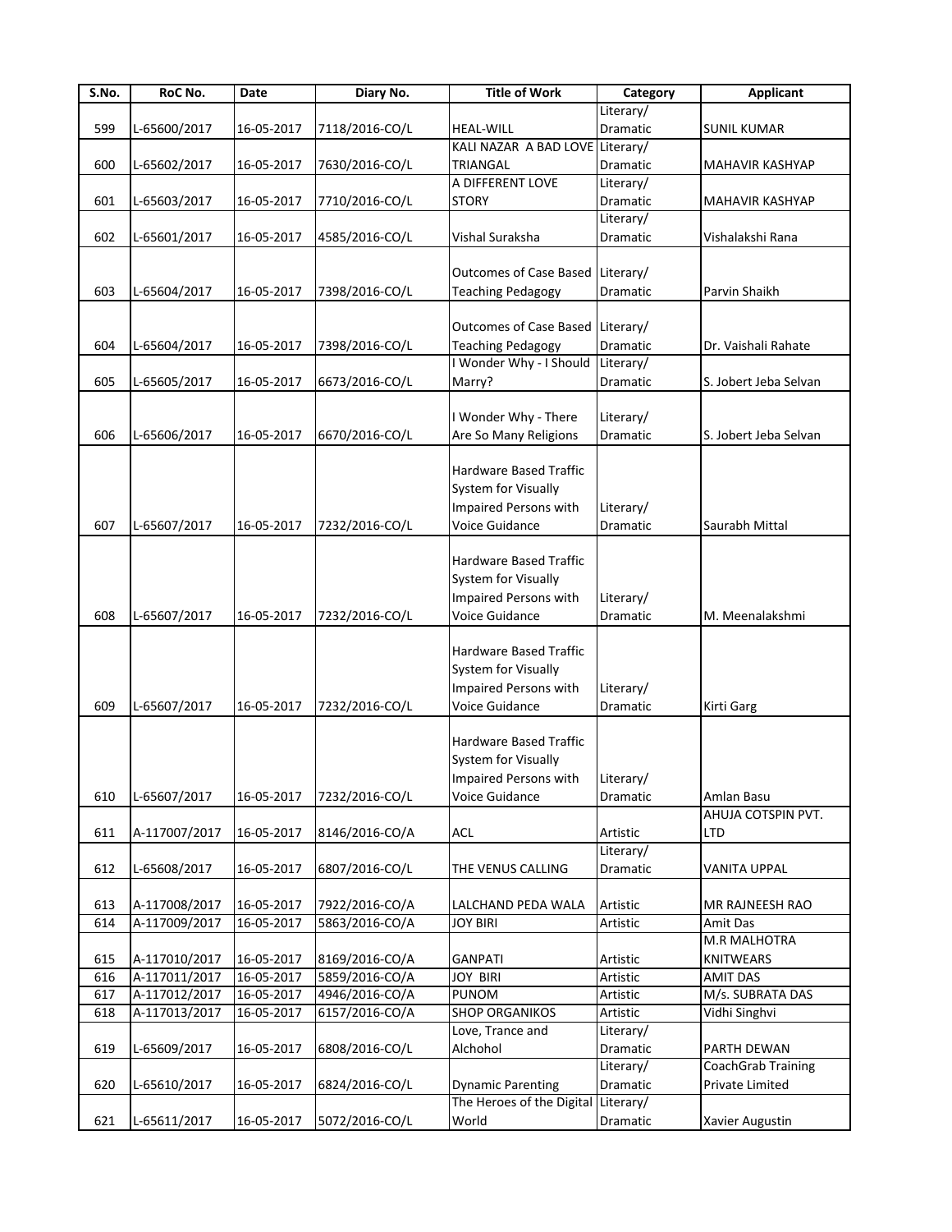| S.No. | RoC No. | Date | Diary No. | Title of Work | Category | Applicant |
|---|---|---|---|---|---|---|
| 599 | L-65600/2017 | 16-05-2017 | 7118/2016-CO/L | HEAL-WILL | Literary/ Dramatic | SUNIL KUMAR |
| 600 | L-65602/2017 | 16-05-2017 | 7630/2016-CO/L | KALI NAZAR A BAD LOVE TRIANGAL | Literary/ Dramatic | MAHAVIR KASHYAP |
| 601 | L-65603/2017 | 16-05-2017 | 7710/2016-CO/L | A DIFFERENT LOVE STORY | Literary/ Dramatic | MAHAVIR KASHYAP |
| 602 | L-65601/2017 | 16-05-2017 | 4585/2016-CO/L | Vishal Suraksha | Literary/ Dramatic | Vishalakshi Rana |
| 603 | L-65604/2017 | 16-05-2017 | 7398/2016-CO/L | Outcomes of Case Based Teaching Pedagogy | Literary/ Dramatic | Parvin Shaikh |
| 604 | L-65604/2017 | 16-05-2017 | 7398/2016-CO/L | Outcomes of Case Based Teaching Pedagogy | Literary/ Dramatic | Dr. Vaishali Rahate |
| 605 | L-65605/2017 | 16-05-2017 | 6673/2016-CO/L | I Wonder Why - I Should Marry? | Literary/ Dramatic | S. Jobert Jeba Selvan |
| 606 | L-65606/2017 | 16-05-2017 | 6670/2016-CO/L | I Wonder Why - There Are So Many Religions | Literary/ Dramatic | S. Jobert Jeba Selvan |
| 607 | L-65607/2017 | 16-05-2017 | 7232/2016-CO/L | Hardware Based Traffic System for Visually Impaired Persons with Voice Guidance | Literary/ Dramatic | Saurabh Mittal |
| 608 | L-65607/2017 | 16-05-2017 | 7232/2016-CO/L | Hardware Based Traffic System for Visually Impaired Persons with Voice Guidance | Literary/ Dramatic | M. Meenalakshmi |
| 609 | L-65607/2017 | 16-05-2017 | 7232/2016-CO/L | Hardware Based Traffic System for Visually Impaired Persons with Voice Guidance | Literary/ Dramatic | Kirti Garg |
| 610 | L-65607/2017 | 16-05-2017 | 7232/2016-CO/L | Hardware Based Traffic System for Visually Impaired Persons with Voice Guidance | Literary/ Dramatic | Amlan Basu |
| 611 | A-117007/2017 | 16-05-2017 | 8146/2016-CO/A | ACL | Artistic | AHUJA COTSPIN PVT. LTD |
| 612 | L-65608/2017 | 16-05-2017 | 6807/2016-CO/L | THE VENUS CALLING | Literary/ Dramatic | VANITA UPPAL |
| 613 | A-117008/2017 | 16-05-2017 | 7922/2016-CO/A | LALCHAND PEDA WALA | Artistic | MR RAJNEESH RAO |
| 614 | A-117009/2017 | 16-05-2017 | 5863/2016-CO/A | JOY BIRI | Artistic | Amit Das |
| 615 | A-117010/2017 | 16-05-2017 | 8169/2016-CO/A | GANPATI | Artistic | M.R MALHOTRA KNITWEARS |
| 616 | A-117011/2017 | 16-05-2017 | 5859/2016-CO/A | JOY BIRI | Artistic | AMIT DAS |
| 617 | A-117012/2017 | 16-05-2017 | 4946/2016-CO/A | PUNOM | Artistic | M/s. SUBRATA DAS |
| 618 | A-117013/2017 | 16-05-2017 | 6157/2016-CO/A | SHOP ORGANIKOS | Artistic | Vidhi Singhvi |
| 619 | L-65609/2017 | 16-05-2017 | 6808/2016-CO/L | Love, Trance and Alchohol | Literary/ Dramatic | PARTH DEWAN |
| 620 | L-65610/2017 | 16-05-2017 | 6824/2016-CO/L | Dynamic Parenting | Literary/ Dramatic | CoachGrab Training Private Limited |
| 621 | L-65611/2017 | 16-05-2017 | 5072/2016-CO/L | The Heroes of the Digital World | Literary/ Dramatic | Xavier Augustin |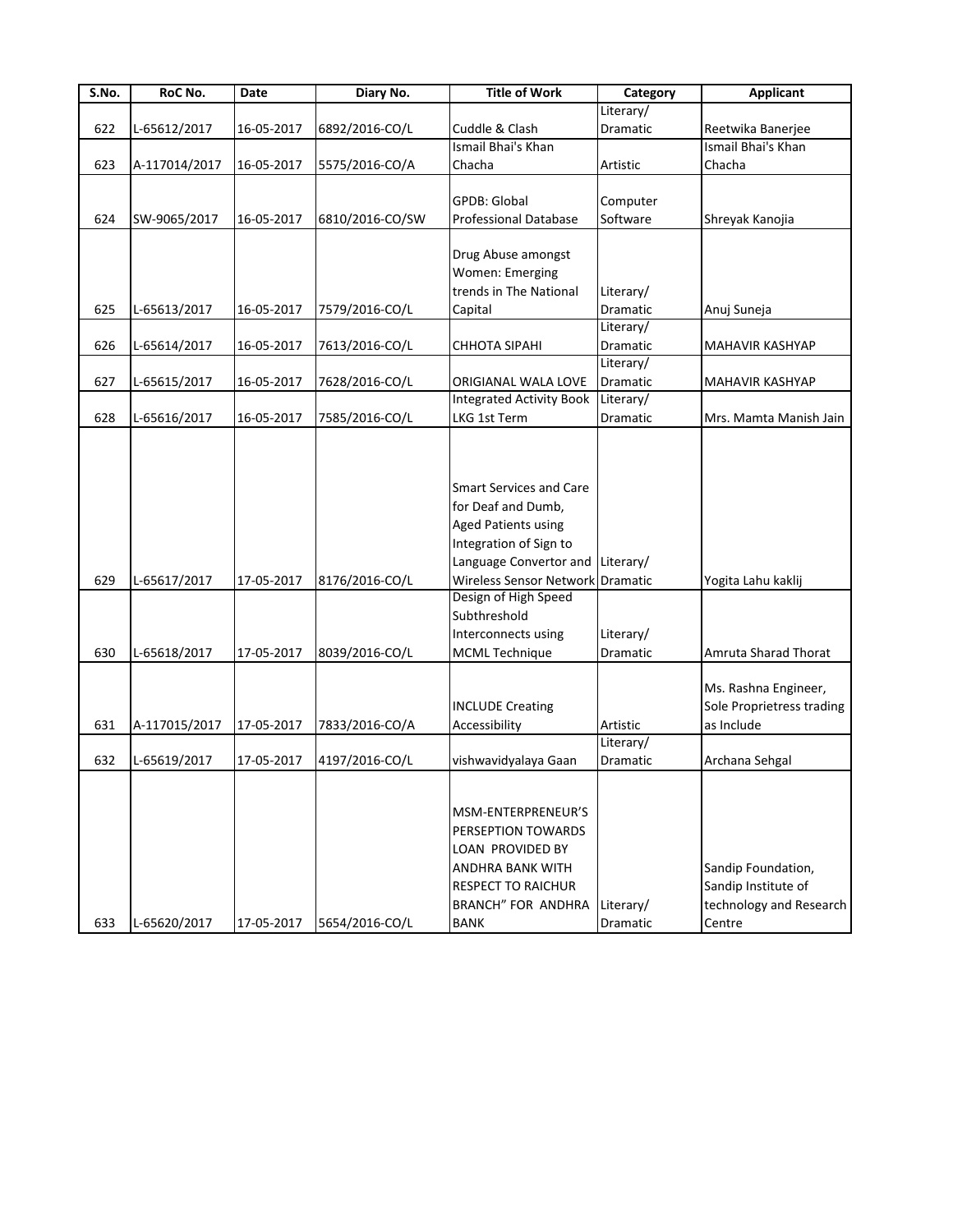| S.No. | RoC No. | Date | Diary No. | Title of Work | Category | Applicant |
|---|---|---|---|---|---|---|
| 622 | L-65612/2017 | 16-05-2017 | 6892/2016-CO/L | Cuddle & Clash | Literary/ Dramatic | Reetwika Banerjee |
| 623 | A-117014/2017 | 16-05-2017 | 5575/2016-CO/A | Ismail Bhai's Khan Chacha | Artistic | Ismail Bhai's Khan Chacha |
| 624 | SW-9065/2017 | 16-05-2017 | 6810/2016-CO/SW | GPDB: Global Professional Database | Computer Software | Shreyak Kanojia |
| 625 | L-65613/2017 | 16-05-2017 | 7579/2016-CO/L | Drug Abuse amongst Women: Emerging trends in The National Capital | Literary/ Dramatic | Anuj Suneja |
| 626 | L-65614/2017 | 16-05-2017 | 7613/2016-CO/L | CHHOTA SIPAHI | Literary/ Dramatic | MAHAVIR KASHYAP |
| 627 | L-65615/2017 | 16-05-2017 | 7628/2016-CO/L | ORIGIANAL WALA LOVE | Literary/ Dramatic | MAHAVIR KASHYAP |
| 628 | L-65616/2017 | 16-05-2017 | 7585/2016-CO/L | Integrated Activity Book LKG 1st Term | Literary/ Dramatic | Mrs. Mamta Manish Jain |
| 629 | L-65617/2017 | 17-05-2017 | 8176/2016-CO/L | Smart Services and Care for Deaf and Dumb, Aged Patients using Integration of Sign to Language Convertor and Wireless Sensor Network | Literary/ Dramatic | Yogita Lahu kaklij |
| 630 | L-65618/2017 | 17-05-2017 | 8039/2016-CO/L | Design of High Speed Subthreshold Interconnects using MCML Technique | Literary/ Dramatic | Amruta Sharad Thorat |
| 631 | A-117015/2017 | 17-05-2017 | 7833/2016-CO/A | INCLUDE Creating Accessibility | Artistic | Ms. Rashna Engineer, Sole Proprietress trading as Include |
| 632 | L-65619/2017 | 17-05-2017 | 4197/2016-CO/L | vishwavidyalaya Gaan | Literary/ Dramatic | Archana Sehgal |
| 633 | L-65620/2017 | 17-05-2017 | 5654/2016-CO/L | MSM-ENTERPRENEUR'S PERSEPTION TOWARDS LOAN PROVIDED BY ANDHRA BANK WITH RESPECT TO RAICHUR BRANCH" FOR ANDHRA BANK | Literary/ Dramatic | Sandip Foundation, Sandip Institute of technology and Research Centre |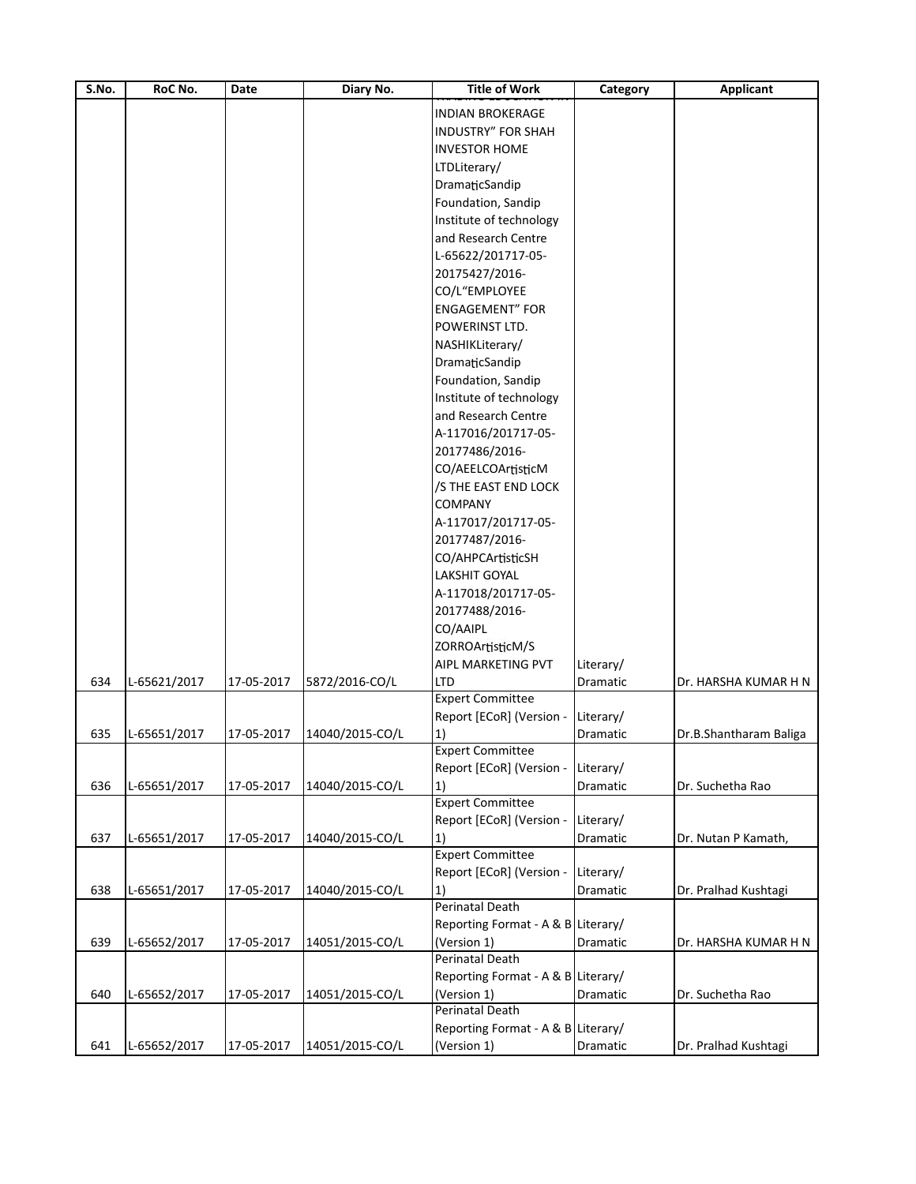| S.No. | RoC No. | Date | Diary No. | Title of Work | Category | Applicant |
|---|---|---|---|---|---|---|
| 634 | L-65621/2017 | 17-05-2017 | 5872/2016-CO/L | INDIAN BROKERAGE INDUSTRY" FOR SHAH INVESTOR HOME LTDLiterary/ DramaticSandip Foundation, Sandip Institute of technology and Research Centre L-65622/201717-05-20175427/2016-CO/L"EMPLOYEE ENGAGEMENT" FOR POWERINST LTD. NASHIKLiterary/ DramaticSandip Foundation, Sandip Institute of technology and Research Centre A-117016/201717-05-20177486/2016-CO/AEELCOArtisticM /S THE EAST END LOCK COMPANY A-117017/201717-05-20177487/2016-CO/AHPCArtisticSH LAKSHIT GOYAL A-117018/201717-05-20177488/2016-CO/AAIPL ZORROArtisticM/S AIPL MARKETING PVT LTD | Literary/ Dramatic | Dr. HARSHA KUMAR H N |
| 635 | L-65651/2017 | 17-05-2017 | 14040/2015-CO/L | Expert Committee Report [ECoR] (Version - 1) | Literary/ Dramatic | Dr.B.Shantharam Baliga |
| 636 | L-65651/2017 | 17-05-2017 | 14040/2015-CO/L | Expert Committee Report [ECoR] (Version - 1) | Literary/ Dramatic | Dr. Suchetha Rao |
| 637 | L-65651/2017 | 17-05-2017 | 14040/2015-CO/L | Expert Committee Report [ECoR] (Version - 1) | Literary/ Dramatic | Dr. Nutan P Kamath, |
| 638 | L-65651/2017 | 17-05-2017 | 14040/2015-CO/L | Expert Committee Report [ECoR] (Version - 1) | Literary/ Dramatic | Dr. Pralhad Kushtagi |
| 639 | L-65652/2017 | 17-05-2017 | 14051/2015-CO/L | Perinatal Death Reporting Format - A & B (Version 1) | Literary/ Dramatic | Dr. HARSHA KUMAR H N |
| 640 | L-65652/2017 | 17-05-2017 | 14051/2015-CO/L | Perinatal Death Reporting Format - A & B (Version 1) | Literary/ Dramatic | Dr. Suchetha Rao |
| 641 | L-65652/2017 | 17-05-2017 | 14051/2015-CO/L | Perinatal Death Reporting Format - A & B (Version 1) | Literary/ Dramatic | Dr. Pralhad Kushtagi |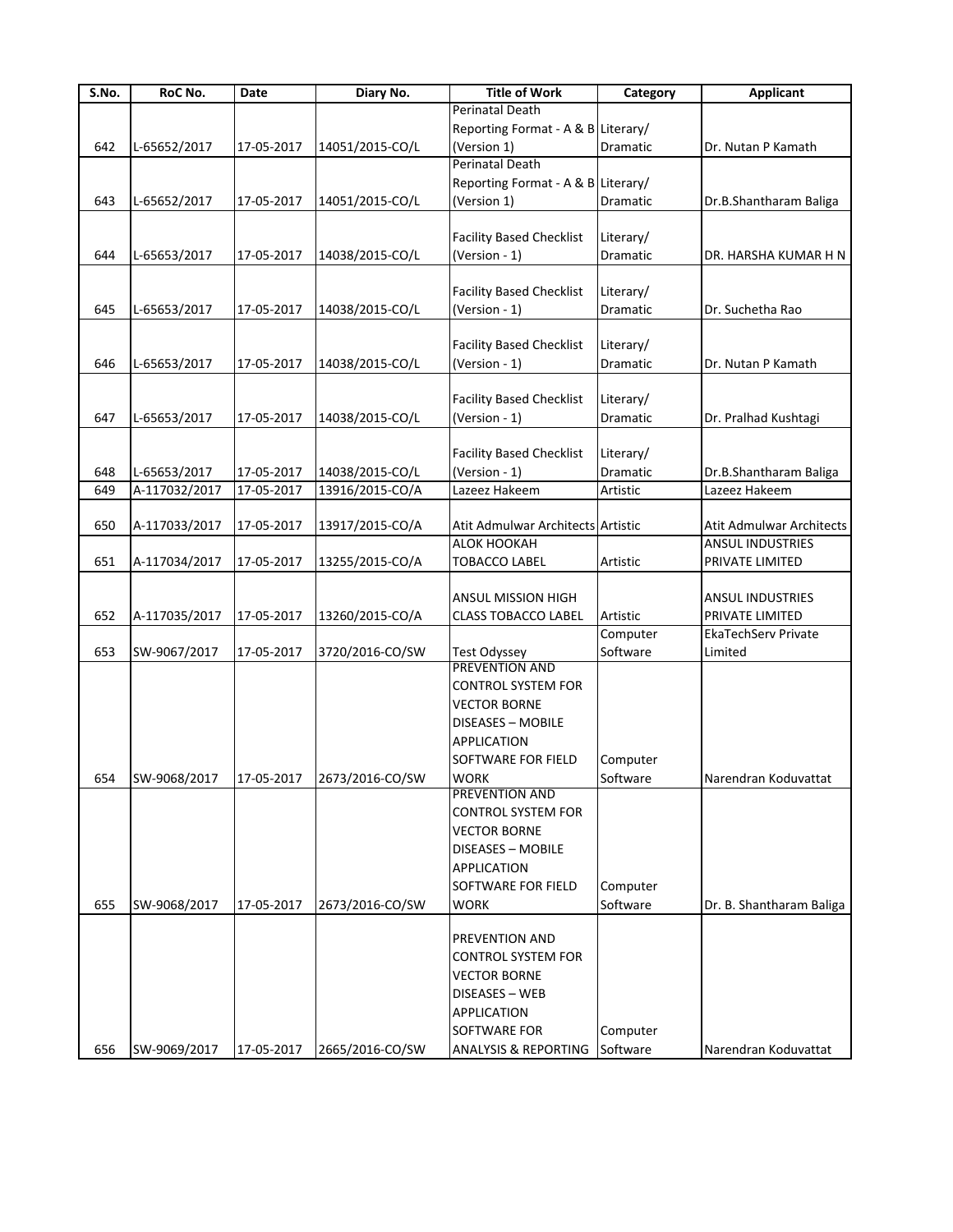| S.No. | RoC No. | Date | Diary No. | Title of Work | Category | Applicant |
|---|---|---|---|---|---|---|
| 642 | L-65652/2017 | 17-05-2017 | 14051/2015-CO/L | Perinatal Death Reporting Format - A & B (Version 1) | Literary/ Dramatic | Dr. Nutan P Kamath |
| 643 | L-65652/2017 | 17-05-2017 | 14051/2015-CO/L | Perinatal Death Reporting Format - A & B (Version 1) | Literary/ Dramatic | Dr.B.Shantharam Baliga |
| 644 | L-65653/2017 | 17-05-2017 | 14038/2015-CO/L | Facility Based Checklist (Version - 1) | Literary/ Dramatic | DR. HARSHA KUMAR H N |
| 645 | L-65653/2017 | 17-05-2017 | 14038/2015-CO/L | Facility Based Checklist (Version - 1) | Literary/ Dramatic | Dr. Suchetha Rao |
| 646 | L-65653/2017 | 17-05-2017 | 14038/2015-CO/L | Facility Based Checklist (Version - 1) | Literary/ Dramatic | Dr. Nutan P Kamath |
| 647 | L-65653/2017 | 17-05-2017 | 14038/2015-CO/L | Facility Based Checklist (Version - 1) | Literary/ Dramatic | Dr. Pralhad Kushtagi |
| 648 | L-65653/2017 | 17-05-2017 | 14038/2015-CO/L | Facility Based Checklist (Version - 1) | Literary/ Dramatic | Dr.B.Shantharam Baliga |
| 649 | A-117032/2017 | 17-05-2017 | 13916/2015-CO/A | Lazeez Hakeem | Artistic | Lazeez Hakeem |
| 650 | A-117033/2017 | 17-05-2017 | 13917/2015-CO/A | Atit Admulwar Architects | Artistic | Atit Admulwar Architects |
| 651 | A-117034/2017 | 17-05-2017 | 13255/2015-CO/A | ALOK HOOKAH TOBACCO LABEL | Artistic | ANSUL INDUSTRIES PRIVATE LIMITED |
| 652 | A-117035/2017 | 17-05-2017 | 13260/2015-CO/A | ANSUL MISSION HIGH CLASS TOBACCO LABEL | Artistic | ANSUL INDUSTRIES PRIVATE LIMITED |
| 653 | SW-9067/2017 | 17-05-2017 | 3720/2016-CO/SW | Test Odyssey | Computer Software | EkaTechServ Private Limited |
| 654 | SW-9068/2017 | 17-05-2017 | 2673/2016-CO/SW | PREVENTION AND CONTROL SYSTEM FOR VECTOR BORNE DISEASES – MOBILE APPLICATION SOFTWARE FOR FIELD WORK | Computer Software | Narendran Koduvattat |
| 655 | SW-9068/2017 | 17-05-2017 | 2673/2016-CO/SW | PREVENTION AND CONTROL SYSTEM FOR VECTOR BORNE DISEASES – MOBILE APPLICATION SOFTWARE FOR FIELD WORK | Computer Software | Dr. B. Shantharam Baliga |
| 656 | SW-9069/2017 | 17-05-2017 | 2665/2016-CO/SW | PREVENTION AND CONTROL SYSTEM FOR VECTOR BORNE DISEASES – WEB APPLICATION SOFTWARE FOR ANALYSIS & REPORTING | Computer Software | Narendran Koduvattat |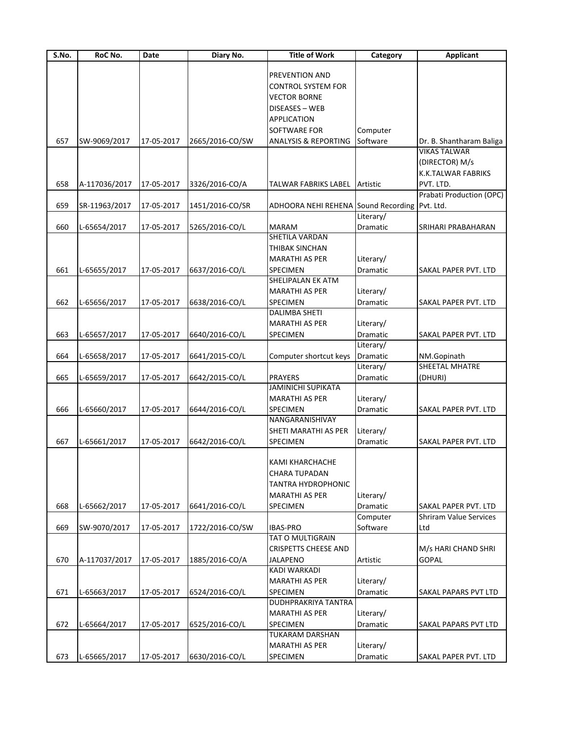| S.No. | RoC No. | Date | Diary No. | Title of Work | Category | Applicant |
|---|---|---|---|---|---|---|
| 657 | SW-9069/2017 | 17-05-2017 | 2665/2016-CO/SW | PREVENTION AND CONTROL SYSTEM FOR VECTOR BORNE DISEASES – WEB APPLICATION SOFTWARE FOR ANALYSIS & REPORTING | Computer Software | Dr. B. Shantharam Baliga |
| 658 | A-117036/2017 | 17-05-2017 | 3326/2016-CO/A | TALWAR FABRIKS LABEL | Artistic | VIKAS TALWAR (DIRECTOR) M/s K.K.TALWAR FABRIKS PVT. LTD. |
| 659 | SR-11963/2017 | 17-05-2017 | 1451/2016-CO/SR | ADHOORA NEHI REHENA | Sound Recording | Prabati Production (OPC) Pvt. Ltd. |
| 660 | L-65654/2017 | 17-05-2017 | 5265/2016-CO/L | MARAM | Literary/ Dramatic | SRIHARI PRABAHARAN |
| 661 | L-65655/2017 | 17-05-2017 | 6637/2016-CO/L | SHETILA VARDAN THIBAK SINCHAN MARATHI AS PER SPECIMEN | Literary/ Dramatic | SAKAL PAPER PVT. LTD |
| 662 | L-65656/2017 | 17-05-2017 | 6638/2016-CO/L | SHELIPALAN EK ATM MARATHI AS PER SPECIMEN | Literary/ Dramatic | SAKAL PAPER PVT. LTD |
| 663 | L-65657/2017 | 17-05-2017 | 6640/2016-CO/L | DALIMBA SHETI MARATHI AS PER SPECIMEN | Literary/ Dramatic | SAKAL PAPER PVT. LTD |
| 664 | L-65658/2017 | 17-05-2017 | 6641/2015-CO/L | Computer shortcut keys | Literary/ Dramatic | NM.Gopinath |
| 665 | L-65659/2017 | 17-05-2017 | 6642/2015-CO/L | PRAYERS | Literary/ Dramatic | SHEETAL MHATRE (DHURI) |
| 666 | L-65660/2017 | 17-05-2017 | 6644/2016-CO/L | JAMINICHI SUPIKATA MARATHI AS PER SPECIMEN | Literary/ Dramatic | SAKAL PAPER PVT. LTD |
| 667 | L-65661/2017 | 17-05-2017 | 6642/2016-CO/L | NANGARANISHIVAY SHETI MARATHI AS PER SPECIMEN | Literary/ Dramatic | SAKAL PAPER PVT. LTD |
| 668 | L-65662/2017 | 17-05-2017 | 6641/2016-CO/L | KAMI KHARCHACHE CHARA TUPADAN TANTRA HYDROPHONIC MARATHI AS PER SPECIMEN | Literary/ Dramatic | SAKAL PAPER PVT. LTD |
| 669 | SW-9070/2017 | 17-05-2017 | 1722/2016-CO/SW | IBAS-PRO | Computer Software | Shriram Value Services Ltd |
| 670 | A-117037/2017 | 17-05-2017 | 1885/2016-CO/A | TAT O MULTIGRAIN CRISPETTS CHEESE AND JALAPENO | Artistic | M/s HARI CHAND SHRI GOPAL |
| 671 | L-65663/2017 | 17-05-2017 | 6524/2016-CO/L | KADI WARKADI MARATHI AS PER SPECIMEN | Literary/ Dramatic | SAKAL PAPARS PVT LTD |
| 672 | L-65664/2017 | 17-05-2017 | 6525/2016-CO/L | DUDHPRAKRIYA TANTRA MARATHI AS PER SPECIMEN | Literary/ Dramatic | SAKAL PAPARS PVT LTD |
| 673 | L-65665/2017 | 17-05-2017 | 6630/2016-CO/L | TUKARAM DARSHAN MARATHI AS PER SPECIMEN | Literary/ Dramatic | SAKAL PAPER PVT. LTD |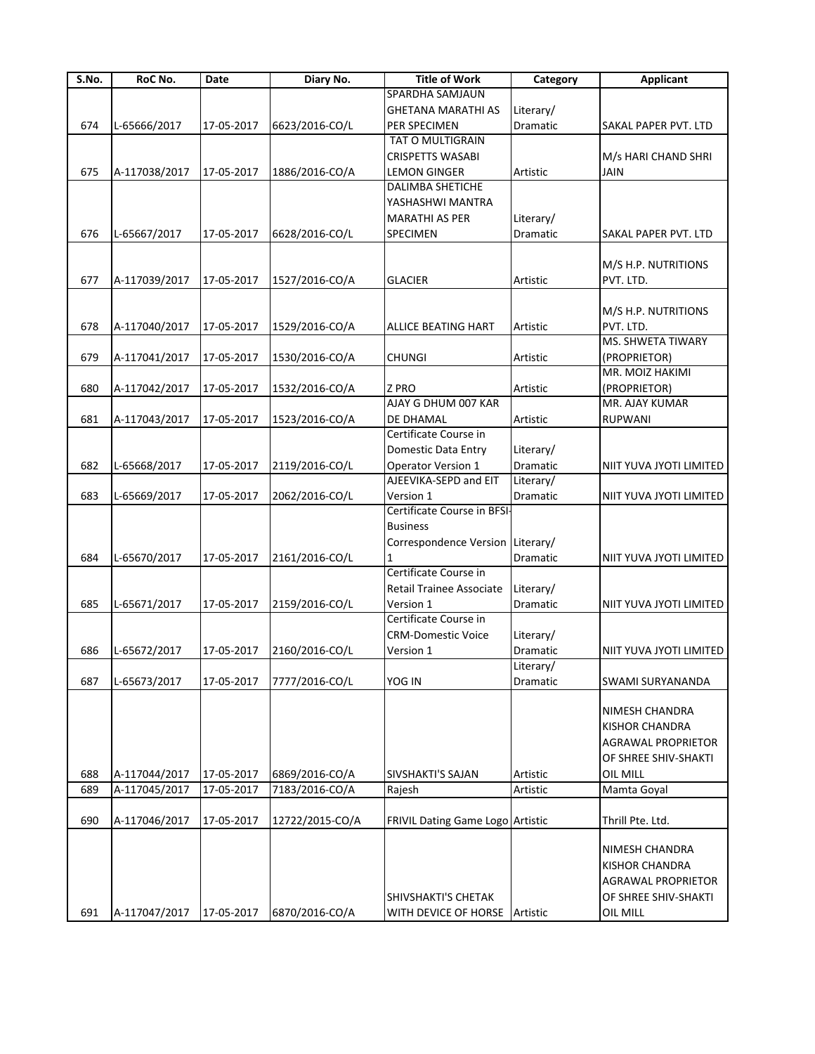| S.No. | RoC No. | Date | Diary No. | Title of Work | Category | Applicant |
|---|---|---|---|---|---|---|
| 674 | L-65666/2017 | 17-05-2017 | 6623/2016-CO/L | SPARDHA SAMJAUN GHETANA MARATHI AS PER SPECIMEN | Literary/ Dramatic | SAKAL PAPER PVT. LTD |
| 675 | A-117038/2017 | 17-05-2017 | 1886/2016-CO/A | TAT O MULTIGRAIN CRISPETTS WASABI LEMON GINGER | Artistic | M/s HARI CHAND SHRI JAIN |
| 676 | L-65667/2017 | 17-05-2017 | 6628/2016-CO/L | DALIMBA SHETICHE YASHASHWI MANTRA MARATHI AS PER SPECIMEN | Literary/ Dramatic | SAKAL PAPER PVT. LTD |
| 677 | A-117039/2017 | 17-05-2017 | 1527/2016-CO/A | GLACIER | Artistic | M/S H.P. NUTRITIONS PVT. LTD. |
| 678 | A-117040/2017 | 17-05-2017 | 1529/2016-CO/A | ALLICE BEATING HART | Artistic | M/S H.P. NUTRITIONS PVT. LTD. |
| 679 | A-117041/2017 | 17-05-2017 | 1530/2016-CO/A | CHUNGI | Artistic | MS. SHWETA TIWARY (PROPRIETOR) |
| 680 | A-117042/2017 | 17-05-2017 | 1532/2016-CO/A | Z PRO | Artistic | MR. MOIZ HAKIMI (PROPRIETOR) |
| 681 | A-117043/2017 | 17-05-2017 | 1523/2016-CO/A | AJAY G DHUM 007 KAR DE DHAMAL | Artistic | MR. AJAY KUMAR RUPWANI |
| 682 | L-65668/2017 | 17-05-2017 | 2119/2016-CO/L | Certificate Course in Domestic Data Entry Operator Version 1 | Literary/ Dramatic | NIIT YUVA JYOTI LIMITED |
| 683 | L-65669/2017 | 17-05-2017 | 2062/2016-CO/L | AJEEVIKA-SEPD and EIT Version 1 | Literary/ Dramatic | NIIT YUVA JYOTI LIMITED |
| 684 | L-65670/2017 | 17-05-2017 | 2161/2016-CO/L | Certificate Course in BFSI-Business Correspondence Version 1 | Literary/ Dramatic | NIIT YUVA JYOTI LIMITED |
| 685 | L-65671/2017 | 17-05-2017 | 2159/2016-CO/L | Certificate Course in Retail Trainee Associate Version 1 | Literary/ Dramatic | NIIT YUVA JYOTI LIMITED |
| 686 | L-65672/2017 | 17-05-2017 | 2160/2016-CO/L | Certificate Course in CRM-Domestic Voice Version 1 | Literary/ Dramatic | NIIT YUVA JYOTI LIMITED |
| 687 | L-65673/2017 | 17-05-2017 | 7777/2016-CO/L | YOG IN | Literary/ Dramatic | SWAMI SURYANANDA |
| 688 | A-117044/2017 | 17-05-2017 | 6869/2016-CO/A | SIVSHAKTI'S SAJAN | Artistic | NIMESH CHANDRA KISHOR CHANDRA AGRAWAL PROPRIETOR OF SHREE SHIV-SHAKTI OIL MILL |
| 689 | A-117045/2017 | 17-05-2017 | 7183/2016-CO/A | Rajesh | Artistic | Mamta Goyal |
| 690 | A-117046/2017 | 17-05-2017 | 12722/2015-CO/A | FRIVIL Dating Game Logo | Artistic | Thrill Pte. Ltd. |
| 691 | A-117047/2017 | 17-05-2017 | 6870/2016-CO/A | SHIVSHAKTI'S CHETAK WITH DEVICE OF HORSE | Artistic | NIMESH CHANDRA KISHOR CHANDRA AGRAWAL PROPRIETOR OF SHREE SHIV-SHAKTI OIL MILL |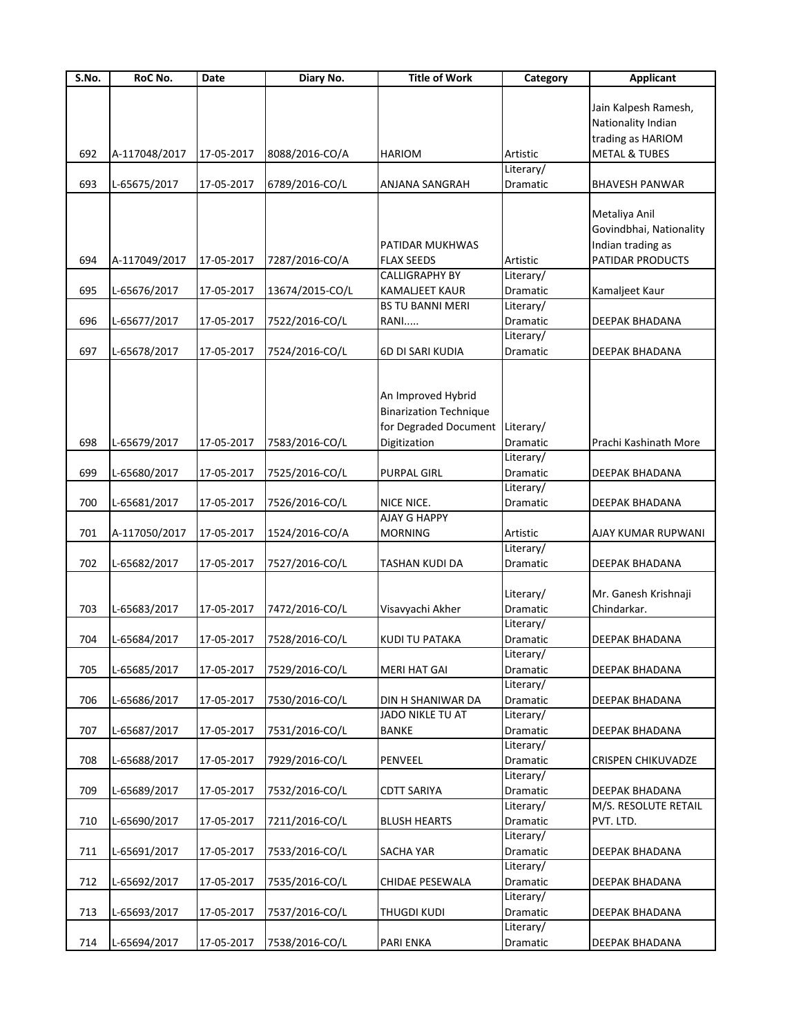| S.No. | RoC No. | Date | Diary No. | Title of Work | Category | Applicant |
|---|---|---|---|---|---|---|
| 692 | A-117048/2017 | 17-05-2017 | 8088/2016-CO/A | HARIOM | Artistic | Jain Kalpesh Ramesh, Nationality Indian trading as HARIOM METAL & TUBES |
| 693 | L-65675/2017 | 17-05-2017 | 6789/2016-CO/L | ANJANA SANGRAH | Literary/ Dramatic | BHAVESH PANWAR |
| 694 | A-117049/2017 | 17-05-2017 | 7287/2016-CO/A | PATIDAR MUKHWAS FLAX SEEDS | Artistic | Metaliya Anil Govindbhai, Nationality Indian trading as PATIDAR PRODUCTS |
| 695 | L-65676/2017 | 17-05-2017 | 13674/2015-CO/L | CALLIGRAPHY BY KAMALJEET KAUR | Literary/ Dramatic | Kamaljeet Kaur |
| 696 | L-65677/2017 | 17-05-2017 | 7522/2016-CO/L | BS TU BANNI MERI RANI..... | Literary/ Dramatic | DEEPAK BHADANA |
| 697 | L-65678/2017 | 17-05-2017 | 7524/2016-CO/L | 6D DI SARI KUDIA | Literary/ Dramatic | DEEPAK BHADANA |
| 698 | L-65679/2017 | 17-05-2017 | 7583/2016-CO/L | An Improved Hybrid Binarization Technique for Degraded Document Digitization | Literary/ Dramatic | Prachi Kashinath More |
| 699 | L-65680/2017 | 17-05-2017 | 7525/2016-CO/L | PURPAL GIRL | Literary/ Dramatic | DEEPAK BHADANA |
| 700 | L-65681/2017 | 17-05-2017 | 7526/2016-CO/L | NICE NICE. | Literary/ Dramatic | DEEPAK BHADANA |
| 701 | A-117050/2017 | 17-05-2017 | 1524/2016-CO/A | AJAY G HAPPY MORNING | Artistic | AJAY KUMAR RUPWANI |
| 702 | L-65682/2017 | 17-05-2017 | 7527/2016-CO/L | TASHAN KUDI DA | Literary/ Dramatic | DEEPAK BHADANA |
| 703 | L-65683/2017 | 17-05-2017 | 7472/2016-CO/L | Visavyachi Akher | Literary/ Dramatic | Mr. Ganesh Krishnaji Chindarkar. |
| 704 | L-65684/2017 | 17-05-2017 | 7528/2016-CO/L | KUDI TU PATAKA | Literary/ Dramatic | DEEPAK BHADANA |
| 705 | L-65685/2017 | 17-05-2017 | 7529/2016-CO/L | MERI HAT GAI | Literary/ Dramatic | DEEPAK BHADANA |
| 706 | L-65686/2017 | 17-05-2017 | 7530/2016-CO/L | DIN H SHANIWAR DA | Literary/ Dramatic | DEEPAK BHADANA |
| 707 | L-65687/2017 | 17-05-2017 | 7531/2016-CO/L | JADO NIKLE TU AT BANKE | Literary/ Dramatic | DEEPAK BHADANA |
| 708 | L-65688/2017 | 17-05-2017 | 7929/2016-CO/L | PENVEEL | Literary/ Dramatic | CRISPEN CHIKUVADZE |
| 709 | L-65689/2017 | 17-05-2017 | 7532/2016-CO/L | CDTT SARIYA | Literary/ Dramatic | DEEPAK BHADANA |
| 710 | L-65690/2017 | 17-05-2017 | 7211/2016-CO/L | BLUSH HEARTS | Literary/ Dramatic | M/S. RESOLUTE RETAIL PVT. LTD. |
| 711 | L-65691/2017 | 17-05-2017 | 7533/2016-CO/L | SACHA YAR | Literary/ Dramatic | DEEPAK BHADANA |
| 712 | L-65692/2017 | 17-05-2017 | 7535/2016-CO/L | CHIDAE PESEWALA | Literary/ Dramatic | DEEPAK BHADANA |
| 713 | L-65693/2017 | 17-05-2017 | 7537/2016-CO/L | THUGDI KUDI | Literary/ Dramatic | DEEPAK BHADANA |
| 714 | L-65694/2017 | 17-05-2017 | 7538/2016-CO/L | PARI ENKA | Literary/ Dramatic | DEEPAK BHADANA |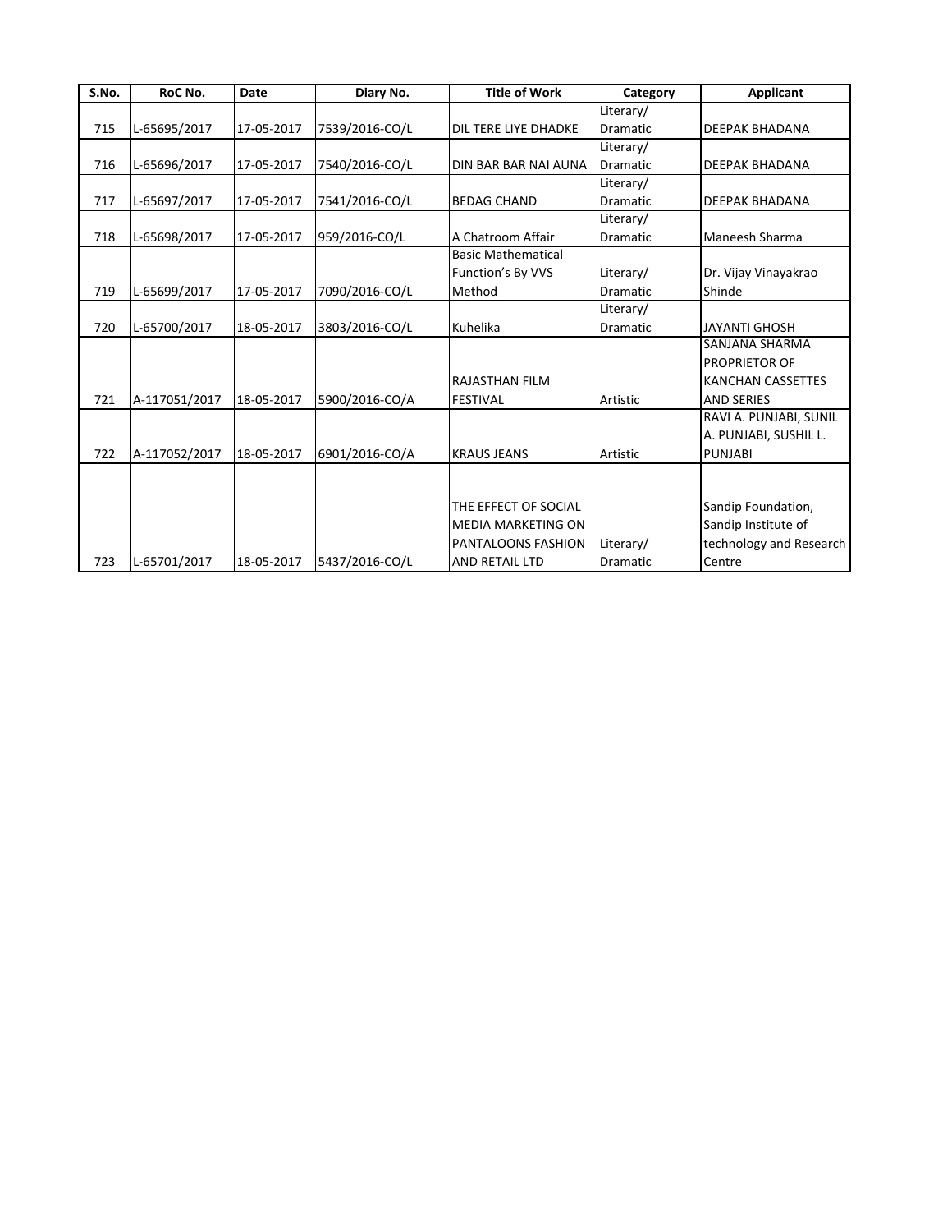| S.No. | RoC No. | Date | Diary No. | Title of Work | Category | Applicant |
|---|---|---|---|---|---|---|
| 715 | L-65695/2017 | 17-05-2017 | 7539/2016-CO/L | DIL TERE LIYE DHADKE | Literary/ Dramatic | DEEPAK BHADANA |
| 716 | L-65696/2017 | 17-05-2017 | 7540/2016-CO/L | DIN BAR BAR NAI AUNA | Literary/ Dramatic | DEEPAK BHADANA |
| 717 | L-65697/2017 | 17-05-2017 | 7541/2016-CO/L | BEDAG CHAND | Literary/ Dramatic | DEEPAK BHADANA |
| 718 | L-65698/2017 | 17-05-2017 | 959/2016-CO/L | A Chatroom Affair | Literary/ Dramatic | Maneesh Sharma |
| 719 | L-65699/2017 | 17-05-2017 | 7090/2016-CO/L | Basic Mathematical Function's By VVS Method | Literary/ Dramatic | Dr. Vijay Vinayakrao Shinde |
| 720 | L-65700/2017 | 18-05-2017 | 3803/2016-CO/L | Kuhelika | Literary/ Dramatic | JAYANTI GHOSH |
| 721 | A-117051/2017 | 18-05-2017 | 5900/2016-CO/A | RAJASTHAN FILM FESTIVAL | Artistic | SANJANA SHARMA PROPRIETOR OF KANCHAN CASSETTES AND SERIES |
| 722 | A-117052/2017 | 18-05-2017 | 6901/2016-CO/A | KRAUS JEANS | Artistic | RAVI A. PUNJABI, SUNIL A. PUNJABI, SUSHIL L. PUNJABI |
| 723 | L-65701/2017 | 18-05-2017 | 5437/2016-CO/L | THE EFFECT OF SOCIAL MEDIA MARKETING ON PANTALOONS FASHION AND RETAIL LTD | Literary/ Dramatic | Sandip Foundation, Sandip Institute of technology and Research Centre |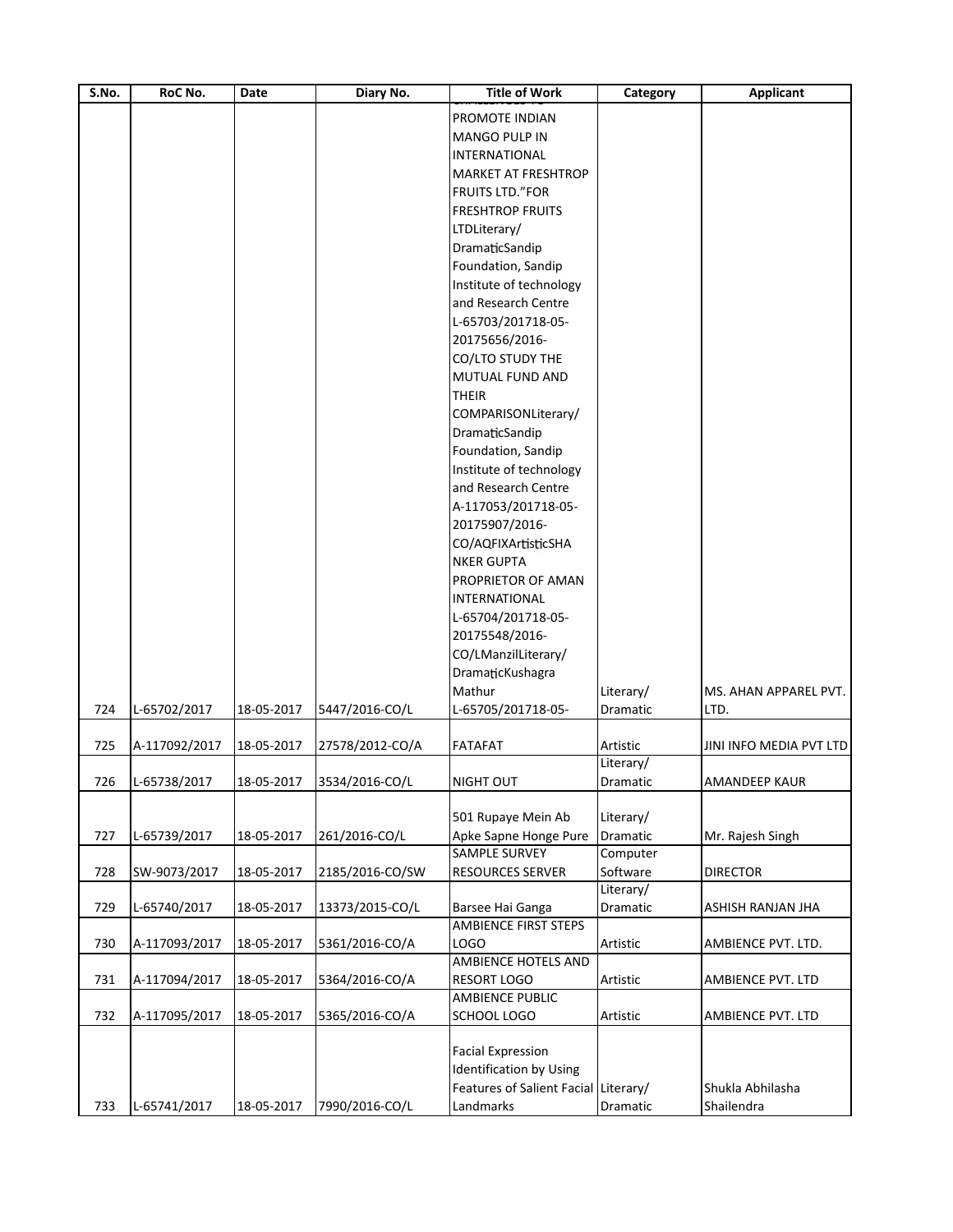| S.No. | RoC No. | Date | Diary No. | Title of Work | Category | Applicant |
|---|---|---|---|---|---|---|
| 724 | L-65702/2017 | 18-05-2017 | 5447/2016-CO/L | PROMOTE INDIAN MANGO PULP IN INTERNATIONAL MARKET AT FRESHTROP FRUITS LTD."FOR FRESHTROP FRUITS LTDLiterary/ DramaticSandip Foundation, Sandip Institute of technology and Research Centre L-65703/201718-05-20175656/2016-CO/LTO STUDY THE MUTUAL FUND AND THEIR COMPARISONLiterary/ DramaticSandip Foundation, Sandip Institute of technology and Research Centre A-117053/201718-05-20175907/2016-CO/AQFIXArtisticSHA NKER GUPTA PROPRIETOR OF AMAN INTERNATIONAL L-65704/201718-05-20175548/2016-CO/LManzilLiterary/ DramaticKushagra Mathur L-65705/201718-05- | Literary/ Dramatic | MS. AHAN APPAREL PVT. LTD. |
| 725 | A-117092/2017 | 18-05-2017 | 27578/2012-CO/A | FATAFAT | Artistic | JINI INFO MEDIA PVT LTD |
| 726 | L-65738/2017 | 18-05-2017 | 3534/2016-CO/L | NIGHT OUT | Literary/ Dramatic | AMANDEEP KAUR |
| 727 | L-65739/2017 | 18-05-2017 | 261/2016-CO/L | 501 Rupaye Mein Ab Apke Sapne Honge Pure | Literary/ Dramatic | Mr. Rajesh Singh |
| 728 | SW-9073/2017 | 18-05-2017 | 2185/2016-CO/SW | SAMPLE SURVEY RESOURCES SERVER | Computer Software | DIRECTOR |
| 729 | L-65740/2017 | 18-05-2017 | 13373/2015-CO/L | Barsee Hai Ganga | Literary/ Dramatic | ASHISH RANJAN JHA |
| 730 | A-117093/2017 | 18-05-2017 | 5361/2016-CO/A | AMBIENCE FIRST STEPS LOGO | Artistic | AMBIENCE PVT. LTD. |
| 731 | A-117094/2017 | 18-05-2017 | 5364/2016-CO/A | AMBIENCE HOTELS AND RESORT LOGO | Artistic | AMBIENCE PVT. LTD |
| 732 | A-117095/2017 | 18-05-2017 | 5365/2016-CO/A | AMBIENCE PUBLIC SCHOOL LOGO | Artistic | AMBIENCE PVT. LTD |
| 733 | L-65741/2017 | 18-05-2017 | 7990/2016-CO/L | Facial Expression Identification by Using Features of Salient Facial Landmarks | Literary/ Dramatic | Shukla Abhilasha Shailendra |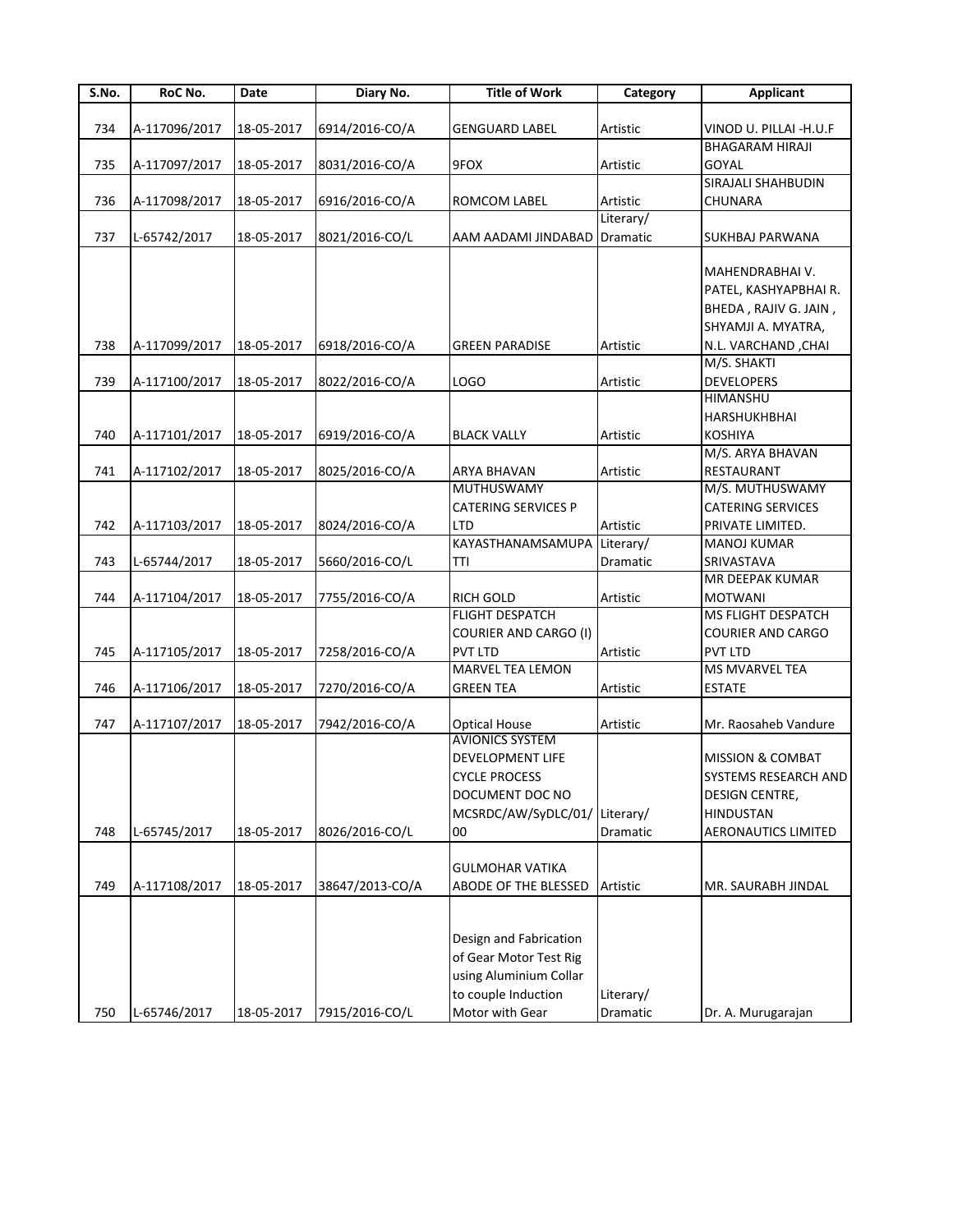| S.No. | RoC No. | Date | Diary No. | Title of Work | Category | Applicant |
|---|---|---|---|---|---|---|
| 734 | A-117096/2017 | 18-05-2017 | 6914/2016-CO/A | GENGUARD LABEL | Artistic | VINOD U. PILLAI -H.U.F |
| 735 | A-117097/2017 | 18-05-2017 | 8031/2016-CO/A | 9FOX | Artistic | BHAGARAM HIRAJI GOYAL |
| 736 | A-117098/2017 | 18-05-2017 | 6916/2016-CO/A | ROMCOM LABEL | Artistic | SIRAJALI SHAHBUDIN CHUNARA |
| 737 | L-65742/2017 | 18-05-2017 | 8021/2016-CO/L | AAM AADAMI JINDABAD | Literary/ Dramatic | SUKHBAJ PARWANA |
| 738 | A-117099/2017 | 18-05-2017 | 6918/2016-CO/A | GREEN PARADISE | Artistic | MAHENDRABHAI V. PATEL, KASHYAPBHAI R. BHEDA , RAJIV G. JAIN , SHYAMJI A. MYATRA, N.L. VARCHAND ,CHAI |
| 739 | A-117100/2017 | 18-05-2017 | 8022/2016-CO/A | LOGO | Artistic | M/S. SHAKTI DEVELOPERS |
| 740 | A-117101/2017 | 18-05-2017 | 6919/2016-CO/A | BLACK VALLY | Artistic | HIMANSHU HARSHUKHBHAI KOSHIYA |
| 741 | A-117102/2017 | 18-05-2017 | 8025/2016-CO/A | ARYA BHAVAN | Artistic | M/S. ARYA BHAVAN RESTAURANT |
| 742 | A-117103/2017 | 18-05-2017 | 8024/2016-CO/A | MUTHUSWAMY CATERING SERVICES P LTD | Artistic | M/S. MUTHUSWAMY CATERING SERVICES PRIVATE LIMITED. |
| 743 | L-65744/2017 | 18-05-2017 | 5660/2016-CO/L | KAYASTHANAMSAMUPA TTI | Literary/ Dramatic | MANOJ KUMAR SRIVASTAVA |
| 744 | A-117104/2017 | 18-05-2017 | 7755/2016-CO/A | RICH GOLD | Artistic | MR DEEPAK KUMAR MOTWANI |
| 745 | A-117105/2017 | 18-05-2017 | 7258/2016-CO/A | FLIGHT DESPATCH COURIER AND CARGO (I) PVT LTD | Artistic | MS FLIGHT DESPATCH COURIER AND CARGO PVT LTD |
| 746 | A-117106/2017 | 18-05-2017 | 7270/2016-CO/A | MARVEL TEA LEMON GREEN TEA | Artistic | MS MVARVEL TEA ESTATE |
| 747 | A-117107/2017 | 18-05-2017 | 7942/2016-CO/A | Optical House | Artistic | Mr. Raosaheb Vandure |
| 748 | L-65745/2017 | 18-05-2017 | 8026/2016-CO/L | AVIONICS SYSTEM DEVELOPMENT LIFE CYCLE PROCESS DOCUMENT DOC NO MCSRDC/AW/SyDLC/01/ 00 | Literary/ Dramatic | MISSION & COMBAT SYSTEMS RESEARCH AND DESIGN CENTRE, HINDUSTAN AERONAUTICS LIMITED |
| 749 | A-117108/2017 | 18-05-2017 | 38647/2013-CO/A | GULMOHAR VATIKA ABODE OF THE BLESSED | Artistic | MR. SAURABH JINDAL |
| 750 | L-65746/2017 | 18-05-2017 | 7915/2016-CO/L | Design and Fabrication of Gear Motor Test Rig using Aluminium Collar to couple Induction Motor with Gear | Literary/ Dramatic | Dr. A. Murugarajan |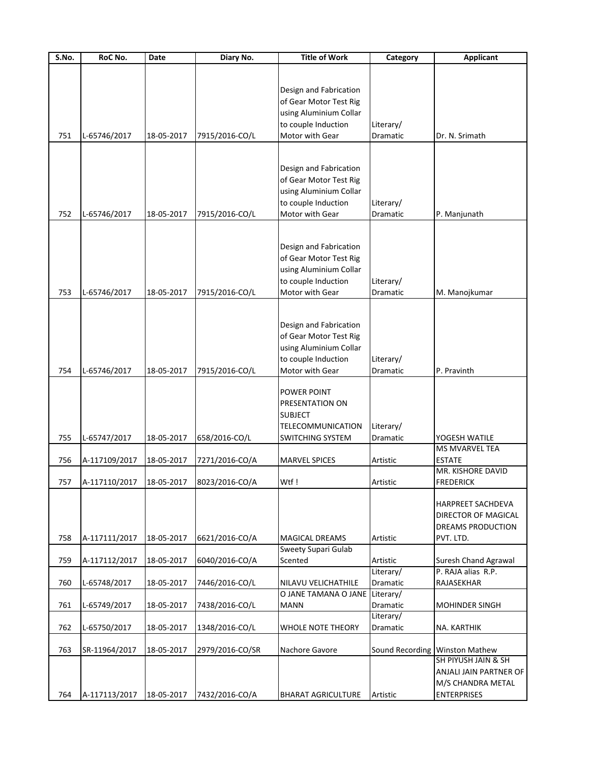| S.No. | RoC No. | Date | Diary No. | Title of Work | Category | Applicant |
|---|---|---|---|---|---|---|
| 751 | L-65746/2017 | 18-05-2017 | 7915/2016-CO/L | Design and Fabrication of Gear Motor Test Rig using Aluminium Collar to couple Induction Motor with Gear | Literary/ Dramatic | Dr. N. Srimath |
| 752 | L-65746/2017 | 18-05-2017 | 7915/2016-CO/L | Design and Fabrication of Gear Motor Test Rig using Aluminium Collar to couple Induction Motor with Gear | Literary/ Dramatic | P. Manjunath |
| 753 | L-65746/2017 | 18-05-2017 | 7915/2016-CO/L | Design and Fabrication of Gear Motor Test Rig using Aluminium Collar to couple Induction Motor with Gear | Literary/ Dramatic | M. Manojkumar |
| 754 | L-65746/2017 | 18-05-2017 | 7915/2016-CO/L | Design and Fabrication of Gear Motor Test Rig using Aluminium Collar to couple Induction Motor with Gear | Literary/ Dramatic | P. Pravinth |
| 755 | L-65747/2017 | 18-05-2017 | 658/2016-CO/L | POWER POINT PRESENTATION ON SUBJECT TELECOMMUNICATION SWITCHING SYSTEM | Literary/ Dramatic | YOGESH WATILE |
| 756 | A-117109/2017 | 18-05-2017 | 7271/2016-CO/A | MARVEL SPICES | Artistic | MS MVARVEL TEA ESTATE |
| 757 | A-117110/2017 | 18-05-2017 | 8023/2016-CO/A | Wtf ! | Artistic | MR. KISHORE DAVID FREDERICK |
| 758 | A-117111/2017 | 18-05-2017 | 6621/2016-CO/A | MAGICAL DREAMS | Artistic | HARPREET SACHDEVA DIRECTOR OF MAGICAL DREAMS PRODUCTION PVT. LTD. |
| 759 | A-117112/2017 | 18-05-2017 | 6040/2016-CO/A | Sweety Supari Gulab Scented | Artistic | Suresh Chand Agrawal |
| 760 | L-65748/2017 | 18-05-2017 | 7446/2016-CO/L | NILAVU VELICHATHILE | Literary/ Dramatic | P. RAJA alias R.P. RAJASEKHAR |
| 761 | L-65749/2017 | 18-05-2017 | 7438/2016-CO/L | O JANE TAMANA O JANE MANN | Literary/ Dramatic | MOHINDER SINGH |
| 762 | L-65750/2017 | 18-05-2017 | 1348/2016-CO/L | WHOLE NOTE THEORY | Literary/ Dramatic | NA. KARTHIK |
| 763 | SR-11964/2017 | 18-05-2017 | 2979/2016-CO/SR | Nachore Gavore | Sound Recording | Winston Mathew |
| 764 | A-117113/2017 | 18-05-2017 | 7432/2016-CO/A | BHARAT AGRICULTURE | Artistic | SH PIYUSH JAIN & SH ANJALI JAIN PARTNER OF M/S CHANDRA METAL ENTERPRISES |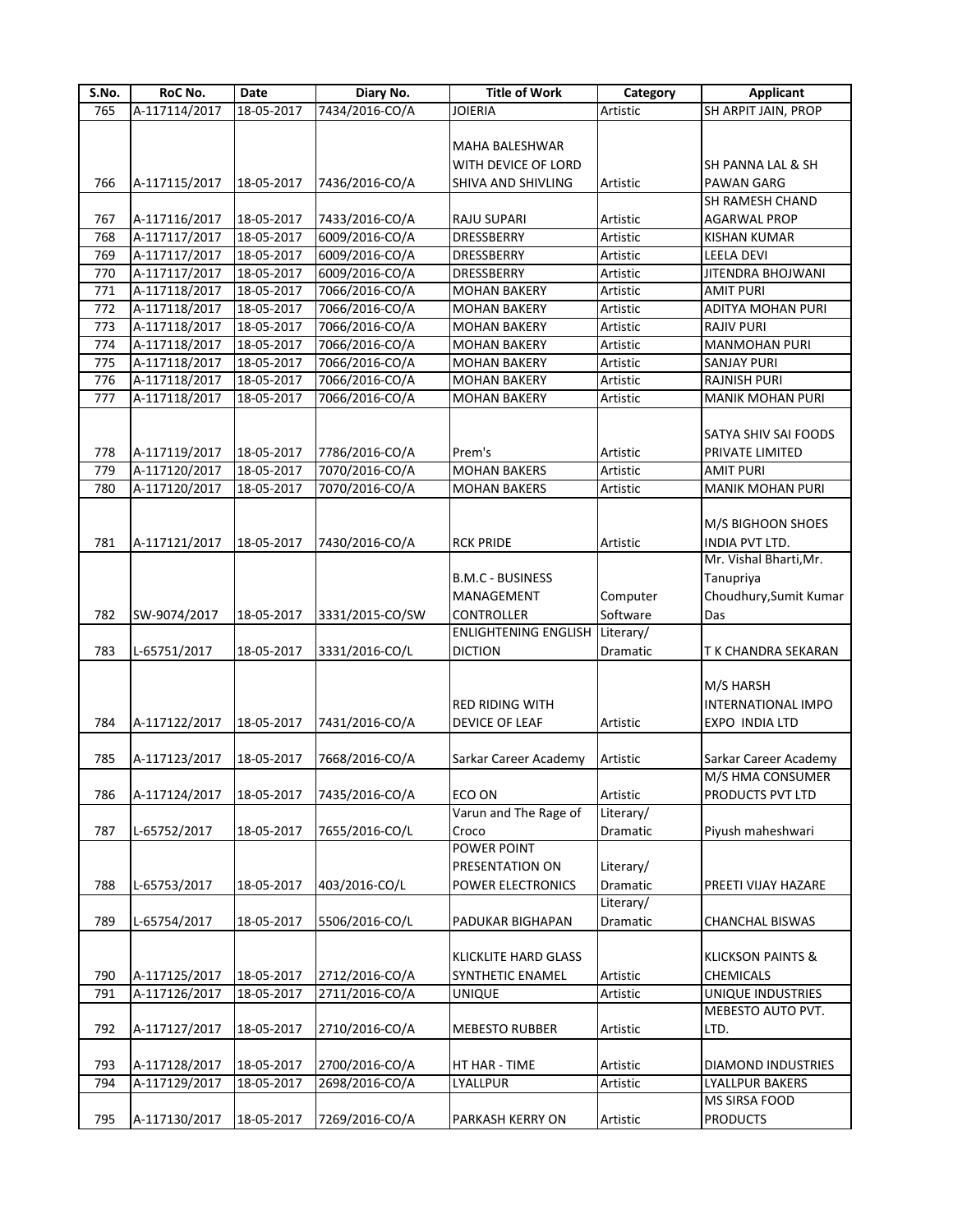| S.No. | RoC No. | Date | Diary No. | Title of Work | Category | Applicant |
|---|---|---|---|---|---|---|
| 765 | A-117114/2017 | 18-05-2017 | 7434/2016-CO/A | JOIERIA | Artistic | SH ARPIT JAIN, PROP |
| 766 | A-117115/2017 | 18-05-2017 | 7436/2016-CO/A | MAHA BALESHWAR WITH DEVICE OF LORD SHIVA AND SHIVLING | Artistic | SH PANNA LAL & SH PAWAN GARG |
| 767 | A-117116/2017 | 18-05-2017 | 7433/2016-CO/A | RAJU SUPARI | Artistic | SH RAMESH CHAND AGARWAL PROP |
| 768 | A-117117/2017 | 18-05-2017 | 6009/2016-CO/A | DRESSBERRY | Artistic | KISHAN KUMAR |
| 769 | A-117117/2017 | 18-05-2017 | 6009/2016-CO/A | DRESSBERRY | Artistic | LEELA DEVI |
| 770 | A-117117/2017 | 18-05-2017 | 6009/2016-CO/A | DRESSBERRY | Artistic | JITENDRA BHOJWANI |
| 771 | A-117118/2017 | 18-05-2017 | 7066/2016-CO/A | MOHAN BAKERY | Artistic | AMIT PURI |
| 772 | A-117118/2017 | 18-05-2017 | 7066/2016-CO/A | MOHAN BAKERY | Artistic | ADITYA MOHAN PURI |
| 773 | A-117118/2017 | 18-05-2017 | 7066/2016-CO/A | MOHAN BAKERY | Artistic | RAJIV PURI |
| 774 | A-117118/2017 | 18-05-2017 | 7066/2016-CO/A | MOHAN BAKERY | Artistic | MANMOHAN PURI |
| 775 | A-117118/2017 | 18-05-2017 | 7066/2016-CO/A | MOHAN BAKERY | Artistic | SANJAY PURI |
| 776 | A-117118/2017 | 18-05-2017 | 7066/2016-CO/A | MOHAN BAKERY | Artistic | RAJNISH PURI |
| 777 | A-117118/2017 | 18-05-2017 | 7066/2016-CO/A | MOHAN BAKERY | Artistic | MANIK MOHAN PURI |
| 778 | A-117119/2017 | 18-05-2017 | 7786/2016-CO/A | Prem's | Artistic | SATYA SHIV SAI FOODS PRIVATE LIMITED |
| 779 | A-117120/2017 | 18-05-2017 | 7070/2016-CO/A | MOHAN BAKERS | Artistic | AMIT PURI |
| 780 | A-117120/2017 | 18-05-2017 | 7070/2016-CO/A | MOHAN BAKERS | Artistic | MANIK MOHAN PURI |
| 781 | A-117121/2017 | 18-05-2017 | 7430/2016-CO/A | RCK PRIDE | Artistic | M/S BIGHOON SHOES INDIA PVT LTD. |
| 782 | SW-9074/2017 | 18-05-2017 | 3331/2015-CO/SW | B.M.C - BUSINESS MANAGEMENT CONTROLLER | Computer Software | Mr. Vishal Bharti,Mr. Tanupriya Choudhury,Sumit Kumar Das |
| 783 | L-65751/2017 | 18-05-2017 | 3331/2016-CO/L | ENLIGHTENING ENGLISH DICTION | Literary/ Dramatic | T K CHANDRA SEKARAN |
| 784 | A-117122/2017 | 18-05-2017 | 7431/2016-CO/A | RED RIDING WITH DEVICE OF LEAF | Artistic | M/S HARSH INTERNATIONAL IMPO EXPO INDIA LTD |
| 785 | A-117123/2017 | 18-05-2017 | 7668/2016-CO/A | Sarkar Career Academy | Artistic | Sarkar Career Academy |
| 786 | A-117124/2017 | 18-05-2017 | 7435/2016-CO/A | ECO ON | Artistic | M/S HMA CONSUMER PRODUCTS PVT LTD |
| 787 | L-65752/2017 | 18-05-2017 | 7655/2016-CO/L | Varun and The Rage of Croco | Literary/ Dramatic | Piyush maheshwari |
| 788 | L-65753/2017 | 18-05-2017 | 403/2016-CO/L | POWER POINT PRESENTATION ON POWER ELECTRONICS | Literary/ Dramatic | PREETI VIJAY HAZARE |
| 789 | L-65754/2017 | 18-05-2017 | 5506/2016-CO/L | PADUKAR BIGHAPAN | Literary/ Dramatic | CHANCHAL BISWAS |
| 790 | A-117125/2017 | 18-05-2017 | 2712/2016-CO/A | KLICKLITE HARD GLASS SYNTHETIC ENAMEL | Artistic | KLICKSON PAINTS & CHEMICALS |
| 791 | A-117126/2017 | 18-05-2017 | 2711/2016-CO/A | UNIQUE | Artistic | UNIQUE INDUSTRIES |
| 792 | A-117127/2017 | 18-05-2017 | 2710/2016-CO/A | MEBESTO RUBBER | Artistic | MEBESTO AUTO PVT. LTD. |
| 793 | A-117128/2017 | 18-05-2017 | 2700/2016-CO/A | HT HAR - TIME | Artistic | DIAMOND INDUSTRIES |
| 794 | A-117129/2017 | 18-05-2017 | 2698/2016-CO/A | LYALLPUR | Artistic | LYALLPUR BAKERS |
| 795 | A-117130/2017 | 18-05-2017 | 7269/2016-CO/A | PARKASH KERRY ON | Artistic | MS SIRSA FOOD PRODUCTS |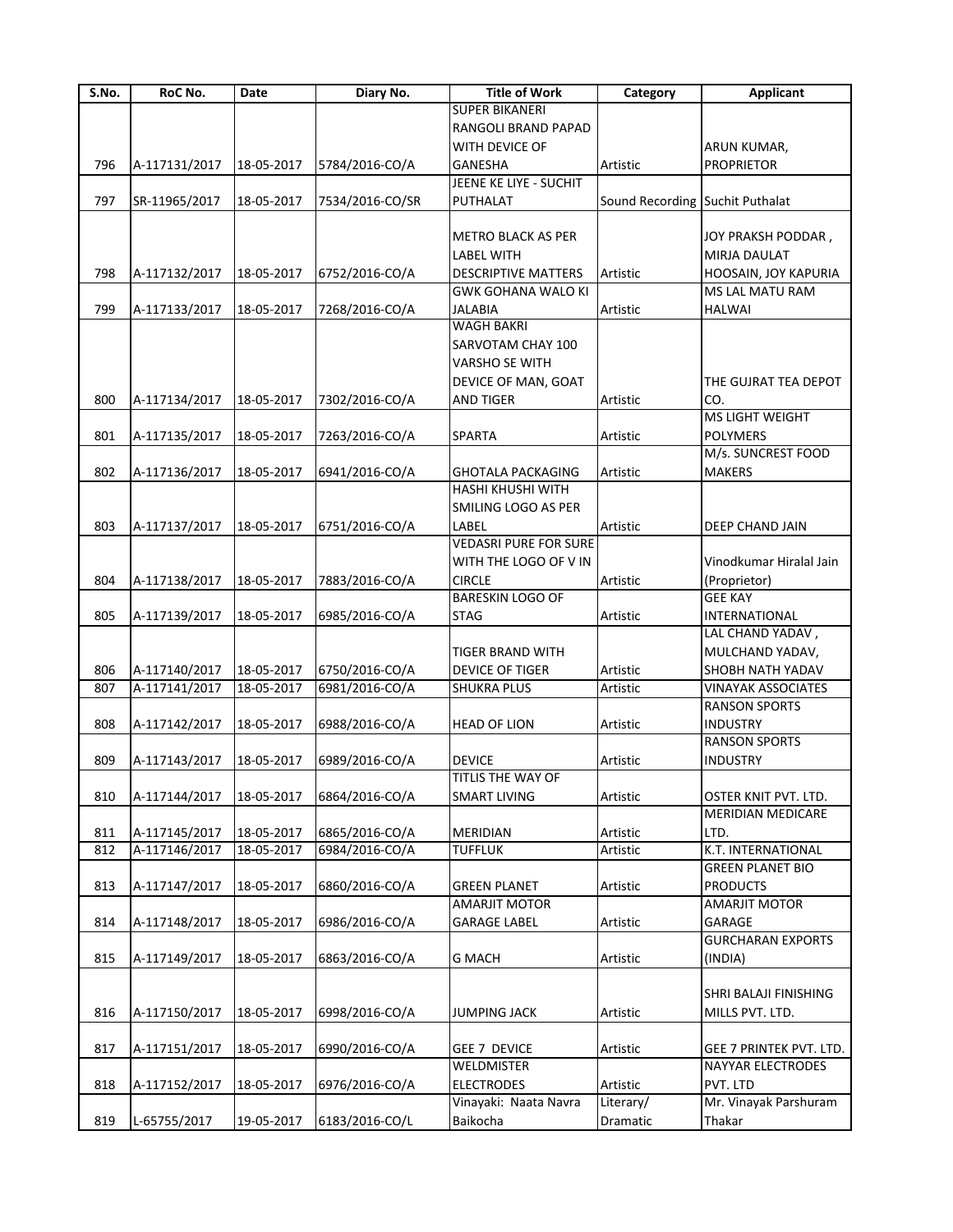| S.No. | RoC No. | Date | Diary No. | Title of Work | Category | Applicant |
|---|---|---|---|---|---|---|
| 796 | A-117131/2017 | 18-05-2017 | 5784/2016-CO/A | SUPER BIKANERI RANGOLI BRAND PAPAD WITH DEVICE OF GANESHA | Artistic | ARUN KUMAR, PROPRIETOR |
| 797 | SR-11965/2017 | 18-05-2017 | 7534/2016-CO/SR | JEENE KE LIYE - SUCHIT PUTHALAT | Sound Recording | Suchit Puthalat |
| 798 | A-117132/2017 | 18-05-2017 | 6752/2016-CO/A | METRO BLACK AS PER LABEL WITH DESCRIPTIVE MATTERS | Artistic | JOY PRAKSH PODDAR , MIRJA DAULAT HOOSAIN, JOY KAPURIA |
| 799 | A-117133/2017 | 18-05-2017 | 7268/2016-CO/A | GWK GOHANA WALO KI JALABIA | Artistic | MS LAL MATU RAM HALWAI |
| 800 | A-117134/2017 | 18-05-2017 | 7302/2016-CO/A | WAGH BAKRI SARVOTAM CHAY 100 VARSHO SE WITH DEVICE OF MAN, GOAT AND TIGER | Artistic | THE GUJRAT TEA DEPOT CO. |
| 801 | A-117135/2017 | 18-05-2017 | 7263/2016-CO/A | SPARTA | Artistic | MS LIGHT WEIGHT POLYMERS |
| 802 | A-117136/2017 | 18-05-2017 | 6941/2016-CO/A | GHOTALA PACKAGING | Artistic | M/s. SUNCREST FOOD MAKERS |
| 803 | A-117137/2017 | 18-05-2017 | 6751/2016-CO/A | HASHI KHUSHI WITH SMILING LOGO AS PER LABEL | Artistic | DEEP CHAND JAIN |
| 804 | A-117138/2017 | 18-05-2017 | 7883/2016-CO/A | VEDASRI PURE FOR SURE WITH THE LOGO OF V IN CIRCLE | Artistic | Vinodkumar Hiralal Jain (Proprietor) |
| 805 | A-117139/2017 | 18-05-2017 | 6985/2016-CO/A | BARESKIN LOGO OF STAG | Artistic | GEE KAY INTERNATIONAL |
| 806 | A-117140/2017 | 18-05-2017 | 6750/2016-CO/A | TIGER BRAND WITH DEVICE OF TIGER | Artistic | LAL CHAND YADAV , MULCHAND YADAV, SHOBH NATH YADAV |
| 807 | A-117141/2017 | 18-05-2017 | 6981/2016-CO/A | SHUKRA PLUS | Artistic | VINAYAK ASSOCIATES |
| 808 | A-117142/2017 | 18-05-2017 | 6988/2016-CO/A | HEAD OF LION | Artistic | RANSON SPORTS INDUSTRY |
| 809 | A-117143/2017 | 18-05-2017 | 6989/2016-CO/A | DEVICE | Artistic | RANSON SPORTS INDUSTRY |
| 810 | A-117144/2017 | 18-05-2017 | 6864/2016-CO/A | TITLIS THE WAY OF SMART LIVING | Artistic | OSTER KNIT PVT. LTD. |
| 811 | A-117145/2017 | 18-05-2017 | 6865/2016-CO/A | MERIDIAN | Artistic | MERIDIAN MEDICARE LTD. |
| 812 | A-117146/2017 | 18-05-2017 | 6984/2016-CO/A | TUFFLUK | Artistic | K.T. INTERNATIONAL |
| 813 | A-117147/2017 | 18-05-2017 | 6860/2016-CO/A | GREEN PLANET | Artistic | GREEN PLANET BIO PRODUCTS |
| 814 | A-117148/2017 | 18-05-2017 | 6986/2016-CO/A | AMARJIT MOTOR GARAGE LABEL | Artistic | AMARJIT MOTOR GARAGE |
| 815 | A-117149/2017 | 18-05-2017 | 6863/2016-CO/A | G MACH | Artistic | GURCHARAN EXPORTS (INDIA) |
| 816 | A-117150/2017 | 18-05-2017 | 6998/2016-CO/A | JUMPING JACK | Artistic | SHRI BALAJI FINISHING MILLS PVT. LTD. |
| 817 | A-117151/2017 | 18-05-2017 | 6990/2016-CO/A | GEE 7 DEVICE | Artistic | GEE 7 PRINTEK PVT. LTD. |
| 818 | A-117152/2017 | 18-05-2017 | 6976/2016-CO/A | WELDMISTER ELECTRODES | Artistic | NAYYAR ELECTRODES PVT. LTD |
| 819 | L-65755/2017 | 19-05-2017 | 6183/2016-CO/L | Vinayaki: Naata Navra Baikocha | Literary/ Dramatic | Mr. Vinayak Parshuram Thakar |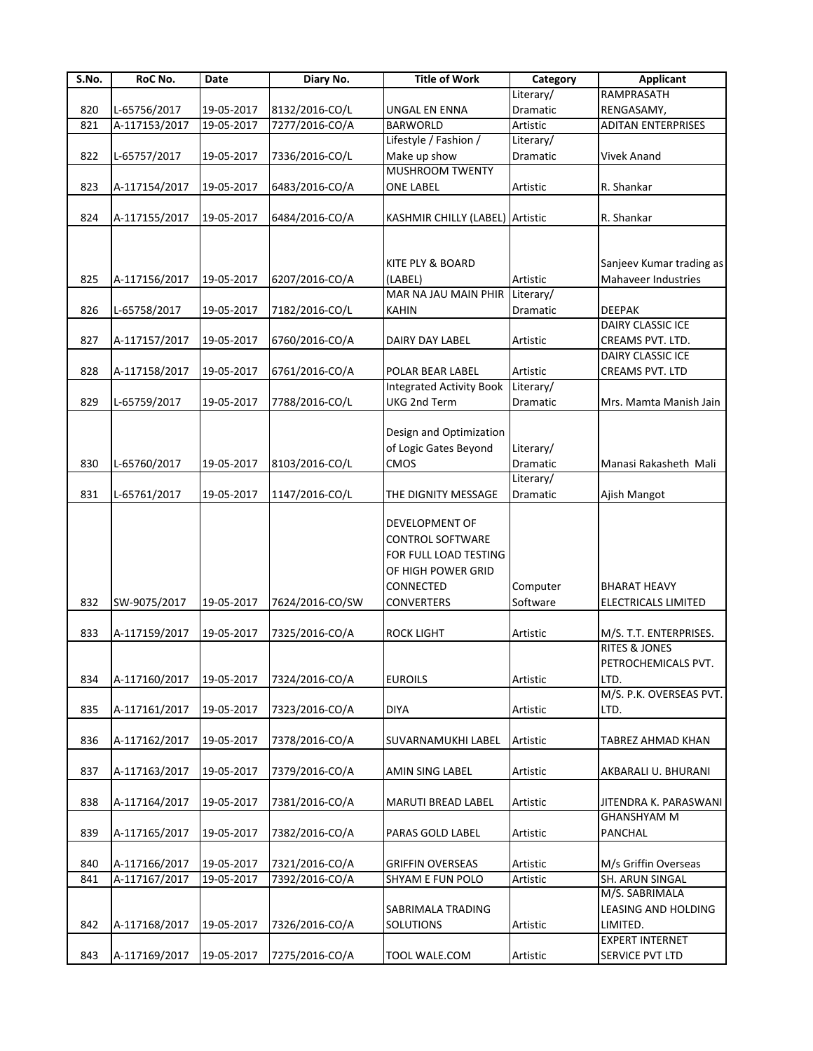| S.No. | RoC No. | Date | Diary No. | Title of Work | Category | Applicant |
|---|---|---|---|---|---|---|
| 820 | L-65756/2017 | 19-05-2017 | 8132/2016-CO/L | UNGAL EN ENNA | Literary/ Dramatic | RAMPRASATH RENGASAMY, |
| 821 | A-117153/2017 | 19-05-2017 | 7277/2016-CO/A | BARWORLD | Artistic | ADITAN ENTERPRISES |
| 822 | L-65757/2017 | 19-05-2017 | 7336/2016-CO/L | Lifestyle / Fashion / Make up show | Literary/ Dramatic | Vivek Anand |
| 823 | A-117154/2017 | 19-05-2017 | 6483/2016-CO/A | MUSHROOM TWENTY ONE LABEL | Artistic | R. Shankar |
| 824 | A-117155/2017 | 19-05-2017 | 6484/2016-CO/A | KASHMIR CHILLY (LABEL) | Artistic | R. Shankar |
| 825 | A-117156/2017 | 19-05-2017 | 6207/2016-CO/A | KITE PLY & BOARD (LABEL) | Artistic | Sanjeev Kumar trading as Mahaveer Industries |
| 826 | L-65758/2017 | 19-05-2017 | 7182/2016-CO/L | MAR NA JAU MAIN PHIR KAHIN | Literary/ Dramatic | DEEPAK |
| 827 | A-117157/2017 | 19-05-2017 | 6760/2016-CO/A | DAIRY DAY LABEL | Artistic | DAIRY CLASSIC ICE CREAMS PVT. LTD. |
| 828 | A-117158/2017 | 19-05-2017 | 6761/2016-CO/A | POLAR BEAR LABEL | Artistic | DAIRY CLASSIC ICE CREAMS PVT. LTD |
| 829 | L-65759/2017 | 19-05-2017 | 7788/2016-CO/L | Integrated Activity Book UKG 2nd Term | Literary/ Dramatic | Mrs. Mamta Manish Jain |
| 830 | L-65760/2017 | 19-05-2017 | 8103/2016-CO/L | Design and Optimization of Logic Gates Beyond CMOS | Literary/ Dramatic | Manasi Rakasheth Mali |
| 831 | L-65761/2017 | 19-05-2017 | 1147/2016-CO/L | THE DIGNITY MESSAGE | Literary/ Dramatic | Ajish Mangot |
| 832 | SW-9075/2017 | 19-05-2017 | 7624/2016-CO/SW | DEVELOPMENT OF CONTROL SOFTWARE FOR FULL LOAD TESTING OF HIGH POWER GRID CONNECTED CONVERTERS | Computer Software | BHARAT HEAVY ELECTRICALS LIMITED |
| 833 | A-117159/2017 | 19-05-2017 | 7325/2016-CO/A | ROCK LIGHT | Artistic | M/S. T.T. ENTERPRISES. |
| 834 | A-117160/2017 | 19-05-2017 | 7324/2016-CO/A | EUROILS | Artistic | RITES & JONES PETROCHEMICALS PVT. LTD. |
| 835 | A-117161/2017 | 19-05-2017 | 7323/2016-CO/A | DIYA | Artistic | M/S. P.K. OVERSEAS PVT. LTD. |
| 836 | A-117162/2017 | 19-05-2017 | 7378/2016-CO/A | SUVARNAMUKHI LABEL | Artistic | TABREZ AHMAD KHAN |
| 837 | A-117163/2017 | 19-05-2017 | 7379/2016-CO/A | AMIN SING LABEL | Artistic | AKBARALI U. BHURANI |
| 838 | A-117164/2017 | 19-05-2017 | 7381/2016-CO/A | MARUTI BREAD LABEL | Artistic | JITENDRA K. PARASWANI |
| 839 | A-117165/2017 | 19-05-2017 | 7382/2016-CO/A | PARAS GOLD LABEL | Artistic | GHANSHYAM M PANCHAL |
| 840 | A-117166/2017 | 19-05-2017 | 7321/2016-CO/A | GRIFFIN OVERSEAS | Artistic | M/s Griffin Overseas |
| 841 | A-117167/2017 | 19-05-2017 | 7392/2016-CO/A | SHYAM E FUN POLO | Artistic | SH. ARUN SINGAL |
| 842 | A-117168/2017 | 19-05-2017 | 7326/2016-CO/A | SABRIMALA TRADING SOLUTIONS | Artistic | M/S. SABRIMALA LEASING AND HOLDING LIMITED. |
| 843 | A-117169/2017 | 19-05-2017 | 7275/2016-CO/A | TOOL WALE.COM | Artistic | EXPERT INTERNET SERVICE PVT LTD |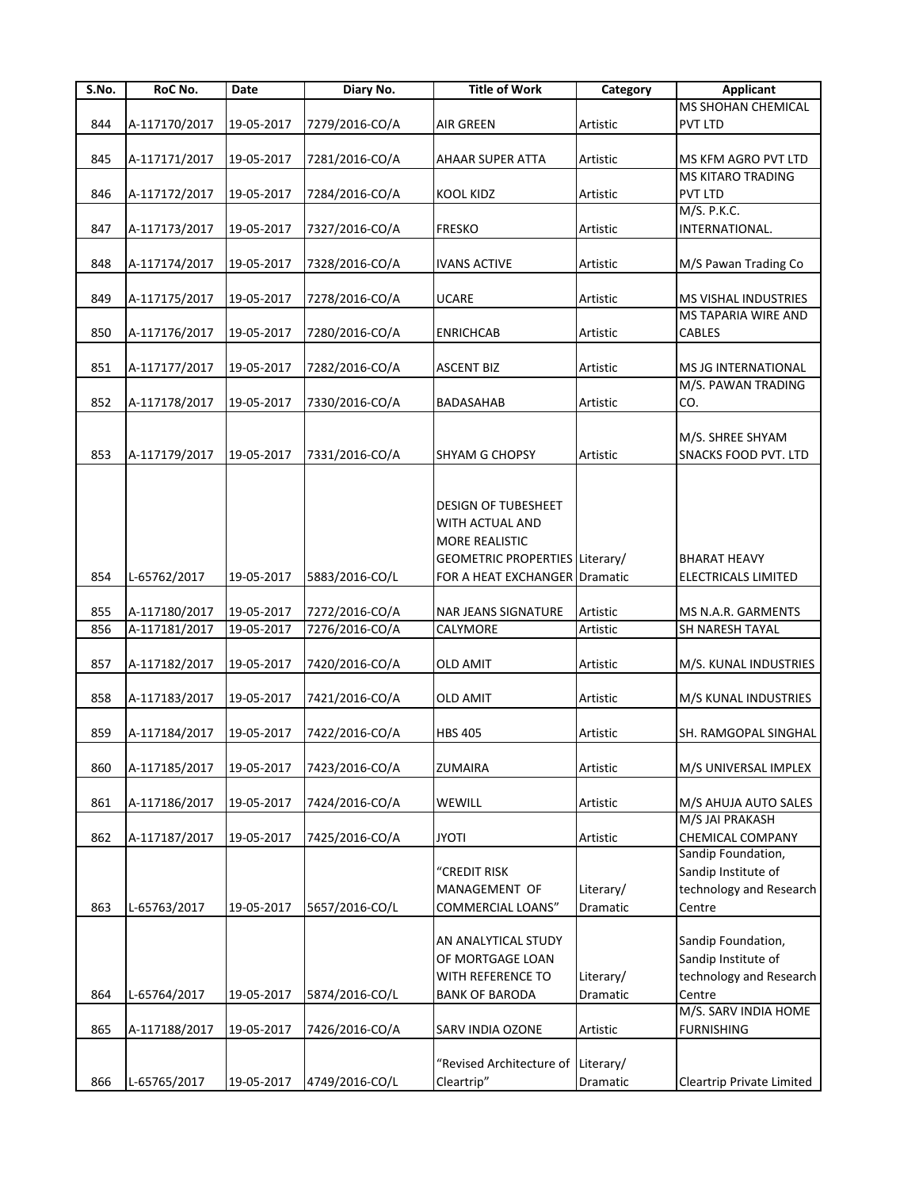| S.No. | RoC No. | Date | Diary No. | Title of Work | Category | Applicant |
|---|---|---|---|---|---|---|
| 844 | A-117170/2017 | 19-05-2017 | 7279/2016-CO/A | AIR GREEN | Artistic | MS SHOHAN CHEMICAL PVT LTD |
| 845 | A-117171/2017 | 19-05-2017 | 7281/2016-CO/A | AHAAR SUPER ATTA | Artistic | MS KFM AGRO PVT LTD |
| 846 | A-117172/2017 | 19-05-2017 | 7284/2016-CO/A | KOOL KIDZ | Artistic | MS KITARO TRADING PVT LTD |
| 847 | A-117173/2017 | 19-05-2017 | 7327/2016-CO/A | FRESKO | Artistic | M/S. P.K.C. INTERNATIONAL. |
| 848 | A-117174/2017 | 19-05-2017 | 7328/2016-CO/A | IVANS ACTIVE | Artistic | M/S Pawan Trading Co |
| 849 | A-117175/2017 | 19-05-2017 | 7278/2016-CO/A | UCARE | Artistic | MS VISHAL INDUSTRIES |
| 850 | A-117176/2017 | 19-05-2017 | 7280/2016-CO/A | ENRICHCAB | Artistic | MS TAPARIA WIRE AND CABLES |
| 851 | A-117177/2017 | 19-05-2017 | 7282/2016-CO/A | ASCENT BIZ | Artistic | MS JG INTERNATIONAL |
| 852 | A-117178/2017 | 19-05-2017 | 7330/2016-CO/A | BADASAHAB | Artistic | M/S. PAWAN TRADING CO. |
| 853 | A-117179/2017 | 19-05-2017 | 7331/2016-CO/A | SHYAM G CHOPSY | Artistic | M/S. SHREE SHYAM SNACKS FOOD PVT. LTD |
| 854 | L-65762/2017 | 19-05-2017 | 5883/2016-CO/L | DESIGN OF TUBESHEET WITH ACTUAL AND MORE REALISTIC GEOMETRIC PROPERTIES FOR A HEAT EXCHANGER | Literary/ Dramatic | BHARAT HEAVY ELECTRICALS LIMITED |
| 855 | A-117180/2017 | 19-05-2017 | 7272/2016-CO/A | NAR JEANS SIGNATURE | Artistic | MS N.A.R. GARMENTS |
| 856 | A-117181/2017 | 19-05-2017 | 7276/2016-CO/A | CALYMORE | Artistic | SH NARESH TAYAL |
| 857 | A-117182/2017 | 19-05-2017 | 7420/2016-CO/A | OLD AMIT | Artistic | M/S. KUNAL INDUSTRIES |
| 858 | A-117183/2017 | 19-05-2017 | 7421/2016-CO/A | OLD AMIT | Artistic | M/S KUNAL INDUSTRIES |
| 859 | A-117184/2017 | 19-05-2017 | 7422/2016-CO/A | HBS 405 | Artistic | SH. RAMGOPAL SINGHAL |
| 860 | A-117185/2017 | 19-05-2017 | 7423/2016-CO/A | ZUMAIRA | Artistic | M/S UNIVERSAL IMPLEX |
| 861 | A-117186/2017 | 19-05-2017 | 7424/2016-CO/A | WEWILL | Artistic | M/S AHUJA AUTO SALES |
| 862 | A-117187/2017 | 19-05-2017 | 7425/2016-CO/A | JYOTI | Artistic | M/S JAI PRAKASH CHEMICAL COMPANY |
| 863 | L-65763/2017 | 19-05-2017 | 5657/2016-CO/L | "CREDIT RISK MANAGEMENT OF COMMERCIAL LOANS" | Literary/ Dramatic | Sandip Foundation, Sandip Institute of technology and Research Centre |
| 864 | L-65764/2017 | 19-05-2017 | 5874/2016-CO/L | AN ANALYTICAL STUDY OF MORTGAGE LOAN WITH REFERENCE TO BANK OF BARODA | Literary/ Dramatic | Sandip Foundation, Sandip Institute of technology and Research Centre |
| 865 | A-117188/2017 | 19-05-2017 | 7426/2016-CO/A | SARV INDIA OZONE | Artistic | M/S. SARV INDIA HOME FURNISHING |
| 866 | L-65765/2017 | 19-05-2017 | 4749/2016-CO/L | "Revised Architecture of Cleartrip" | Literary/ Dramatic | Cleartrip Private Limited |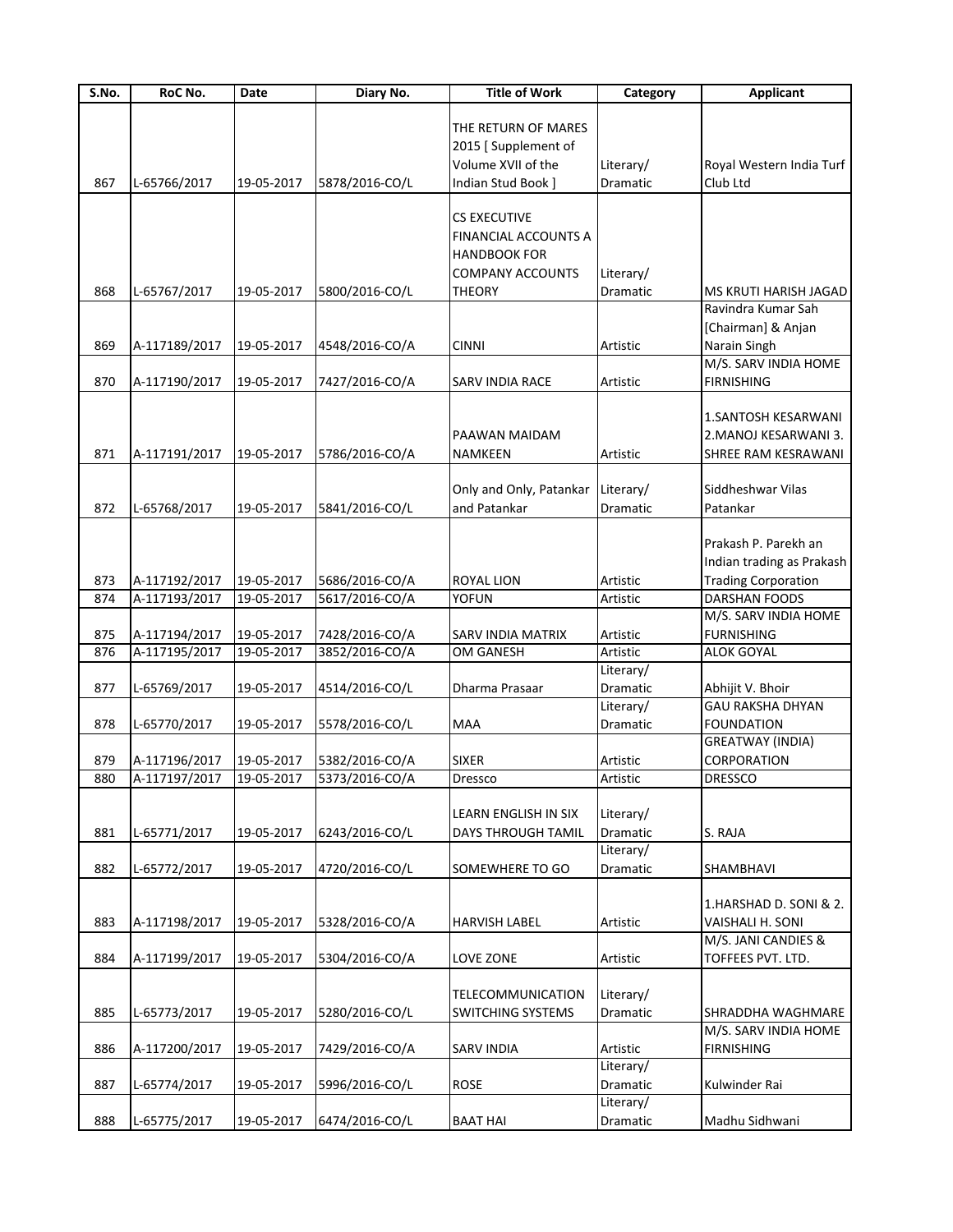| S.No. | RoC No. | Date | Diary No. | Title of Work | Category | Applicant |
|---|---|---|---|---|---|---|
| 867 | L-65766/2017 | 19-05-2017 | 5878/2016-CO/L | THE RETURN OF MARES 2015 [ Supplement of Volume XVII of the Indian Stud Book ] | Literary/ Dramatic | Royal Western India Turf Club Ltd |
| 868 | L-65767/2017 | 19-05-2017 | 5800/2016-CO/L | CS EXECUTIVE FINANCIAL ACCOUNTS A HANDBOOK FOR COMPANY ACCOUNTS THEORY | Literary/ Dramatic | MS KRUTI HARISH JAGAD |
| 869 | A-117189/2017 | 19-05-2017 | 4548/2016-CO/A | CINNI | Artistic | Ravindra Kumar Sah [Chairman] & Anjan Narain Singh |
| 870 | A-117190/2017 | 19-05-2017 | 7427/2016-CO/A | SARV INDIA RACE | Artistic | M/S. SARV INDIA HOME FIRNISHING |
| 871 | A-117191/2017 | 19-05-2017 | 5786/2016-CO/A | PAAWAN MAIDAM NAMKEEN | Artistic | 1.SANTOSH KESARWANI 2.MANOJ KESARWANI 3. SHREE RAM KESRAWANI |
| 872 | L-65768/2017 | 19-05-2017 | 5841/2016-CO/L | Only and Only, Patankar and Patankar | Literary/ Dramatic | Siddheshwar Vilas Patankar |
| 873 | A-117192/2017 | 19-05-2017 | 5686/2016-CO/A | ROYAL LION | Artistic | Prakash P. Parekh an Indian trading as Prakash Trading Corporation |
| 874 | A-117193/2017 | 19-05-2017 | 5617/2016-CO/A | YOFUN | Artistic | DARSHAN FOODS |
| 875 | A-117194/2017 | 19-05-2017 | 7428/2016-CO/A | SARV INDIA MATRIX | Artistic | M/S. SARV INDIA HOME FURNISHING |
| 876 | A-117195/2017 | 19-05-2017 | 3852/2016-CO/A | OM GANESH | Artistic | ALOK GOYAL |
| 877 | L-65769/2017 | 19-05-2017 | 4514/2016-CO/L | Dharma Prasaar | Literary/ Dramatic | Abhijit V. Bhoir |
| 878 | L-65770/2017 | 19-05-2017 | 5578/2016-CO/L | MAA | Literary/ Dramatic | GAU RAKSHA DHYAN FOUNDATION |
| 879 | A-117196/2017 | 19-05-2017 | 5382/2016-CO/A | SIXER | Artistic | GREATWAY (INDIA) CORPORATION |
| 880 | A-117197/2017 | 19-05-2017 | 5373/2016-CO/A | Dressco | Artistic | DRESSCO |
| 881 | L-65771/2017 | 19-05-2017 | 6243/2016-CO/L | LEARN ENGLISH IN SIX DAYS THROUGH TAMIL | Literary/ Dramatic | S. RAJA |
| 882 | L-65772/2017 | 19-05-2017 | 4720/2016-CO/L | SOMEWHERE TO GO | Literary/ Dramatic | SHAMBHAVI |
| 883 | A-117198/2017 | 19-05-2017 | 5328/2016-CO/A | HARVISH LABEL | Artistic | 1.HARSHAD D. SONI & 2. VAISHALI H. SONI |
| 884 | A-117199/2017 | 19-05-2017 | 5304/2016-CO/A | LOVE ZONE | Artistic | M/S. JANI CANDIES & TOFFEES PVT. LTD. |
| 885 | L-65773/2017 | 19-05-2017 | 5280/2016-CO/L | TELECOMMUNICATION SWITCHING SYSTEMS | Literary/ Dramatic | SHRADDHA WAGHMARE |
| 886 | A-117200/2017 | 19-05-2017 | 7429/2016-CO/A | SARV INDIA | Artistic | M/S. SARV INDIA HOME FIRNISHING |
| 887 | L-65774/2017 | 19-05-2017 | 5996/2016-CO/L | ROSE | Literary/ Dramatic | Kulwinder Rai |
| 888 | L-65775/2017 | 19-05-2017 | 6474/2016-CO/L | BAAT HAI | Literary/ Dramatic | Madhu Sidhwani |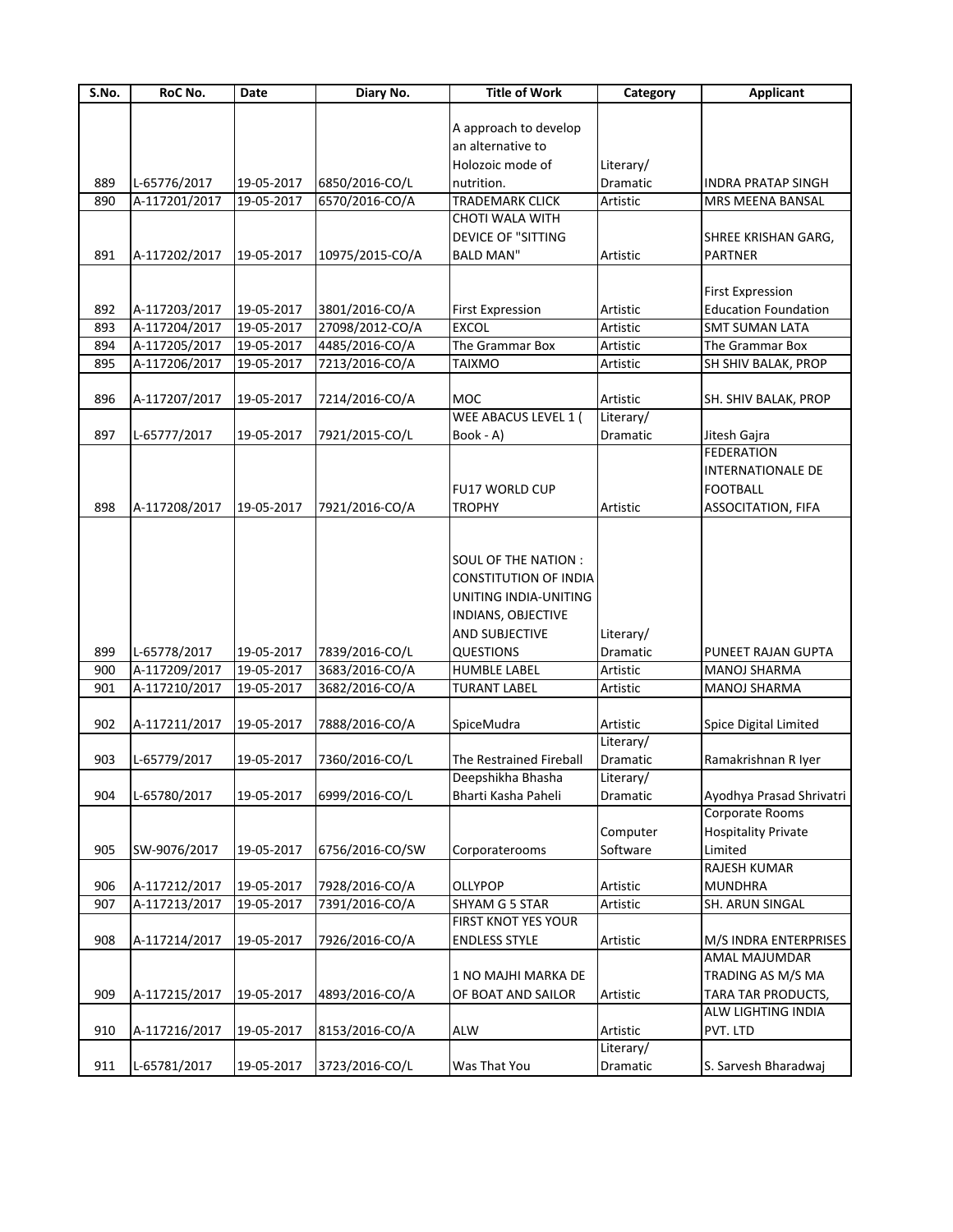| S.No. | RoC No. | Date | Diary No. | Title of Work | Category | Applicant |
|---|---|---|---|---|---|---|
| 889 | L-65776/2017 | 19-05-2017 | 6850/2016-CO/L | A approach to develop an alternative to Holozoic mode of nutrition. | Literary/ Dramatic | INDRA PRATAP SINGH |
| 890 | A-117201/2017 | 19-05-2017 | 6570/2016-CO/A | TRADEMARK CLICK | Artistic | MRS MEENA BANSAL |
| 891 | A-117202/2017 | 19-05-2017 | 10975/2015-CO/A | CHOTI WALA WITH DEVICE OF "SITTING BALD MAN" | Artistic | SHREE KRISHAN GARG, PARTNER |
| 892 | A-117203/2017 | 19-05-2017 | 3801/2016-CO/A | First Expression | Artistic | First Expression Education Foundation |
| 893 | A-117204/2017 | 19-05-2017 | 27098/2012-CO/A | EXCOL | Artistic | SMT SUMAN LATA |
| 894 | A-117205/2017 | 19-05-2017 | 4485/2016-CO/A | The Grammar Box | Artistic | The Grammar Box |
| 895 | A-117206/2017 | 19-05-2017 | 7213/2016-CO/A | TAIXMO | Artistic | SH SHIV BALAK, PROP |
| 896 | A-117207/2017 | 19-05-2017 | 7214/2016-CO/A | MOC | Artistic | SH. SHIV BALAK, PROP |
| 897 | L-65777/2017 | 19-05-2017 | 7921/2015-CO/L | WEE ABACUS LEVEL 1 ( Book - A) | Literary/ Dramatic | Jitesh Gajra |
| 898 | A-117208/2017 | 19-05-2017 | 7921/2016-CO/A | FU17 WORLD CUP TROPHY | Artistic | FEDERATION INTERNATIONALE DE FOOTBALL ASSOCITATION, FIFA |
| 899 | L-65778/2017 | 19-05-2017 | 7839/2016-CO/L | SOUL OF THE NATION : CONSTITUTION OF INDIA UNITING INDIA-UNITING INDIANS, OBJECTIVE AND SUBJECTIVE QUESTIONS | Literary/ Dramatic | PUNEET RAJAN GUPTA |
| 900 | A-117209/2017 | 19-05-2017 | 3683/2016-CO/A | HUMBLE LABEL | Artistic | MANOJ SHARMA |
| 901 | A-117210/2017 | 19-05-2017 | 3682/2016-CO/A | TURANT LABEL | Artistic | MANOJ SHARMA |
| 902 | A-117211/2017 | 19-05-2017 | 7888/2016-CO/A | SpiceMudra | Artistic | Spice Digital Limited |
| 903 | L-65779/2017 | 19-05-2017 | 7360/2016-CO/L | The Restrained Fireball | Literary/ Dramatic | Ramakrishnan R Iyer |
| 904 | L-65780/2017 | 19-05-2017 | 6999/2016-CO/L | Deepshikha Bhasha Bharti Kasha Paheli | Literary/ Dramatic | Ayodhya Prasad Shrivatri |
| 905 | SW-9076/2017 | 19-05-2017 | 6756/2016-CO/SW | Corporaterooms | Computer Software | Corporate Rooms Hospitality Private Limited |
| 906 | A-117212/2017 | 19-05-2017 | 7928/2016-CO/A | OLLYPOP | Artistic | RAJESH KUMAR MUNDHRA |
| 907 | A-117213/2017 | 19-05-2017 | 7391/2016-CO/A | SHYAM G 5 STAR | Artistic | SH. ARUN SINGAL |
| 908 | A-117214/2017 | 19-05-2017 | 7926/2016-CO/A | FIRST KNOT YES YOUR ENDLESS STYLE | Artistic | M/S INDRA ENTERPRISES |
| 909 | A-117215/2017 | 19-05-2017 | 4893/2016-CO/A | 1 NO MAJHI MARKA DE OF BOAT AND SAILOR | Artistic | AMAL MAJUMDAR TRADING AS M/S MA TARA TAR PRODUCTS, |
| 910 | A-117216/2017 | 19-05-2017 | 8153/2016-CO/A | ALW | Artistic | ALW LIGHTING INDIA PVT. LTD |
| 911 | L-65781/2017 | 19-05-2017 | 3723/2016-CO/L | Was That You | Literary/ Dramatic | S. Sarvesh Bharadwaj |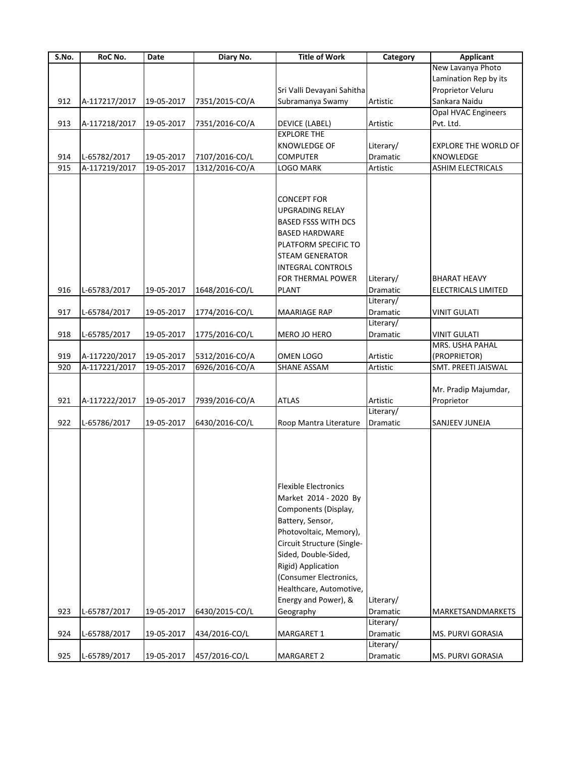| S.No. | RoC No. | Date | Diary No. | Title of Work | Category | Applicant |
|---|---|---|---|---|---|---|
| 912 | A-117217/2017 | 19-05-2017 | 7351/2015-CO/A | Sri Valli Devayani Sahitha Subramanya Swamy | Artistic | New Lavanya Photo Lamination Rep by its Proprietor Veluru Sankara Naidu |
| 913 | A-117218/2017 | 19-05-2017 | 7351/2016-CO/A | DEVICE (LABEL) | Artistic | Opal HVAC Engineers Pvt. Ltd. |
| 914 | L-65782/2017 | 19-05-2017 | 7107/2016-CO/L | EXPLORE THE KNOWLEDGE OF COMPUTER | Literary/ Dramatic | EXPLORE THE WORLD OF KNOWLEDGE |
| 915 | A-117219/2017 | 19-05-2017 | 1312/2016-CO/A | LOGO MARK | Artistic | ASHIM ELECTRICALS |
| 916 | L-65783/2017 | 19-05-2017 | 1648/2016-CO/L | CONCEPT FOR UPGRADING RELAY BASED FSSS WITH DCS BASED HARDWARE PLATFORM SPECIFIC TO STEAM GENERATOR INTEGRAL CONTROLS FOR THERMAL POWER PLANT | Literary/ Dramatic | BHARAT HEAVY ELECTRICALS LIMITED |
| 917 | L-65784/2017 | 19-05-2017 | 1774/2016-CO/L | MAARIAGE RAP | Literary/ Dramatic | VINIT GULATI |
| 918 | L-65785/2017 | 19-05-2017 | 1775/2016-CO/L | MERO JO HERO | Literary/ Dramatic | VINIT GULATI |
| 919 | A-117220/2017 | 19-05-2017 | 5312/2016-CO/A | OMEN LOGO | Artistic | MRS. USHA PAHAL (PROPRIETOR) |
| 920 | A-117221/2017 | 19-05-2017 | 6926/2016-CO/A | SHANE ASSAM | Artistic | SMT. PREETI JAISWAL |
| 921 | A-117222/2017 | 19-05-2017 | 7939/2016-CO/A | ATLAS | Artistic | Mr. Pradip Majumdar, Proprietor |
| 922 | L-65786/2017 | 19-05-2017 | 6430/2016-CO/L | Roop Mantra Literature | Literary/ Dramatic | SANJEEV JUNEJA |
| 923 | L-65787/2017 | 19-05-2017 | 6430/2015-CO/L | Flexible Electronics Market 2014 - 2020 By Components (Display, Battery, Sensor, Photovoltaic, Memory), Circuit Structure (Single-Sided, Double-Sided, Rigid) Application (Consumer Electronics, Healthcare, Automotive, Energy and Power), & Geography | Literary/ Dramatic | MARKETSANDMARKETS |
| 924 | L-65788/2017 | 19-05-2017 | 434/2016-CO/L | MARGARET 1 | Literary/ Dramatic | MS. PURVI GORASIA |
| 925 | L-65789/2017 | 19-05-2017 | 457/2016-CO/L | MARGARET 2 | Literary/ Dramatic | MS. PURVI GORASIA |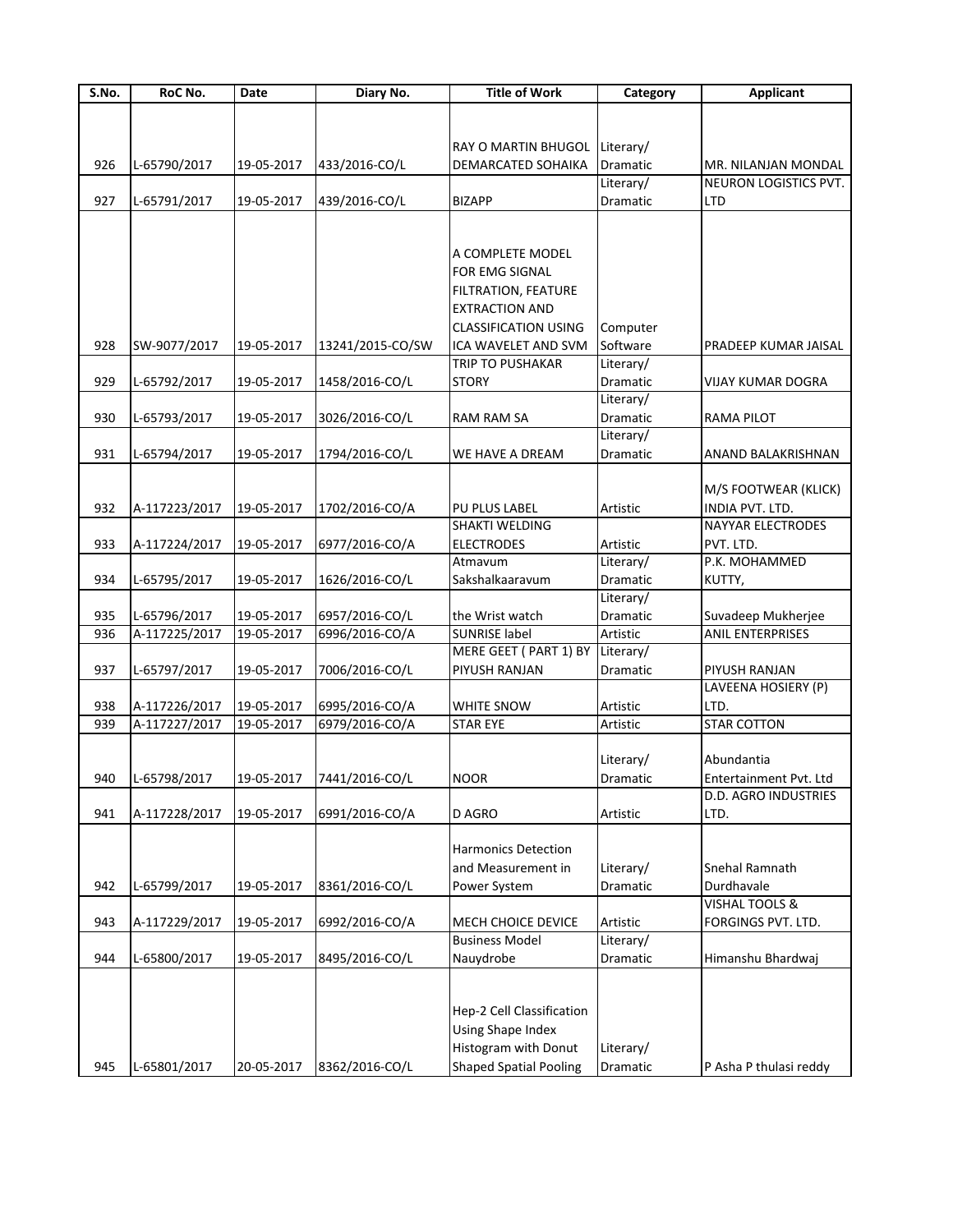| S.No. | RoC No. | Date | Diary No. | Title of Work | Category | Applicant |
|---|---|---|---|---|---|---|
| 926 | L-65790/2017 | 19-05-2017 | 433/2016-CO/L | RAY O MARTIN BHUGOL DEMARCATED SOHAIKA | Literary/ Dramatic | MR. NILANJAN MONDAL |
| 927 | L-65791/2017 | 19-05-2017 | 439/2016-CO/L | BIZAPP | Literary/ Dramatic | NEURON LOGISTICS PVT. LTD |
| 928 | SW-9077/2017 | 19-05-2017 | 13241/2015-CO/SW | A COMPLETE MODEL FOR EMG SIGNAL FILTRATION, FEATURE EXTRACTION AND CLASSIFICATION USING ICA WAVELET AND SVM | Computer Software | PRADEEP KUMAR JAISAL |
| 929 | L-65792/2017 | 19-05-2017 | 1458/2016-CO/L | TRIP TO PUSHAKAR STORY | Literary/ Dramatic | VIJAY KUMAR DOGRA |
| 930 | L-65793/2017 | 19-05-2017 | 3026/2016-CO/L | RAM RAM SA | Literary/ Dramatic | RAMA PILOT |
| 931 | L-65794/2017 | 19-05-2017 | 1794/2016-CO/L | WE HAVE A DREAM | Literary/ Dramatic | ANAND BALAKRISHNAN |
| 932 | A-117223/2017 | 19-05-2017 | 1702/2016-CO/A | PU PLUS LABEL | Artistic | M/S FOOTWEAR (KLICK) INDIA PVT. LTD. |
| 933 | A-117224/2017 | 19-05-2017 | 6977/2016-CO/A | SHAKTI WELDING ELECTRODES | Artistic | NAYYAR ELECTRODES PVT. LTD. |
| 934 | L-65795/2017 | 19-05-2017 | 1626/2016-CO/L | Atmavum Sakshalkaaravum | Literary/ Dramatic | P.K. MOHAMMED KUTTY, |
| 935 | L-65796/2017 | 19-05-2017 | 6957/2016-CO/L | the Wrist watch | Literary/ Dramatic | Suvadeep Mukherjee |
| 936 | A-117225/2017 | 19-05-2017 | 6996/2016-CO/A | SUNRISE label | Artistic | ANIL ENTERPRISES |
| 937 | L-65797/2017 | 19-05-2017 | 7006/2016-CO/L | MERE GEET ( PART 1) BY PIYUSH RANJAN | Literary/ Dramatic | PIYUSH RANJAN |
| 938 | A-117226/2017 | 19-05-2017 | 6995/2016-CO/A | WHITE SNOW | Artistic | LAVEENA HOSIERY (P) LTD. |
| 939 | A-117227/2017 | 19-05-2017 | 6979/2016-CO/A | STAR EYE | Artistic | STAR COTTON |
| 940 | L-65798/2017 | 19-05-2017 | 7441/2016-CO/L | NOOR | Literary/ Dramatic | Abundantia Entertainment Pvt. Ltd |
| 941 | A-117228/2017 | 19-05-2017 | 6991/2016-CO/A | D AGRO | Artistic | D.D. AGRO INDUSTRIES LTD. |
| 942 | L-65799/2017 | 19-05-2017 | 8361/2016-CO/L | Harmonics Detection and Measurement in Power System | Literary/ Dramatic | Snehal Ramnath Durdhavale |
| 943 | A-117229/2017 | 19-05-2017 | 6992/2016-CO/A | MECH CHOICE DEVICE | Artistic | VISHAL TOOLS & FORGINGS PVT. LTD. |
| 944 | L-65800/2017 | 19-05-2017 | 8495/2016-CO/L | Business Model Nauydrobe | Literary/ Dramatic | Himanshu Bhardwaj |
| 945 | L-65801/2017 | 20-05-2017 | 8362/2016-CO/L | Hep-2 Cell Classification Using Shape Index Histogram with Donut Shaped Spatial Pooling | Literary/ Dramatic | P Asha P thulasi reddy |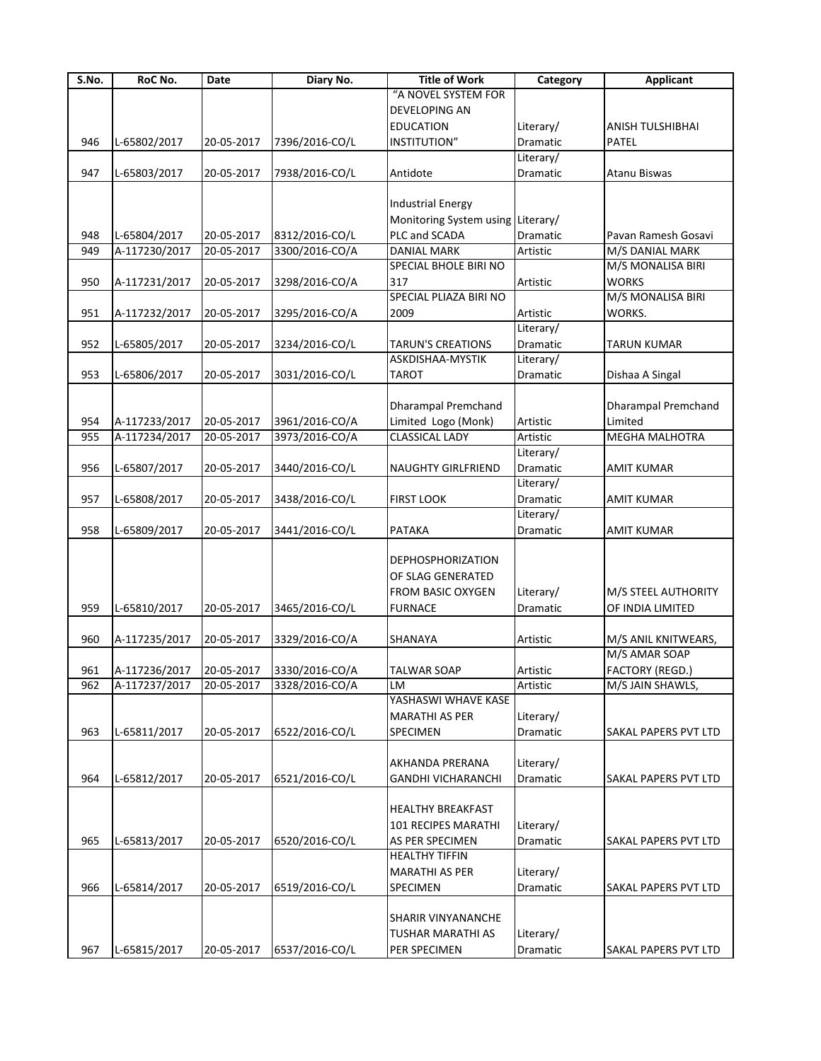| S.No. | RoC No. | Date | Diary No. | Title of Work | Category | Applicant |
|---|---|---|---|---|---|---|
| 946 | L-65802/2017 | 20-05-2017 | 7396/2016-CO/L | "A NOVEL SYSTEM FOR DEVELOPING AN EDUCATION INSTITUTION" | Literary/ Dramatic | ANISH TULSHIBHAI PATEL |
| 947 | L-65803/2017 | 20-05-2017 | 7938/2016-CO/L | Antidote | Literary/ Dramatic | Atanu Biswas |
| 948 | L-65804/2017 | 20-05-2017 | 8312/2016-CO/L | Industrial Energy Monitoring System using PLC and SCADA | Literary/ Dramatic | Pavan Ramesh Gosavi |
| 949 | A-117230/2017 | 20-05-2017 | 3300/2016-CO/A | DANIAL MARK | Artistic | M/S DANIAL MARK |
| 950 | A-117231/2017 | 20-05-2017 | 3298/2016-CO/A | SPECIAL BHOLE BIRI NO 317 | Artistic | M/S MONALISA BIRI WORKS |
| 951 | A-117232/2017 | 20-05-2017 | 3295/2016-CO/A | SPECIAL PLIAZA BIRI NO 2009 | Artistic | M/S MONALISA BIRI WORKS. |
| 952 | L-65805/2017 | 20-05-2017 | 3234/2016-CO/L | TARUN'S CREATIONS | Literary/ Dramatic | TARUN KUMAR |
| 953 | L-65806/2017 | 20-05-2017 | 3031/2016-CO/L | ASKDISHAA-MYSTIK TAROT | Literary/ Dramatic | Dishaa A Singal |
| 954 | A-117233/2017 | 20-05-2017 | 3961/2016-CO/A | Dharampal Premchand Limited Logo (Monk) | Artistic | Dharampal Premchand Limited |
| 955 | A-117234/2017 | 20-05-2017 | 3973/2016-CO/A | CLASSICAL LADY | Artistic | MEGHA MALHOTRA |
| 956 | L-65807/2017 | 20-05-2017 | 3440/2016-CO/L | NAUGHTY GIRLFRIEND | Literary/ Dramatic | AMIT KUMAR |
| 957 | L-65808/2017 | 20-05-2017 | 3438/2016-CO/L | FIRST LOOK | Literary/ Dramatic | AMIT KUMAR |
| 958 | L-65809/2017 | 20-05-2017 | 3441/2016-CO/L | PATAKA | Literary/ Dramatic | AMIT KUMAR |
| 959 | L-65810/2017 | 20-05-2017 | 3465/2016-CO/L | DEPHOSPHORIZATION OF SLAG GENERATED FROM BASIC OXYGEN FURNACE | Literary/ Dramatic | M/S STEEL AUTHORITY OF INDIA LIMITED |
| 960 | A-117235/2017 | 20-05-2017 | 3329/2016-CO/A | SHANAYA | Artistic | M/S ANIL KNITWEARS, |
| 961 | A-117236/2017 | 20-05-2017 | 3330/2016-CO/A | TALWAR SOAP | Artistic | M/S AMAR SOAP FACTORY (REGD.) |
| 962 | A-117237/2017 | 20-05-2017 | 3328/2016-CO/A | LM | Artistic | M/S JAIN SHAWLS, |
| 963 | L-65811/2017 | 20-05-2017 | 6522/2016-CO/L | YASHASWI WHAVE KASE MARATHI AS PER SPECIMEN | Literary/ Dramatic | SAKAL PAPERS PVT LTD |
| 964 | L-65812/2017 | 20-05-2017 | 6521/2016-CO/L | AKHANDA PRERANA GANDHI VICHARANCHI | Literary/ Dramatic | SAKAL PAPERS PVT LTD |
| 965 | L-65813/2017 | 20-05-2017 | 6520/2016-CO/L | HEALTHY BREAKFAST 101 RECIPES MARATHI AS PER SPECIMEN | Literary/ Dramatic | SAKAL PAPERS PVT LTD |
| 966 | L-65814/2017 | 20-05-2017 | 6519/2016-CO/L | HEALTHY TIFFIN MARATHI AS PER SPECIMEN | Literary/ Dramatic | SAKAL PAPERS PVT LTD |
| 967 | L-65815/2017 | 20-05-2017 | 6537/2016-CO/L | SHARIR VINYANANCHE TUSHAR MARATHI AS PER SPECIMEN | Literary/ Dramatic | SAKAL PAPERS PVT LTD |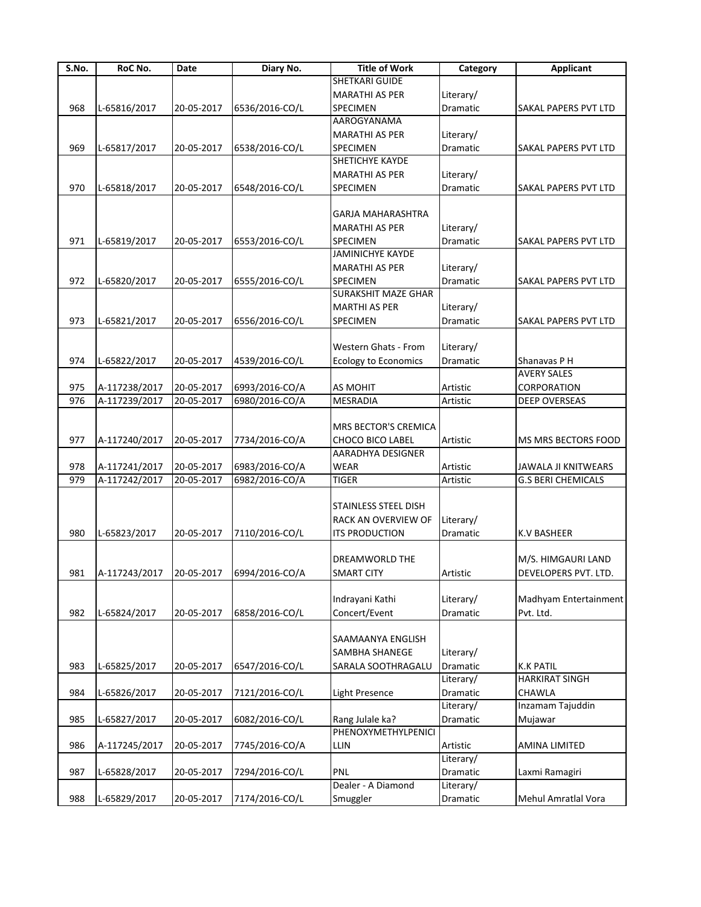| S.No. | RoC No. | Date | Diary No. | Title of Work | Category | Applicant |
|---|---|---|---|---|---|---|
| 968 | L-65816/2017 | 20-05-2017 | 6536/2016-CO/L | SHETKARI GUIDE MARATHI AS PER SPECIMEN | Literary/ Dramatic | SAKAL PAPERS PVT LTD |
| 969 | L-65817/2017 | 20-05-2017 | 6538/2016-CO/L | AAROGYANAMA MARATHI AS PER SPECIMEN | Literary/ Dramatic | SAKAL PAPERS PVT LTD |
| 970 | L-65818/2017 | 20-05-2017 | 6548/2016-CO/L | SHETICHYE KAYDE MARATHI AS PER SPECIMEN | Literary/ Dramatic | SAKAL PAPERS PVT LTD |
| 971 | L-65819/2017 | 20-05-2017 | 6553/2016-CO/L | GARJA MAHARASHTRA MARATHI AS PER SPECIMEN | Literary/ Dramatic | SAKAL PAPERS PVT LTD |
| 972 | L-65820/2017 | 20-05-2017 | 6555/2016-CO/L | JAMINICHYE KAYDE MARATHI AS PER SPECIMEN | Literary/ Dramatic | SAKAL PAPERS PVT LTD |
| 973 | L-65821/2017 | 20-05-2017 | 6556/2016-CO/L | SURAKSHIT MAZE GHAR MARTHI AS PER SPECIMEN | Literary/ Dramatic | SAKAL PAPERS PVT LTD |
| 974 | L-65822/2017 | 20-05-2017 | 4539/2016-CO/L | Western Ghats - From Ecology to Economics | Literary/ Dramatic | Shanavas P H |
| 975 | A-117238/2017 | 20-05-2017 | 6993/2016-CO/A | AS MOHIT | Artistic | AVERY SALES CORPORATION |
| 976 | A-117239/2017 | 20-05-2017 | 6980/2016-CO/A | MESRADIA | Artistic | DEEP OVERSEAS |
| 977 | A-117240/2017 | 20-05-2017 | 7734/2016-CO/A | MRS BECTOR'S CREMICA CHOCO BICO LABEL | Artistic | MS MRS BECTORS FOOD |
| 978 | A-117241/2017 | 20-05-2017 | 6983/2016-CO/A | AARADHYA DESIGNER WEAR | Artistic | JAWALA JI KNITWEARS |
| 979 | A-117242/2017 | 20-05-2017 | 6982/2016-CO/A | TIGER | Artistic | G.S BERI CHEMICALS |
| 980 | L-65823/2017 | 20-05-2017 | 7110/2016-CO/L | STAINLESS STEEL DISH RACK AN OVERVIEW OF ITS PRODUCTION | Literary/ Dramatic | K.V BASHEER |
| 981 | A-117243/2017 | 20-05-2017 | 6994/2016-CO/A | DREAMWORLD THE SMART CITY | Artistic | M/S. HIMGAURI LAND DEVELOPERS PVT. LTD. |
| 982 | L-65824/2017 | 20-05-2017 | 6858/2016-CO/L | Indrayani Kathi Concert/Event | Literary/ Dramatic | Madhyam Entertainment Pvt. Ltd. |
| 983 | L-65825/2017 | 20-05-2017 | 6547/2016-CO/L | SAAMAANYA ENGLISH SAMBHA SHANEGE SARALA SOOTHRAGALU | Literary/ Dramatic | K.K PATIL |
| 984 | L-65826/2017 | 20-05-2017 | 7121/2016-CO/L | Light Presence | Literary/ Dramatic | HARKIRAT SINGH CHAWLA |
| 985 | L-65827/2017 | 20-05-2017 | 6082/2016-CO/L | Rang Julale ka? | Literary/ Dramatic | Inzamam Tajuddin Mujawar |
| 986 | A-117245/2017 | 20-05-2017 | 7745/2016-CO/A | PHENOXYMETHYLPENICILLIN | Artistic | AMINA LIMITED |
| 987 | L-65828/2017 | 20-05-2017 | 7294/2016-CO/L | PNL | Literary/ Dramatic | Laxmi Ramagiri |
| 988 | L-65829/2017 | 20-05-2017 | 7174/2016-CO/L | Dealer - A Diamond Smuggler | Literary/ Dramatic | Mehul Amratlal Vora |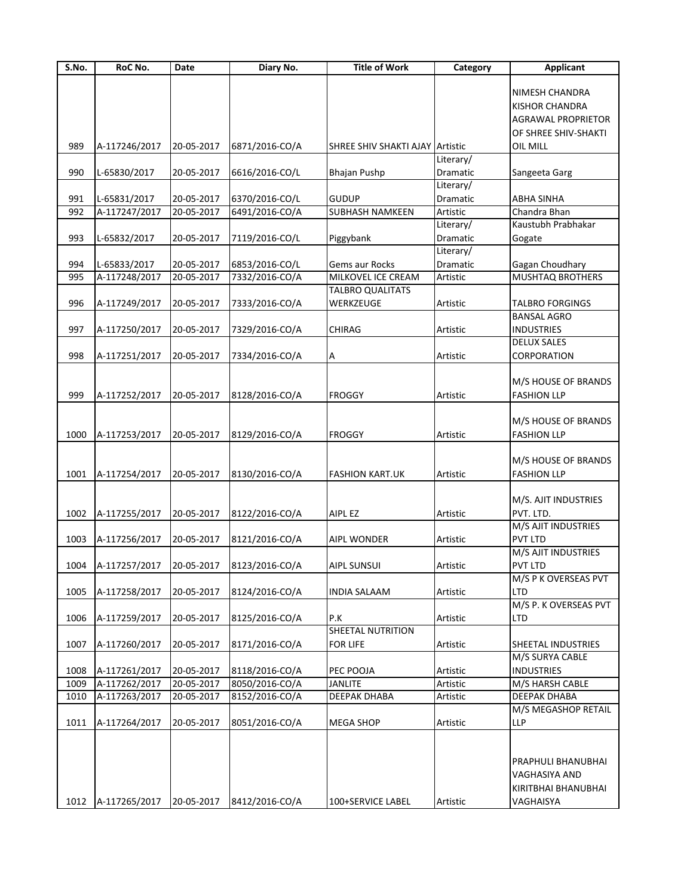| S.No. | RoC No. | Date | Diary No. | Title of Work | Category | Applicant |
|---|---|---|---|---|---|---|
| 989 | A-117246/2017 | 20-05-2017 | 6871/2016-CO/A | SHREE SHIV SHAKTI AJAY | Artistic | NIMESH CHANDRA KISHOR CHANDRA AGRAWAL PROPRIETOR OF SHREE SHIV-SHAKTI OIL MILL |
| 990 | L-65830/2017 | 20-05-2017 | 6616/2016-CO/L | Bhajan Pushp | Literary/ Dramatic | Sangeeta Garg |
| 991 | L-65831/2017 | 20-05-2017 | 6370/2016-CO/L | GUDUP | Literary/ Dramatic | ABHA SINHA |
| 992 | A-117247/2017 | 20-05-2017 | 6491/2016-CO/A | SUBHASH NAMKEEN | Artistic | Chandra Bhan |
| 993 | L-65832/2017 | 20-05-2017 | 7119/2016-CO/L | Piggybank | Literary/ Dramatic | Kaustubh Prabhakar Gogate |
| 994 | L-65833/2017 | 20-05-2017 | 6853/2016-CO/L | Gems aur Rocks | Literary/ Dramatic | Gagan Choudhary |
| 995 | A-117248/2017 | 20-05-2017 | 7332/2016-CO/A | MILKOVEL ICE CREAM | Artistic | MUSHTAQ BROTHERS |
| 996 | A-117249/2017 | 20-05-2017 | 7333/2016-CO/A | TALBRO QUALITATS WERKZEUGE | Artistic | TALBRO FORGINGS |
| 997 | A-117250/2017 | 20-05-2017 | 7329/2016-CO/A | CHIRAG | Artistic | BANSAL AGRO INDUSTRIES |
| 998 | A-117251/2017 | 20-05-2017 | 7334/2016-CO/A | A | Artistic | DELUX SALES CORPORATION |
| 999 | A-117252/2017 | 20-05-2017 | 8128/2016-CO/A | FROGGY | Artistic | M/S HOUSE OF BRANDS FASHION LLP |
| 1000 | A-117253/2017 | 20-05-2017 | 8129/2016-CO/A | FROGGY | Artistic | M/S HOUSE OF BRANDS FASHION LLP |
| 1001 | A-117254/2017 | 20-05-2017 | 8130/2016-CO/A | FASHION KART.UK | Artistic | M/S HOUSE OF BRANDS FASHION LLP |
| 1002 | A-117255/2017 | 20-05-2017 | 8122/2016-CO/A | AIPL EZ | Artistic | M/S. AJIT INDUSTRIES PVT. LTD. |
| 1003 | A-117256/2017 | 20-05-2017 | 8121/2016-CO/A | AIPL WONDER | Artistic | M/S AJIT INDUSTRIES PVT LTD |
| 1004 | A-117257/2017 | 20-05-2017 | 8123/2016-CO/A | AIPL SUNSUI | Artistic | M/S AJIT INDUSTRIES PVT LTD |
| 1005 | A-117258/2017 | 20-05-2017 | 8124/2016-CO/A | INDIA SALAAM | Artistic | M/S P K OVERSEAS PVT LTD |
| 1006 | A-117259/2017 | 20-05-2017 | 8125/2016-CO/A | P.K | Artistic | M/S P. K OVERSEAS PVT LTD |
| 1007 | A-117260/2017 | 20-05-2017 | 8171/2016-CO/A | SHEETAL NUTRITION FOR LIFE | Artistic | SHEETAL INDUSTRIES |
| 1008 | A-117261/2017 | 20-05-2017 | 8118/2016-CO/A | PEC POOJA | Artistic | M/S SURYA CABLE INDUSTRIES |
| 1009 | A-117262/2017 | 20-05-2017 | 8050/2016-CO/A | JANLITE | Artistic | M/S HARSH CABLE |
| 1010 | A-117263/2017 | 20-05-2017 | 8152/2016-CO/A | DEEPAK DHABA | Artistic | DEEPAK DHABA |
| 1011 | A-117264/2017 | 20-05-2017 | 8051/2016-CO/A | MEGA SHOP | Artistic | M/S MEGASHOP RETAIL LLP |
| 1012 | A-117265/2017 | 20-05-2017 | 8412/2016-CO/A | 100+SERVICE LABEL | Artistic | PRAPHULI BHANUBHAI VAGHASIYA AND KIRITBHAI BHANUBHAI VAGHAISYA |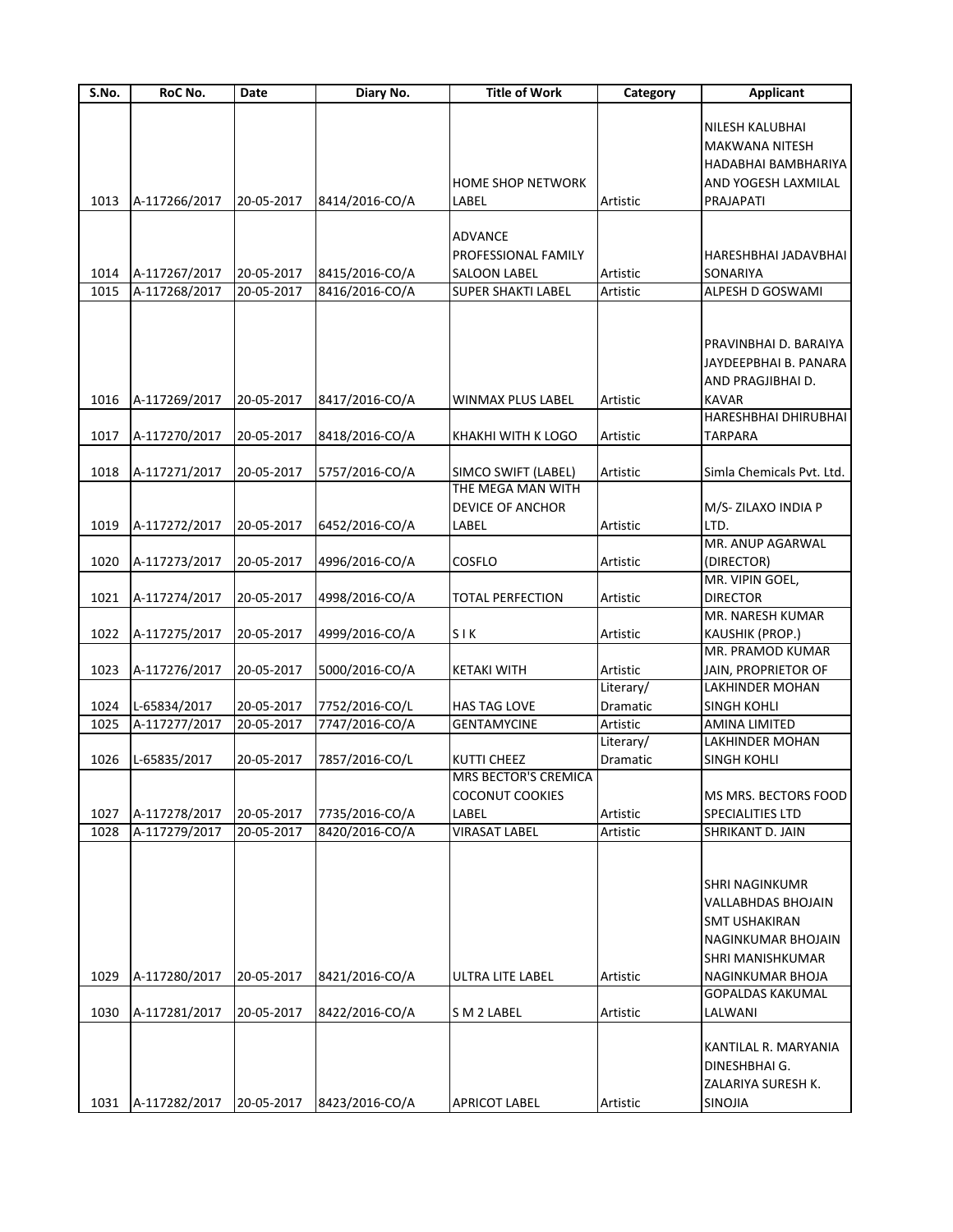| S.No. | RoC No. | Date | Diary No. | Title of Work | Category | Applicant |
|---|---|---|---|---|---|---|
| 1013 | A-117266/2017 | 20-05-2017 | 8414/2016-CO/A | HOME SHOP NETWORK LABEL | Artistic | NILESH KALUBHAI MAKWANA NITESH HADABHAI BAMBHARIYA AND YOGESH LAXMILAL PRAJAPATI |
| 1014 | A-117267/2017 | 20-05-2017 | 8415/2016-CO/A | ADVANCE PROFESSIONAL FAMILY SALOON LABEL | Artistic | HARESHBHAI JADAVBHAI SONARIYA |
| 1015 | A-117268/2017 | 20-05-2017 | 8416/2016-CO/A | SUPER SHAKTI LABEL | Artistic | ALPESH D GOSWAMI |
| 1016 | A-117269/2017 | 20-05-2017 | 8417/2016-CO/A | WINMAX PLUS LABEL | Artistic | PRAVINBHAI D. BARAIYA JAYDEEPBHAI B. PANARA AND PRAGJIBHAI D. KAVAR |
| 1017 | A-117270/2017 | 20-05-2017 | 8418/2016-CO/A | KHAKHI WITH K LOGO | Artistic | HARESHBHAI DHIRUBHAI TARPARA |
| 1018 | A-117271/2017 | 20-05-2017 | 5757/2016-CO/A | SIMCO SWIFT (LABEL) | Artistic | Simla Chemicals Pvt. Ltd. |
| 1019 | A-117272/2017 | 20-05-2017 | 6452/2016-CO/A | THE MEGA MAN WITH DEVICE OF ANCHOR LABEL | Artistic | M/S- ZILAXO INDIA P LTD. |
| 1020 | A-117273/2017 | 20-05-2017 | 4996/2016-CO/A | COSFLO | Artistic | MR. ANUP AGARWAL (DIRECTOR) |
| 1021 | A-117274/2017 | 20-05-2017 | 4998/2016-CO/A | TOTAL PERFECTION | Artistic | MR. VIPIN GOEL, DIRECTOR |
| 1022 | A-117275/2017 | 20-05-2017 | 4999/2016-CO/A | S I K | Artistic | MR. NARESH KUMAR KAUSHIK (PROP.) |
| 1023 | A-117276/2017 | 20-05-2017 | 5000/2016-CO/A | KETAKI WITH | Artistic | MR. PRAMOD KUMAR JAIN, PROPRIETOR OF |
| 1024 | L-65834/2017 | 20-05-2017 | 7752/2016-CO/L | HAS TAG LOVE | Literary/ Dramatic | LAKHINDER MOHAN SINGH KOHLI |
| 1025 | A-117277/2017 | 20-05-2017 | 7747/2016-CO/A | GENTAMYCINE | Artistic | AMINA LIMITED |
| 1026 | L-65835/2017 | 20-05-2017 | 7857/2016-CO/L | KUTTI CHEEZ | Literary/ Dramatic | LAKHINDER MOHAN SINGH KOHLI |
| 1027 | A-117278/2017 | 20-05-2017 | 7735/2016-CO/A | MRS BECTOR'S CREMICA COCONUT COOKIES LABEL | Artistic | MS MRS. BECTORS FOOD SPECIALITIES LTD |
| 1028 | A-117279/2017 | 20-05-2017 | 8420/2016-CO/A | VIRASAT LABEL | Artistic | SHRIKANT D. JAIN |
| 1029 | A-117280/2017 | 20-05-2017 | 8421/2016-CO/A | ULTRA LITE LABEL | Artistic | SHRI NAGINKUMR VALLABHDAS BHOJAIN SMT USHAKIRAN NAGINKUMAR BHOJAIN SHRI MANISHKUMAR NAGINKUMAR BHOJA |
| 1030 | A-117281/2017 | 20-05-2017 | 8422/2016-CO/A | S M 2 LABEL | Artistic | GOPALDAS KAKUMAL LALWANI |
| 1031 | A-117282/2017 | 20-05-2017 | 8423/2016-CO/A | APRICOT LABEL | Artistic | KANTILAL R. MARYANIA DINESHBHAI G. ZALARIYA SURESH K. SINOJIA |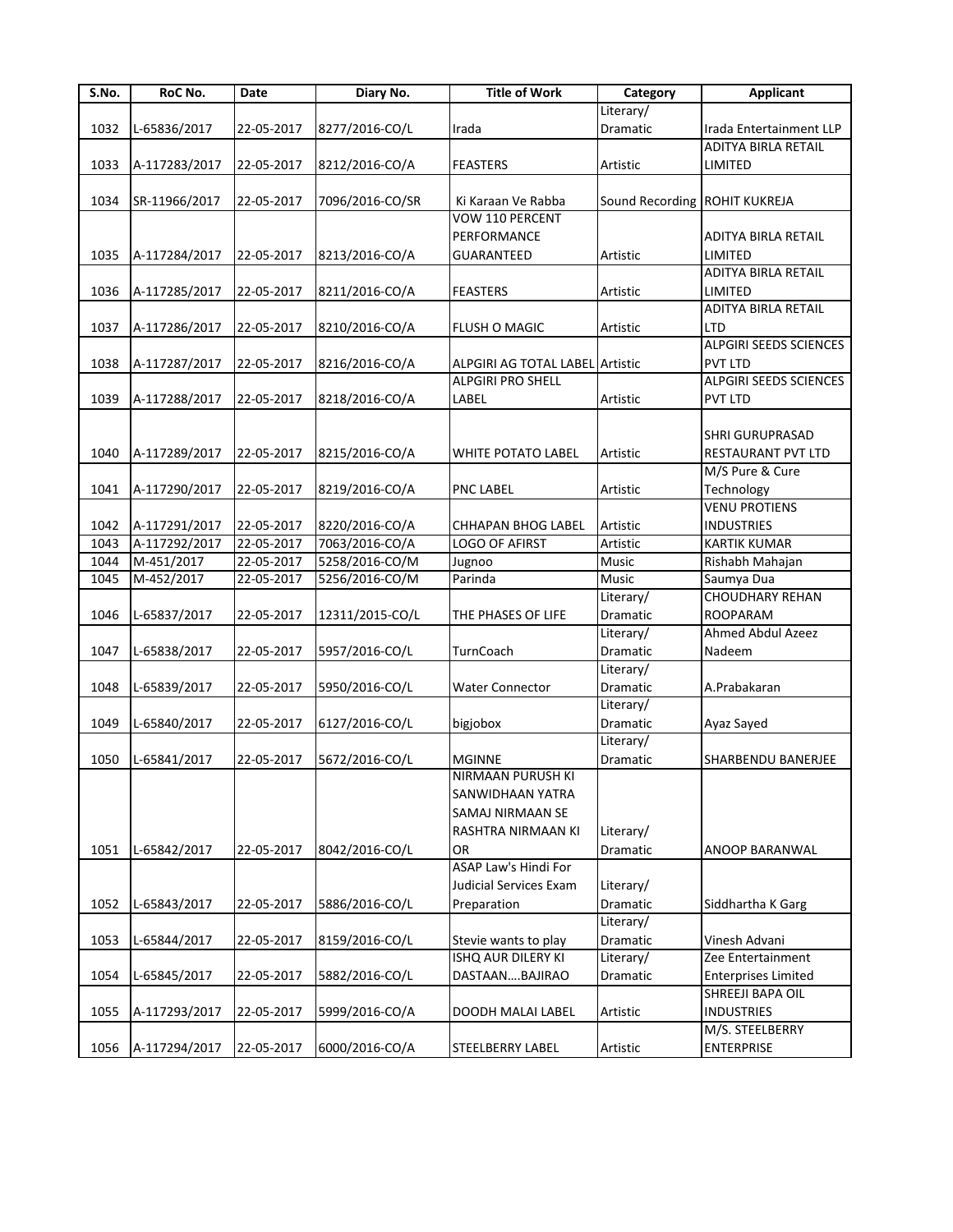| S.No. | RoC No. | Date | Diary No. | Title of Work | Category | Applicant |
|---|---|---|---|---|---|---|
| 1032 | L-65836/2017 | 22-05-2017 | 8277/2016-CO/L | Irada | Literary/ Dramatic | Irada Entertainment LLP |
| 1033 | A-117283/2017 | 22-05-2017 | 8212/2016-CO/A | FEASTERS | Artistic | ADITYA BIRLA RETAIL LIMITED |
| 1034 | SR-11966/2017 | 22-05-2017 | 7096/2016-CO/SR | Ki Karaan Ve Rabba | Sound Recording | ROHIT KUKREJA |
| 1035 | A-117284/2017 | 22-05-2017 | 8213/2016-CO/A | VOW 110 PERCENT PERFORMANCE GUARANTEED | Artistic | ADITYA BIRLA RETAIL LIMITED |
| 1036 | A-117285/2017 | 22-05-2017 | 8211/2016-CO/A | FEASTERS | Artistic | ADITYA BIRLA RETAIL LIMITED |
| 1037 | A-117286/2017 | 22-05-2017 | 8210/2016-CO/A | FLUSH O MAGIC | Artistic | ADITYA BIRLA RETAIL LTD |
| 1038 | A-117287/2017 | 22-05-2017 | 8216/2016-CO/A | ALPGIRI AG TOTAL LABEL | Artistic | ALPGIRI SEEDS SCIENCES PVT LTD |
| 1039 | A-117288/2017 | 22-05-2017 | 8218/2016-CO/A | ALPGIRI PRO SHELL LABEL | Artistic | ALPGIRI SEEDS SCIENCES PVT LTD |
| 1040 | A-117289/2017 | 22-05-2017 | 8215/2016-CO/A | WHITE POTATO LABEL | Artistic | SHRI GURUPRASAD RESTAURANT PVT LTD |
| 1041 | A-117290/2017 | 22-05-2017 | 8219/2016-CO/A | PNC LABEL | Artistic | M/S Pure & Cure Technology |
| 1042 | A-117291/2017 | 22-05-2017 | 8220/2016-CO/A | CHHAPAN BHOG LABEL | Artistic | VENU PROTIENS INDUSTRIES |
| 1043 | A-117292/2017 | 22-05-2017 | 7063/2016-CO/A | LOGO OF AFIRST | Artistic | KARTIK KUMAR |
| 1044 | M-451/2017 | 22-05-2017 | 5258/2016-CO/M | Jugnoo | Music | Rishabh Mahajan |
| 1045 | M-452/2017 | 22-05-2017 | 5256/2016-CO/M | Parinda | Music | Saumya Dua |
| 1046 | L-65837/2017 | 22-05-2017 | 12311/2015-CO/L | THE PHASES OF LIFE | Literary/ Dramatic | CHOUDHARY REHAN ROOPARAM |
| 1047 | L-65838/2017 | 22-05-2017 | 5957/2016-CO/L | TurnCoach | Literary/ Dramatic | Ahmed Abdul Azeez Nadeem |
| 1048 | L-65839/2017 | 22-05-2017 | 5950/2016-CO/L | Water Connector | Literary/ Dramatic | A.Prabakaran |
| 1049 | L-65840/2017 | 22-05-2017 | 6127/2016-CO/L | bigjobox | Literary/ Dramatic | Ayaz Sayed |
| 1050 | L-65841/2017 | 22-05-2017 | 5672/2016-CO/L | MGINNE | Literary/ Dramatic | SHARBENDU BANERJEE |
| 1051 | L-65842/2017 | 22-05-2017 | 8042/2016-CO/L | NIRMAAN PURUSH KI SANWIDHAAN YATRA SAMAJ NIRMAAN SE RASHTRA NIRMAAN KI OR | Literary/ Dramatic | ANOOP BARANWAL |
| 1052 | L-65843/2017 | 22-05-2017 | 5886/2016-CO/L | ASAP Law's Hindi For Judicial Services Exam Preparation | Literary/ Dramatic | Siddhartha K Garg |
| 1053 | L-65844/2017 | 22-05-2017 | 8159/2016-CO/L | Stevie wants to play | Literary/ Dramatic | Vinesh Advani |
| 1054 | L-65845/2017 | 22-05-2017 | 5882/2016-CO/L | ISHQ AUR DILERY KI DASTAAN....BAJIRAO | Literary/ Dramatic | Zee Entertainment Enterprises Limited |
| 1055 | A-117293/2017 | 22-05-2017 | 5999/2016-CO/A | DOODH MALAI LABEL | Artistic | SHREEJI BAPA OIL INDUSTRIES |
| 1056 | A-117294/2017 | 22-05-2017 | 6000/2016-CO/A | STEELBERRY LABEL | Artistic | M/S. STEELBERRY ENTERPRISE |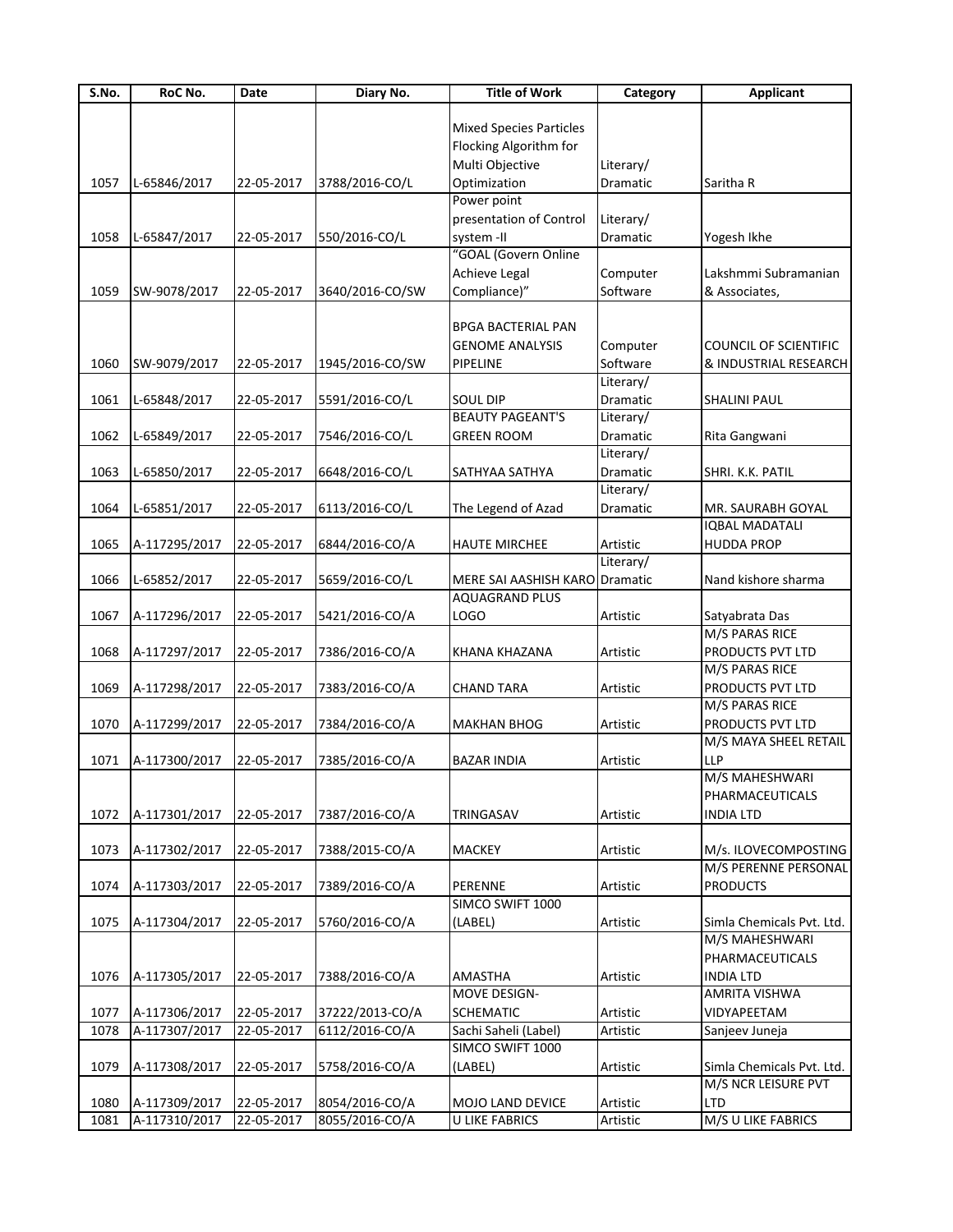| S.No. | RoC No. | Date | Diary No. | Title of Work | Category | Applicant |
| --- | --- | --- | --- | --- | --- | --- |
| 1057 | L-65846/2017 | 22-05-2017 | 3788/2016-CO/L | Mixed Species Particles Flocking Algorithm for Multi Objective Optimization | Literary/ Dramatic | Saritha R |
| 1058 | L-65847/2017 | 22-05-2017 | 550/2016-CO/L | Power point presentation of Control system -II | Literary/ Dramatic | Yogesh Ikhe |
| 1059 | SW-9078/2017 | 22-05-2017 | 3640/2016-CO/SW | "GOAL (Govern Online Achieve Legal Compliance)" | Computer Software | Lakshmmi Subramanian & Associates, |
| 1060 | SW-9079/2017 | 22-05-2017 | 1945/2016-CO/SW | BPGA BACTERIAL PAN GENOME ANALYSIS PIPELINE | Computer Software | COUNCIL OF SCIENTIFIC & INDUSTRIAL RESEARCH |
| 1061 | L-65848/2017 | 22-05-2017 | 5591/2016-CO/L | SOUL DIP | Literary/ Dramatic | SHALINI PAUL |
| 1062 | L-65849/2017 | 22-05-2017 | 7546/2016-CO/L | BEAUTY PAGEANT'S GREEN ROOM | Literary/ Dramatic | Rita Gangwani |
| 1063 | L-65850/2017 | 22-05-2017 | 6648/2016-CO/L | SATHYAA SATHYA | Literary/ Dramatic | SHRI. K.K. PATIL |
| 1064 | L-65851/2017 | 22-05-2017 | 6113/2016-CO/L | The Legend of Azad | Literary/ Dramatic | MR. SAURABH GOYAL |
| 1065 | A-117295/2017 | 22-05-2017 | 6844/2016-CO/A | HAUTE MIRCHEE | Artistic | IQBAL MADATALI HUDDA PROP |
| 1066 | L-65852/2017 | 22-05-2017 | 5659/2016-CO/L | MERE SAI AASHISH KARO | Literary/ Dramatic | Nand kishore sharma |
| 1067 | A-117296/2017 | 22-05-2017 | 5421/2016-CO/A | AQUAGRAND PLUS LOGO | Artistic | Satyabrata Das |
| 1068 | A-117297/2017 | 22-05-2017 | 7386/2016-CO/A | KHANA KHAZANA | Artistic | M/S PARAS RICE PRODUCTS PVT LTD |
| 1069 | A-117298/2017 | 22-05-2017 | 7383/2016-CO/A | CHAND TARA | Artistic | M/S PARAS RICE PRODUCTS PVT LTD |
| 1070 | A-117299/2017 | 22-05-2017 | 7384/2016-CO/A | MAKHAN BHOG | Artistic | M/S PARAS RICE PRODUCTS PVT LTD |
| 1071 | A-117300/2017 | 22-05-2017 | 7385/2016-CO/A | BAZAR INDIA | Artistic | M/S MAYA SHEEL RETAIL LLP |
| 1072 | A-117301/2017 | 22-05-2017 | 7387/2016-CO/A | TRINGASAV | Artistic | M/S MAHESHWARI PHARMACEUTICALS INDIA LTD |
| 1073 | A-117302/2017 | 22-05-2017 | 7388/2015-CO/A | MACKEY | Artistic | M/s. ILOVECOMPOSTING |
| 1074 | A-117303/2017 | 22-05-2017 | 7389/2016-CO/A | PERENNE | Artistic | M/S PERENNE PERSONAL PRODUCTS |
| 1075 | A-117304/2017 | 22-05-2017 | 5760/2016-CO/A | SIMCO SWIFT 1000 (LABEL) | Artistic | Simla Chemicals Pvt. Ltd. |
| 1076 | A-117305/2017 | 22-05-2017 | 7388/2016-CO/A | AMASTHA | Artistic | M/S MAHESHWARI PHARMACEUTICALS INDIA LTD |
| 1077 | A-117306/2017 | 22-05-2017 | 37222/2013-CO/A | MOVE DESIGN-SCHEMATIC | Artistic | AMRITA VISHWA VIDYAPEETAM |
| 1078 | A-117307/2017 | 22-05-2017 | 6112/2016-CO/A | Sachi Saheli (Label) | Artistic | Sanjeev Juneja |
| 1079 | A-117308/2017 | 22-05-2017 | 5758/2016-CO/A | SIMCO SWIFT 1000 (LABEL) | Artistic | Simla Chemicals Pvt. Ltd. |
| 1080 | A-117309/2017 | 22-05-2017 | 8054/2016-CO/A | MOJO LAND DEVICE | Artistic | M/S NCR LEISURE PVT LTD |
| 1081 | A-117310/2017 | 22-05-2017 | 8055/2016-CO/A | U LIKE FABRICS | Artistic | M/S U LIKE FABRICS |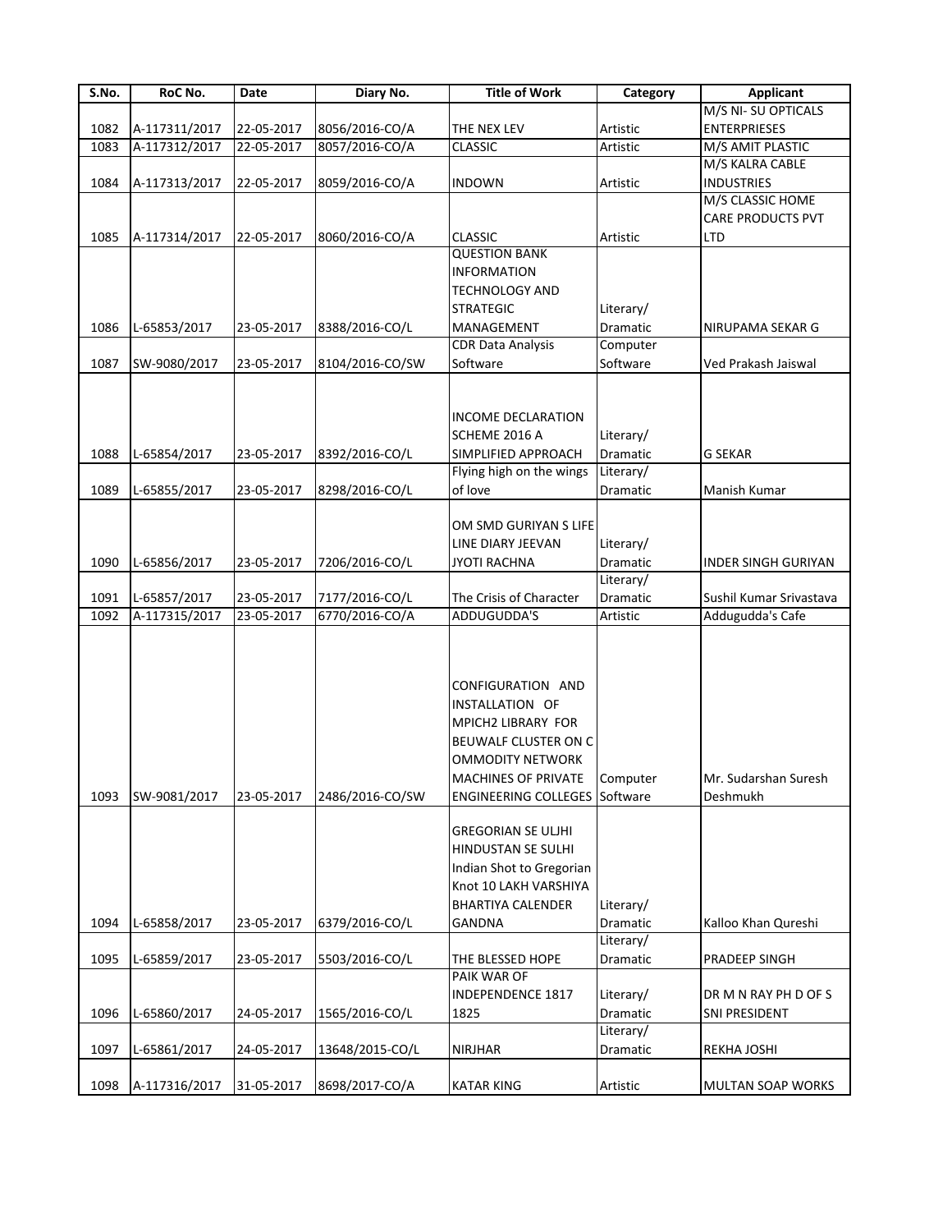| S.No. | RoC No. | Date | Diary No. | Title of Work | Category | Applicant |
|---|---|---|---|---|---|---|
| 1082 | A-117311/2017 | 22-05-2017 | 8056/2016-CO/A | THE NEX LEV | Artistic | M/S NI- SU OPTICALS ENTERPRIESES |
| 1083 | A-117312/2017 | 22-05-2017 | 8057/2016-CO/A | CLASSIC | Artistic | M/S AMIT PLASTIC |
| 1084 | A-117313/2017 | 22-05-2017 | 8059/2016-CO/A | INDOWN | Artistic | M/S KALRA CABLE INDUSTRIES |
| 1085 | A-117314/2017 | 22-05-2017 | 8060/2016-CO/A | CLASSIC | Artistic | M/S CLASSIC HOME CARE PRODUCTS PVT LTD |
| 1086 | L-65853/2017 | 23-05-2017 | 8388/2016-CO/L | QUESTION BANK INFORMATION TECHNOLOGY AND STRATEGIC MANAGEMENT | Literary/ Dramatic | NIRUPAMA SEKAR G |
| 1087 | SW-9080/2017 | 23-05-2017 | 8104/2016-CO/SW | CDR Data Analysis Software | Computer Software | Ved Prakash Jaiswal |
| 1088 | L-65854/2017 | 23-05-2017 | 8392/2016-CO/L | INCOME DECLARATION SCHEME 2016 A SIMPLIFIED APPROACH | Literary/ Dramatic | G SEKAR |
| 1089 | L-65855/2017 | 23-05-2017 | 8298/2016-CO/L | Flying high on the wings of love | Literary/ Dramatic | Manish Kumar |
| 1090 | L-65856/2017 | 23-05-2017 | 7206/2016-CO/L | OM SMD GURIYAN S LIFE LINE DIARY JEEVAN JYOTI RACHNA | Literary/ Dramatic | INDER SINGH GURIYAN |
| 1091 | L-65857/2017 | 23-05-2017 | 7177/2016-CO/L | The Crisis of Character | Literary/ Dramatic | Sushil Kumar Srivastava |
| 1092 | A-117315/2017 | 23-05-2017 | 6770/2016-CO/A | ADDUGUDDA'S | Artistic | Addugudda's Cafe |
| 1093 | SW-9081/2017 | 23-05-2017 | 2486/2016-CO/SW | CONFIGURATION AND INSTALLATION OF MPICH2 LIBRARY FOR BEUWALF CLUSTER ON C OMMODITY NETWORK MACHINES OF PRIVATE ENGINEERING COLLEGES | Computer Software | Mr. Sudarshan Suresh Deshmukh |
| 1094 | L-65858/2017 | 23-05-2017 | 6379/2016-CO/L | GREGORIAN SE ULJHI HINDUSTAN SE SULHI Indian Shot to Gregorian Knot 10 LAKH VARSHIYA BHARTIYA CALENDER GANDNA | Literary/ Dramatic | Kalloo Khan Qureshi |
| 1095 | L-65859/2017 | 23-05-2017 | 5503/2016-CO/L | THE BLESSED HOPE | Literary/ Dramatic | PRADEEP SINGH |
| 1096 | L-65860/2017 | 24-05-2017 | 1565/2016-CO/L | PAIK WAR OF INDEPENDENCE 1817 1825 | Literary/ Dramatic | DR M N RAY PH D OF S SNI PRESIDENT |
| 1097 | L-65861/2017 | 24-05-2017 | 13648/2015-CO/L | NIRJHAR | Literary/ Dramatic | REKHA JOSHI |
| 1098 | A-117316/2017 | 31-05-2017 | 8698/2017-CO/A | KATAR KING | Artistic | MULTAN SOAP WORKS |